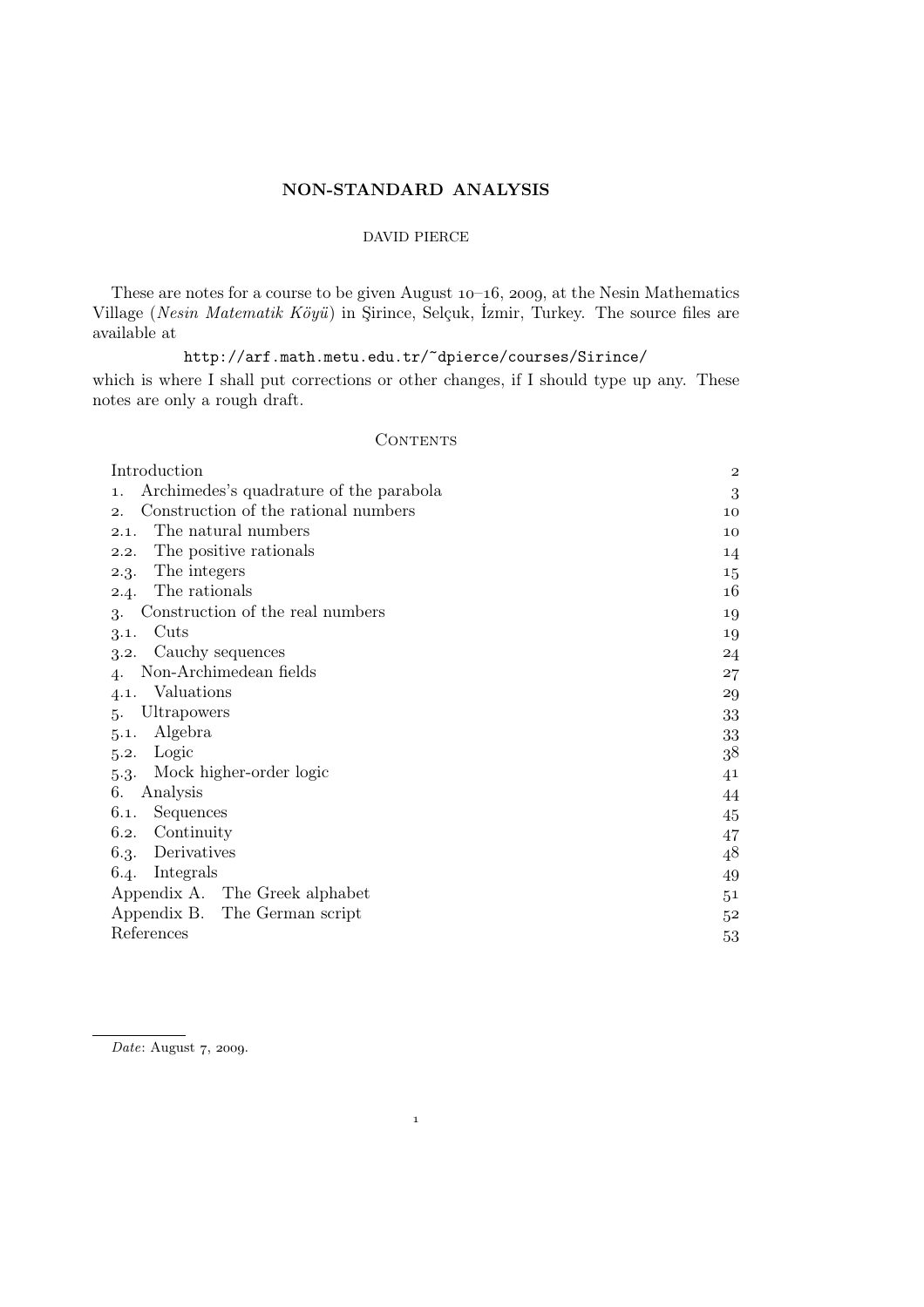# NON-STANDARD ANALYSIS

DAVID PIERCE

These are notes for a course to be given August 10–16, 2009, at the Nesin Mathematics Village (*Nesin Matematik Köyü*) in Şirince, Selçuk, İzmir, Turkey. The source files are available at

http://arf.math.metu.edu.tr/~dpierce/courses/Sirince/

which is where I shall put corrections or other changes, if I should type up any. These notes are only a rough draft.

## Contents

| | |
|---|---|
| Introduction | 2 |
| 1. Archimedes's quadrature of the parabola | 3 |
| 2. Construction of the rational numbers | 10 |
| 2.1. The natural numbers | 10 |
| 2.2. The positive rationals | 14 |
| 2.3. The integers | 15 |
| 2.4. The rationals | 16 |
| 3. Construction of the real numbers | 19 |
| 3.1. Cuts | 19 |
| 3.2. Cauchy sequences | 24 |
| 4. Non-Archimedean fields | 27 |
| 4.1. Valuations | 29 |
| 5. Ultrapowers | 33 |
| 5.1. Algebra | 33 |
| 5.2. Logic | 38 |
| 5.3. Mock higher-order logic | 41 |
| 6. Analysis | 44 |
| 6.1. Sequences | 45 |
| 6.2. Continuity | 47 |
| 6.3. Derivatives | 48 |
| 6.4. Integrals | 49 |
| Appendix A. The Greek alphabet | 51 |
| Appendix B. The German script | 52 |
| References | 53 |

*Date*: August 7, 2009.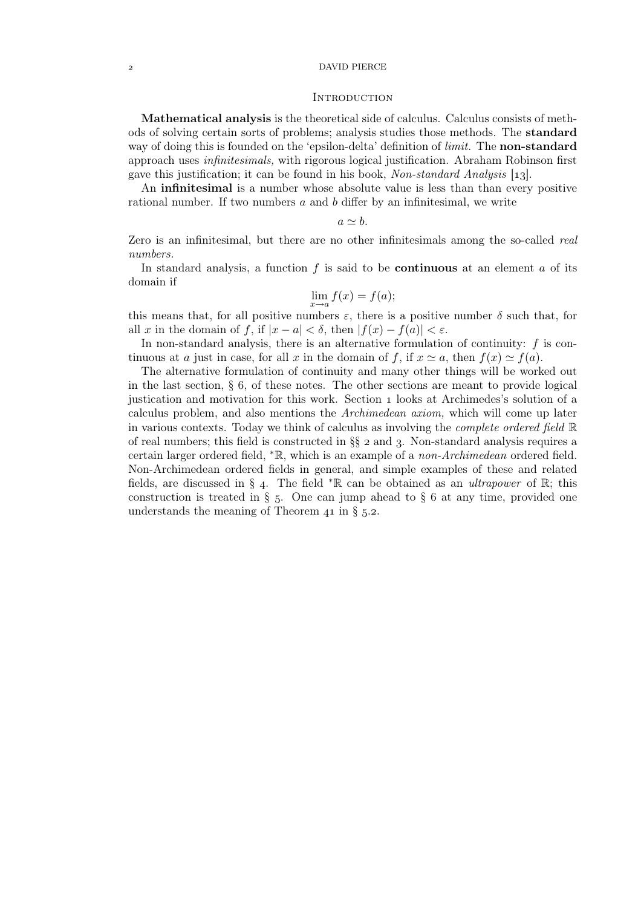## Introduction

**Mathematical analysis** is the theoretical side of calculus. Calculus consists of methods of solving certain sorts of problems; analysis studies those methods. The **standard** way of doing this is founded on the 'epsilon-delta' definition of *limit.* The **non-standard** approach uses *infinitesimals,* with rigorous logical justification. Abraham Robinson first gave this justification; it can be found in his book, *Non-standard Analysis* [13].

An **infinitesimal** is a number whose absolute value is less than than every positive rational number. If two numbers $a$ and $b$ differ by an infinitesimal, we write

$$a \simeq b.$$

Zero is an infinitesimal, but there are no other infinitesimals among the so-called *real numbers.*

In standard analysis, a function $f$ is said to be **continuous** at an element $a$ of its domain if

$$\lim_{x \to a} f(x) = f(a);$$

this means that, for all positive numbers $\varepsilon$, there is a positive number $\delta$ such that, for all $x$ in the domain of $f$, if $|x - a| < \delta$, then $|f(x) - f(a)| < \varepsilon$.

In non-standard analysis, there is an alternative formulation of continuity: $f$ is continuous at $a$ just in case, for all $x$ in the domain of $f$, if $x \simeq a$, then $f(x) \simeq f(a)$.

The alternative formulation of continuity and many other things will be worked out in the last section, § 6, of these notes. The other sections are meant to provide logical justication and motivation for this work. Section 1 looks at Archimedes's solution of a calculus problem, and also mentions the *Archimedean axiom,* which will come up later in various contexts. Today we think of calculus as involving the *complete ordered field* $\mathbb{R}$ of real numbers; this field is constructed in §§ 2 and 3. Non-standard analysis requires a certain larger ordered field, ${}^*\mathbb{R}$, which is an example of a *non-Archimedean* ordered field. Non-Archimedean ordered fields in general, and simple examples of these and related fields, are discussed in § 4. The field ${}^*\mathbb{R}$ can be obtained as an *ultrapower* of $\mathbb{R}$; this construction is treated in § 5. One can jump ahead to § 6 at any time, provided one understands the meaning of Theorem 41 in § 5.2.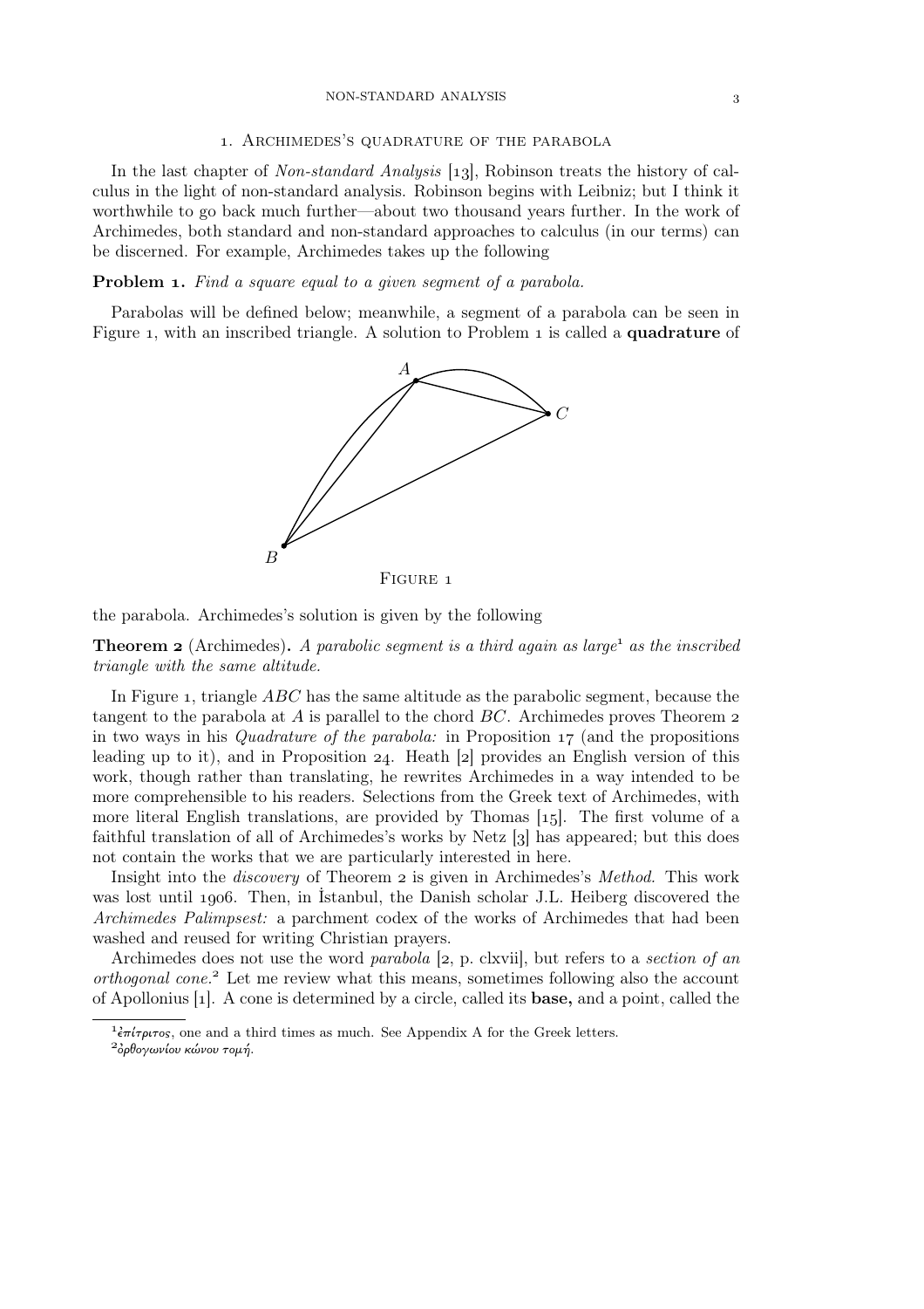## 1. Archimedes's quadrature of the parabola

In the last chapter of *Non-standard Analysis* [13], Robinson treats the history of calculus in the light of non-standard analysis. Robinson begins with Leibniz; but I think it worthwhile to go back much further—about two thousand years further. In the work of Archimedes, both standard and non-standard approaches to calculus (in our terms) can be discerned. For example, Archimedes takes up the following

**Problem 1.** *Find a square equal to a given segment of a parabola.*

Parabolas will be defined below; meanwhile, a segment of a parabola can be seen in Figure 1, with an inscribed triangle. A solution to Problem 1 is called a **quadrature** of the parabola. Archimedes's solution is given by the following

Figure 1

**Theorem 2** (Archimedes)**.** *A parabolic segment is a third again as large*[1] *as the inscribed triangle with the same altitude.*

In Figure 1, triangle $ABC$ has the same altitude as the parabolic segment, because the tangent to the parabola at $A$ is parallel to the chord $BC$. Archimedes proves Theorem 2 in two ways in his *Quadrature of the parabola:* in Proposition 17 (and the propositions leading up to it), and in Proposition 24. Heath [2] provides an English version of this work, though rather than translating, he rewrites Archimedes in a way intended to be more comprehensible to his readers. Selections from the Greek text of Archimedes, with more literal English translations, are provided by Thomas [15]. The first volume of a faithful translation of all of Archimedes's works by Netz [3] has appeared; but this does not contain the works that we are particularly interested in here.

Insight into the *discovery* of Theorem 2 is given in Archimedes's *Method.* This work was lost until 1906. Then, in İstanbul, the Danish scholar J.L. Heiberg discovered the *Archimedes Palimpsest:* a parchment codex of the works of Archimedes that had been washed and reused for writing Christian prayers.

Archimedes does not use the word *parabola* [2, p. clxvii], but refers to a *section of an orthogonal cone.*[2] Let me review what this means, sometimes following also the account of Apollonius [1]. A cone is determined by a circle, called its **base,** and a point, called the

---

[1] ἐπίτριτος, one and a third times as much. See Appendix A for the Greek letters.

[2] ὀρθογωνίου κώνου τομή.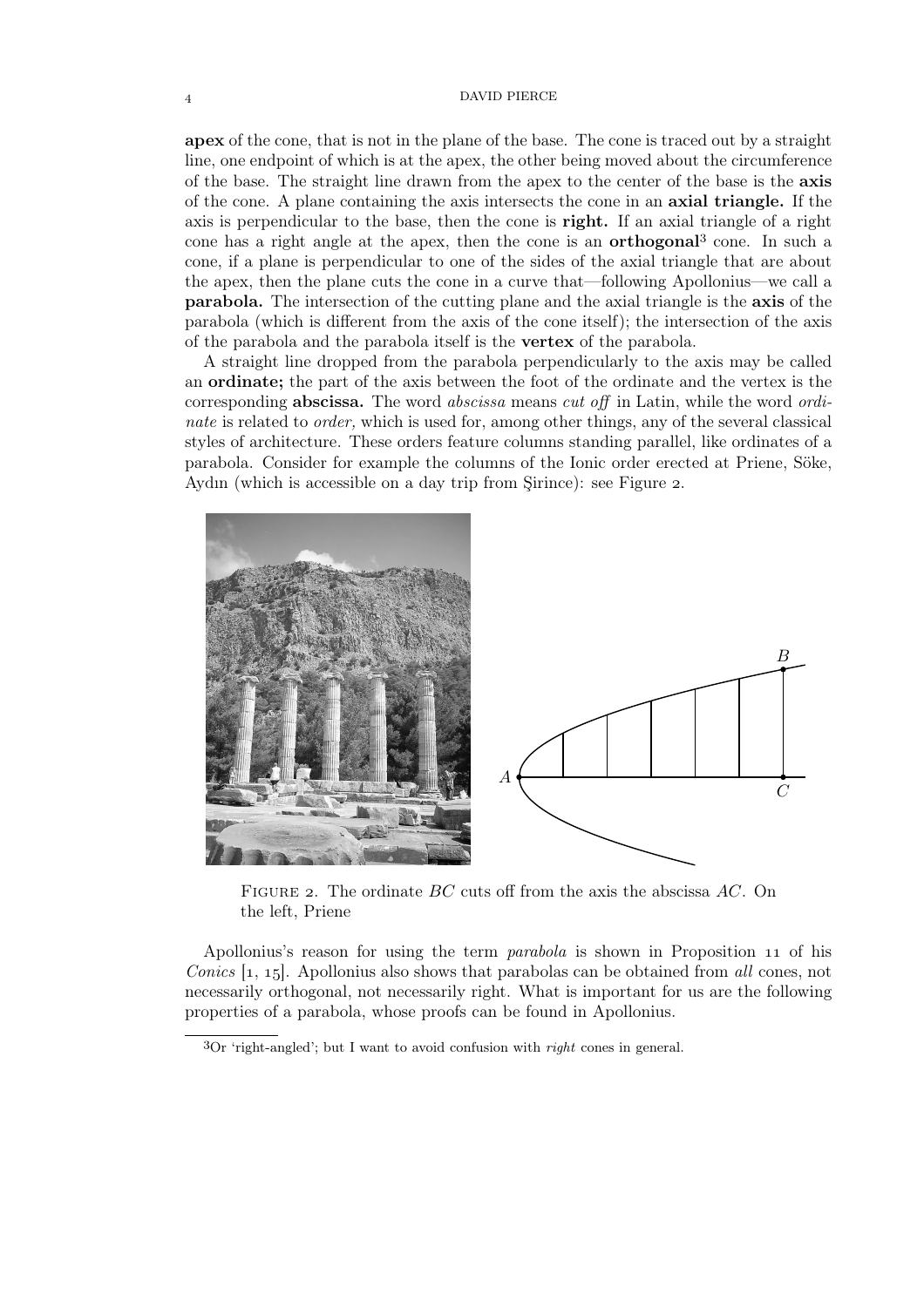**apex** of the cone, that is not in the plane of the base. The cone is traced out by a straight line, one endpoint of which is at the apex, the other being moved about the circumference of the base. The straight line drawn from the apex to the center of the base is the **axis** of the cone. A plane containing the axis intersects the cone in an **axial triangle.** If the axis is perpendicular to the base, then the cone is **right.** If an axial triangle of a right cone has a right angle at the apex, then the cone is an **orthogonal**[3] cone. In such a cone, if a plane is perpendicular to one of the sides of the axial triangle that are about the apex, then the plane cuts the cone in a curve that—following Apollonius—we call a **parabola.** The intersection of the cutting plane and the axial triangle is the **axis** of the parabola (which is different from the axis of the cone itself); the intersection of the axis of the parabola and the parabola itself is the **vertex** of the parabola.

A straight line dropped from the parabola perpendicularly to the axis may be called an **ordinate;** the part of the axis between the foot of the ordinate and the vertex is the corresponding **abscissa.** The word *abscissa* means *cut off* in Latin, while the word *ordinate* is related to *order,* which is used for, among other things, any of the several classical styles of architecture. These orders feature columns standing parallel, like ordinates of a parabola. Consider for example the columns of the Ionic order erected at Priene, Söke, Aydın (which is accessible on a day trip from Şirince): see Figure 2.

Figure 2. The ordinate $BC$ cuts off from the axis the abscissa $AC$. On the left, Priene

Apollonius's reason for using the term *parabola* is shown in Proposition 11 of his *Conics* [1, 15]. Apollonius also shows that parabolas can be obtained from *all* cones, not necessarily orthogonal, not necessarily right. What is important for us are the following properties of a parabola, whose proofs can be found in Apollonius.

[3] Or 'right-angled'; but I want to avoid confusion with *right* cones in general.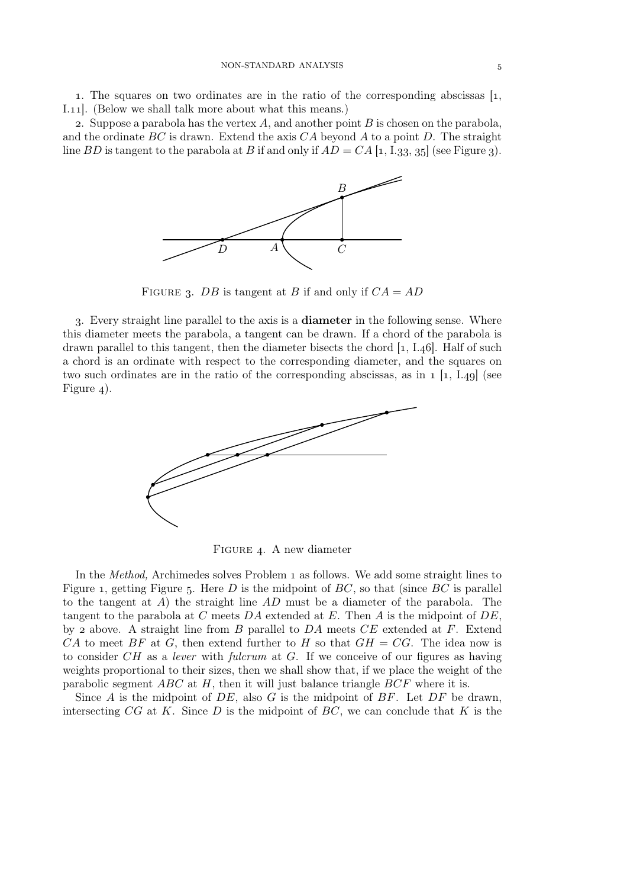1. The squares on two ordinates are in the ratio of the corresponding abscissas [1, I.11]. (Below we shall talk more about what this means.)

2. Suppose a parabola has the vertex $A$, and another point $B$ is chosen on the parabola, and the ordinate $BC$ is drawn. Extend the axis $CA$ beyond $A$ to a point $D$. The straight line $BD$ is tangent to the parabola at $B$ if and only if $AD = CA$ [1, I.33, 35] (see Figure 3).

Figure 3. $DB$ is tangent at $B$ if and only if $CA = AD$

3. Every straight line parallel to the axis is a **diameter** in the following sense. Where this diameter meets the parabola, a tangent can be drawn. If a chord of the parabola is drawn parallel to this tangent, then the diameter bisects the chord [1, I.46]. Half of such a chord is an ordinate with respect to the corresponding diameter, and the squares on two such ordinates are in the ratio of the corresponding abscissas, as in 1 [1, I.49] (see Figure 4).

Figure 4. A new diameter

In the *Method,* Archimedes solves Problem 1 as follows. We add some straight lines to Figure 1, getting Figure 5. Here $D$ is the midpoint of $BC$, so that (since $BC$ is parallel to the tangent at $A$) the straight line $AD$ must be a diameter of the parabola. The tangent to the parabola at $C$ meets $DA$ extended at $E$. Then $A$ is the midpoint of $DE$, by 2 above. A straight line from $B$ parallel to $DA$ meets $CE$ extended at $F$. Extend $CA$ to meet $BF$ at $G$, then extend further to $H$ so that $GH = CG$. The idea now is to consider $CH$ as a *lever* with *fulcrum* at $G$. If we conceive of our figures as having weights proportional to their sizes, then we shall show that, if we place the weight of the parabolic segment $ABC$ at $H$, then it will just balance triangle $BCF$ where it is.

Since $A$ is the midpoint of $DE$, also $G$ is the midpoint of $BF$. Let $DF$ be drawn, intersecting $CG$ at $K$. Since $D$ is the midpoint of $BC$, we can conclude that $K$ is the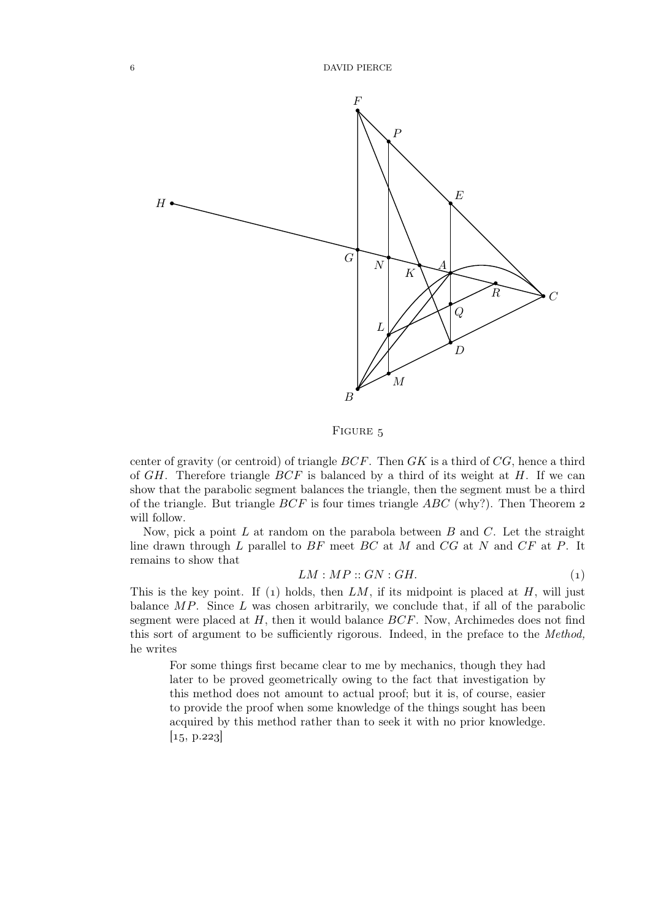Figure 5

center of gravity (or centroid) of triangle $BCF$. Then $GK$ is a third of $CG$, hence a third of $GH$. Therefore triangle $BCF$ is balanced by a third of its weight at $H$. If we can show that the parabolic segment balances the triangle, then the segment must be a third of the triangle. But triangle $BCF$ is four times triangle $ABC$ (why?). Then Theorem 2 will follow.

Now, pick a point $L$ at random on the parabola between $B$ and $C$. Let the straight line drawn through $L$ parallel to $BF$ meet $BC$ at $M$ and $CG$ at $N$ and $CF$ at $P$. It remains to show that

$$LM : MP :: GN : GH. \tag{1}$$

This is the key point. If (1) holds, then $LM$, if its midpoint is placed at $H$, will just balance $MP$. Since $L$ was chosen arbitrarily, we conclude that, if all of the parabolic segment were placed at $H$, then it would balance $BCF$. Now, Archimedes does not find this sort of argument to be sufficiently rigorous. Indeed, in the preface to the *Method,* he writes

> For some things first became clear to me by mechanics, though they had later to be proved geometrically owing to the fact that investigation by this method does not amount to actual proof; but it is, of course, easier to provide the proof when some knowledge of the things sought has been acquired by this method rather than to seek it with no prior knowledge. [15, p.223]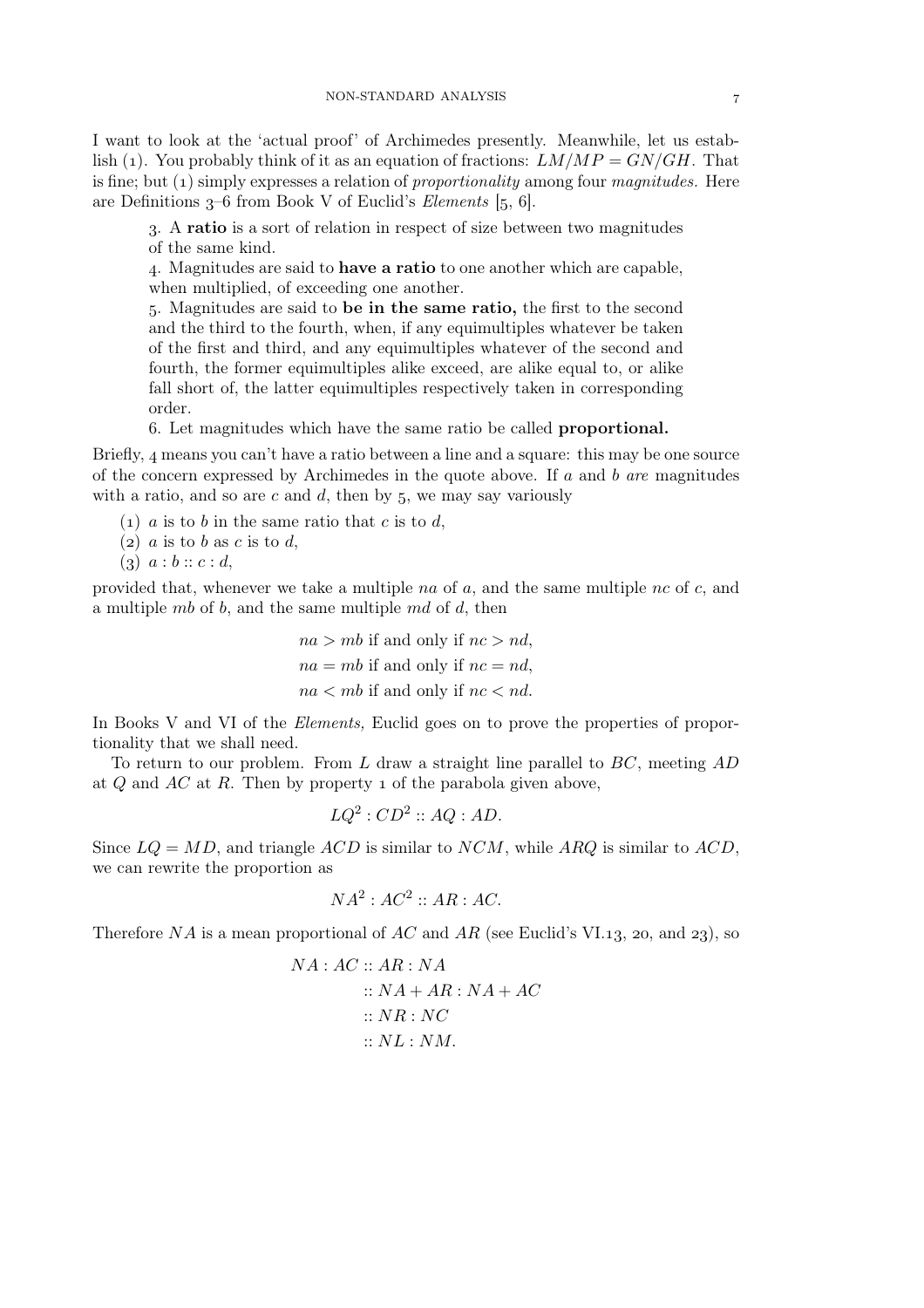I want to look at the 'actual proof' of Archimedes presently. Meanwhile, let us establish (1). You probably think of it as an equation of fractions: $LM/MP = GN/GH$. That is fine; but (1) simply expresses a relation of *proportionality* among four *magnitudes*. Here are Definitions 3–6 from Book V of Euclid's *Elements* [5, 6].

> 3. A **ratio** is a sort of relation in respect of size between two magnitudes of the same kind.
>
> 4. Magnitudes are said to **have a ratio** to one another which are capable, when multiplied, of exceeding one another.
>
> 5. Magnitudes are said to **be in the same ratio,** the first to the second and the third to the fourth, when, if any equimultiples whatever be taken of the first and third, and any equimultiples whatever of the second and fourth, the former equimultiples alike exceed, are alike equal to, or alike fall short of, the latter equimultiples respectively taken in corresponding order.
>
> 6. Let magnitudes which have the same ratio be called **proportional.**

Briefly, 4 means you can't have a ratio between a line and a square: this may be one source of the concern expressed by Archimedes in the quote above. If $a$ and $b$ *are* magnitudes with a ratio, and so are $c$ and $d$, then by 5, we may say variously

(1) $a$ is to $b$ in the same ratio that $c$ is to $d$,

(2) $a$ is to $b$ as $c$ is to $d$,

(3) $a : b :: c : d$,

provided that, whenever we take a multiple $na$ of $a$, and the same multiple $nc$ of $c$, and a multiple $mb$ of $b$, and the same multiple $md$ of $d$, then

$$na > mb \text{ if and only if } nc > nd,$$
$$na = mb \text{ if and only if } nc = nd,$$
$$na < mb \text{ if and only if } nc < nd.$$

In Books V and VI of the *Elements,* Euclid goes on to prove the properties of proportionality that we shall need.

To return to our problem. From $L$ draw a straight line parallel to $BC$, meeting $AD$ at $Q$ and $AC$ at $R$. Then by property 1 of the parabola given above,

$$LQ^2 : CD^2 :: AQ : AD.$$

Since $LQ = MD$, and triangle $ACD$ is similar to $NCM$, while $ARQ$ is similar to $ACD$, we can rewrite the proportion as

$$NA^2 : AC^2 :: AR : AC.$$

Therefore $NA$ is a mean proportional of $AC$ and $AR$ (see Euclid's VI.13, 20, and 23), so

$$\begin{aligned} NA : AC &:: AR : NA \\ &:: NA + AR : NA + AC \\ &:: NR : NC \\ &:: NL : NM. \end{aligned}$$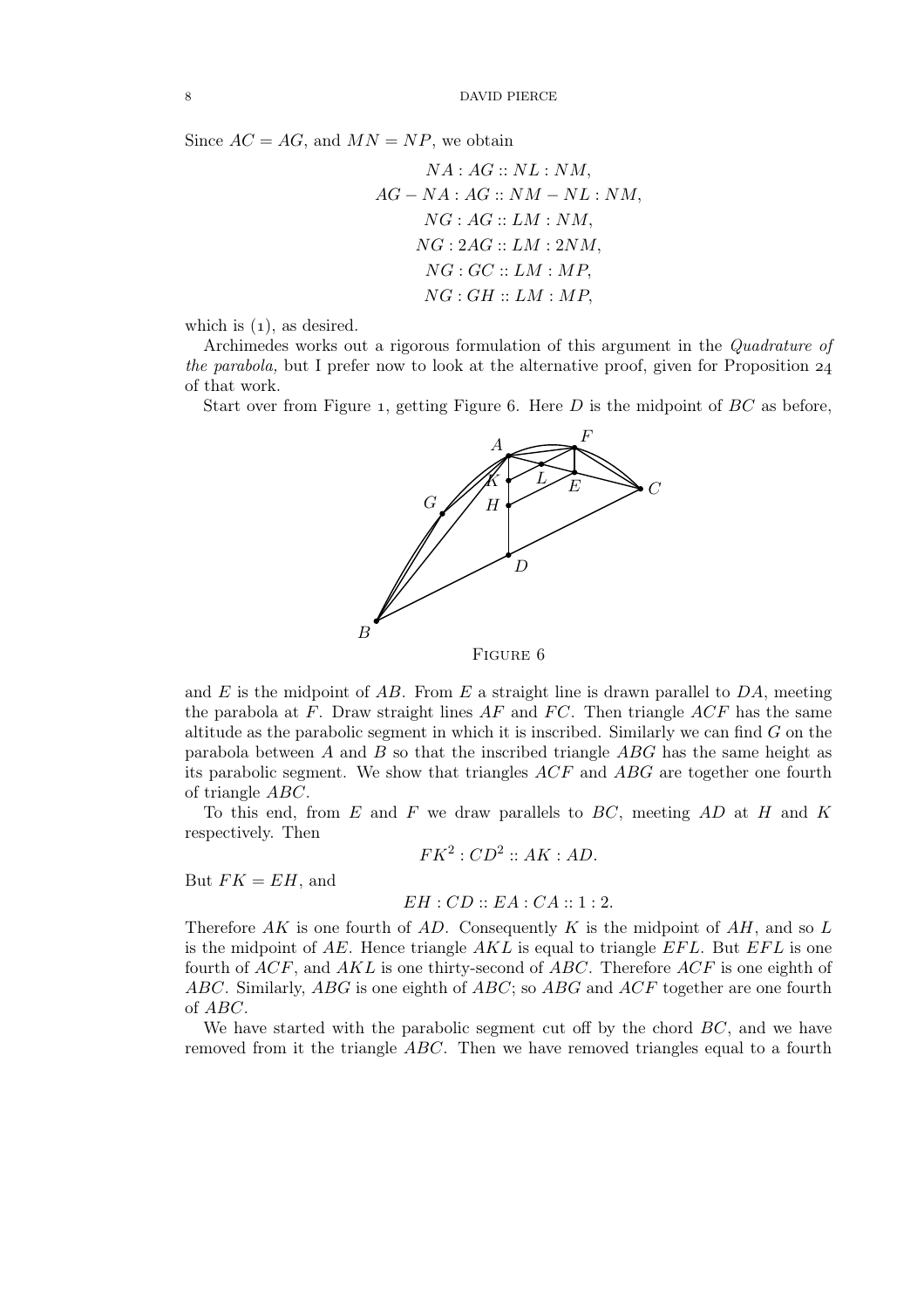Since $AC = AG$, and $MN = NP$, we obtain

$$NA : AG :: NL : NM,$$
$$AG - NA : AG :: NM - NL : NM,$$
$$NG : AG :: LM : NM,$$
$$NG : 2AG :: LM : 2NM,$$
$$NG : GC :: LM : MP,$$
$$NG : GH :: LM : MP,$$

which is (1), as desired.

Archimedes works out a rigorous formulation of this argument in the *Quadrature of the parabola,* but I prefer now to look at the alternative proof, given for Proposition 24 of that work.

Start over from Figure 1, getting Figure 6. Here $D$ is the midpoint of $BC$ as before,

Figure 6

and $E$ is the midpoint of $AB$. From $E$ a straight line is drawn parallel to $DA$, meeting the parabola at $F$. Draw straight lines $AF$ and $FC$. Then triangle $ACF$ has the same altitude as the parabolic segment in which it is inscribed. Similarly we can find $G$ on the parabola between $A$ and $B$ so that the inscribed triangle $ABG$ has the same height as its parabolic segment. We show that triangles $ACF$ and $ABG$ are together one fourth of triangle $ABC$.

To this end, from $E$ and $F$ we draw parallels to $BC$, meeting $AD$ at $H$ and $K$ respectively. Then

$$FK^2 : CD^2 :: AK : AD.$$

But $FK = EH$, and

$$EH : CD :: EA : CA :: 1 : 2.$$

Therefore $AK$ is one fourth of $AD$. Consequently $K$ is the midpoint of $AH$, and so $L$ is the midpoint of $AE$. Hence triangle $AKL$ is equal to triangle $EFL$. But $EFL$ is one fourth of $ACF$, and $AKL$ is one thirty-second of $ABC$. Therefore $ACF$ is one eighth of $ABC$. Similarly, $ABG$ is one eighth of $ABC$; so $ABG$ and $ACF$ together are one fourth of $ABC$.

We have started with the parabolic segment cut off by the chord $BC$, and we have removed from it the triangle $ABC$. Then we have removed triangles equal to a fourth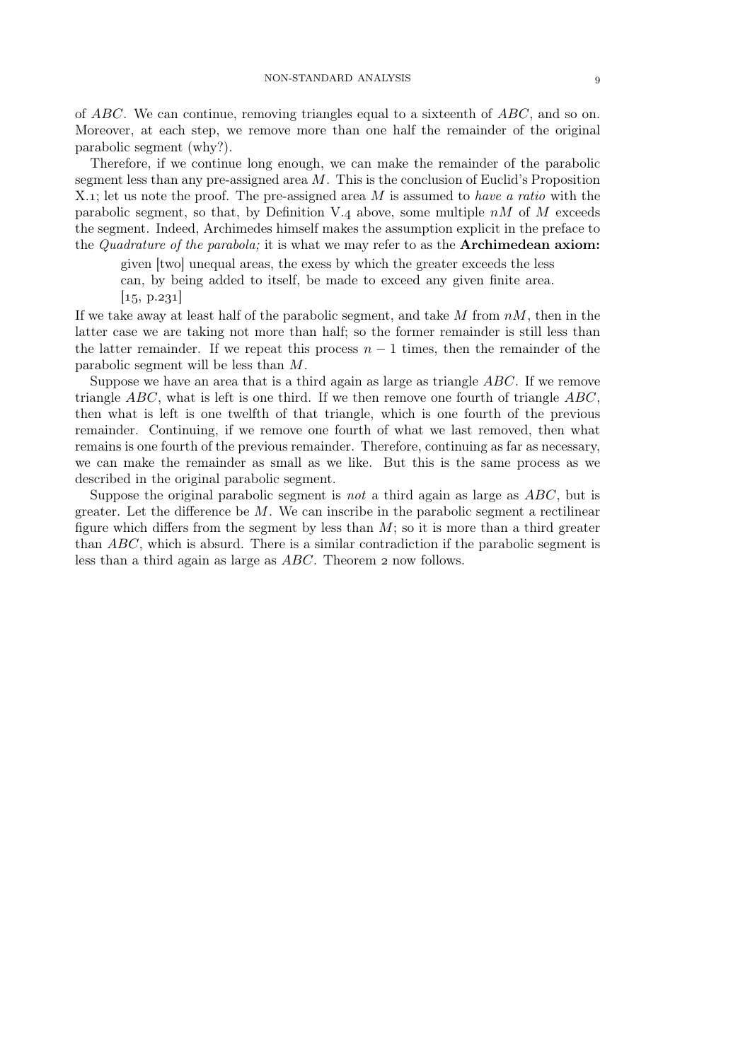of $ABC$. We can continue, removing triangles equal to a sixteenth of $ABC$, and so on. Moreover, at each step, we remove more than one half the remainder of the original parabolic segment (why?).

Therefore, if we continue long enough, we can make the remainder of the parabolic segment less than any pre-assigned area $M$. This is the conclusion of Euclid's Proposition X.1; let us note the proof. The pre-assigned area $M$ is assumed to *have a ratio* with the parabolic segment, so that, by Definition V.4 above, some multiple $nM$ of $M$ exceeds the segment. Indeed, Archimedes himself makes the assumption explicit in the preface to the *Quadrature of the parabola;* it is what we may refer to as the **Archimedean axiom:**

> given [two] unequal areas, the exess by which the greater exceeds the less can, by being added to itself, be made to exceed any given finite area. [15, p.231]

If we take away at least half of the parabolic segment, and take $M$ from $nM$, then in the latter case we are taking not more than half; so the former remainder is still less than the latter remainder. If we repeat this process $n-1$ times, then the remainder of the parabolic segment will be less than $M$.

Suppose we have an area that is a third again as large as triangle $ABC$. If we remove triangle $ABC$, what is left is one third. If we then remove one fourth of triangle $ABC$, then what is left is one twelfth of that triangle, which is one fourth of the previous remainder. Continuing, if we remove one fourth of what we last removed, then what remains is one fourth of the previous remainder. Therefore, continuing as far as necessary, we can make the remainder as small as we like. But this is the same process as we described in the original parabolic segment.

Suppose the original parabolic segment is *not* a third again as large as $ABC$, but is greater. Let the difference be $M$. We can inscribe in the parabolic segment a rectilinear figure which differs from the segment by less than $M$; so it is more than a third greater than $ABC$, which is absurd. There is a similar contradiction if the parabolic segment is less than a third again as large as $ABC$. Theorem 2 now follows.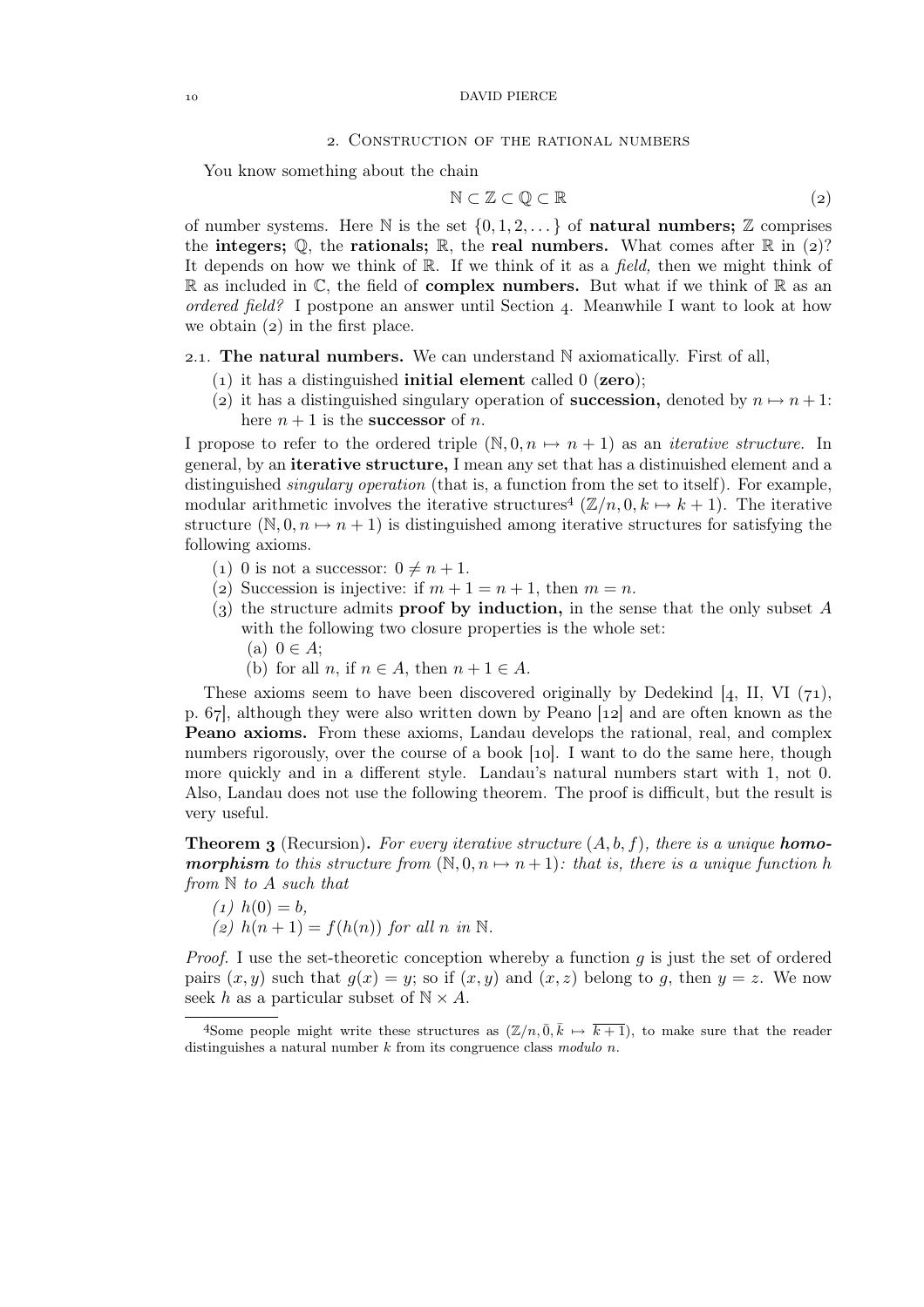## 2. Construction of the rational numbers

You know something about the chain

$$\mathbb{N} \subset \mathbb{Z} \subset \mathbb{Q} \subset \mathbb{R} \tag{2}$$

of number systems. Here $\mathbb{N}$ is the set $\{0, 1, 2, \dots\}$ of **natural numbers;** $\mathbb{Z}$ comprises the **integers;** $\mathbb{Q}$, the **rationals;** $\mathbb{R}$, the **real numbers.** What comes after $\mathbb{R}$ in (2)? It depends on how we think of $\mathbb{R}$. If we think of it as a *field,* then we might think of $\mathbb{R}$ as included in $\mathbb{C}$, the field of **complex numbers.** But what if we think of $\mathbb{R}$ as an *ordered field?* I postpone an answer until Section 4. Meanwhile I want to look at how we obtain (2) in the first place.

### 2.1. The natural numbers.

We can understand $\mathbb{N}$ axiomatically. First of all,

(1) it has a distinguished **initial element** called $0$ (**zero**);
(2) it has a distinguished singulary operation of **succession,** denoted by $n \mapsto n+1$: here $n+1$ is the **successor** of $n$.

I propose to refer to the ordered triple $(\mathbb{N}, 0, n \mapsto n+1)$ as an *iterative structure.* In general, by an **iterative structure,** I mean any set that has a distinuished element and a distinguished *singulary operation* (that is, a function from the set to itself). For example, modular arithmetic involves the iterative structures[4] $(\mathbb{Z}/n, 0, k \mapsto k+1)$. The iterative structure $(\mathbb{N}, 0, n \mapsto n+1)$ is distinguished among iterative structures for satisfying the following axioms.

(1) 0 is not a successor: $0 \neq n+1$.
(2) Succession is injective: if $m+1 = n+1$, then $m = n$.
(3) the structure admits **proof by induction,** in the sense that the only subset $A$ with the following two closure properties is the whole set:
   (a) $0 \in A$;
   (b) for all $n$, if $n \in A$, then $n+1 \in A$.

These axioms seem to have been discovered originally by Dedekind [4, II, VI (71), p. 67], although they were also written down by Peano [12] and are often known as the **Peano axioms.** From these axioms, Landau develops the rational, real, and complex numbers rigorously, over the course of a book [10]. I want to do the same here, though more quickly and in a different style. Landau's natural numbers start with 1, not 0. Also, Landau does not use the following theorem. The proof is difficult, but the result is very useful.

**Theorem 3** (Recursion)**.** *For every iterative structure $(A, b, f)$, there is a unique **homomorphism** to this structure from $(\mathbb{N}, 0, n \mapsto n+1)$: that is, there is a unique function $h$ from $\mathbb{N}$ to $A$ such that*

*(1) $h(0) = b$,*
*(2) $h(n+1) = f(h(n))$ for all $n$ in $\mathbb{N}$.*

*Proof.* I use the set-theoretic conception whereby a function $g$ is just the set of ordered pairs $(x, y)$ such that $g(x) = y$; so if $(x, y)$ and $(x, z)$ belong to $g$, then $y = z$. We now seek $h$ as a particular subset of $\mathbb{N} \times A$.

---

[4] Some people might write these structures as $(\mathbb{Z}/n, \bar{0}, \bar{k} \mapsto \overline{k+1})$, to make sure that the reader distinguishes a natural number $k$ from its congruence class *modulo* $n$.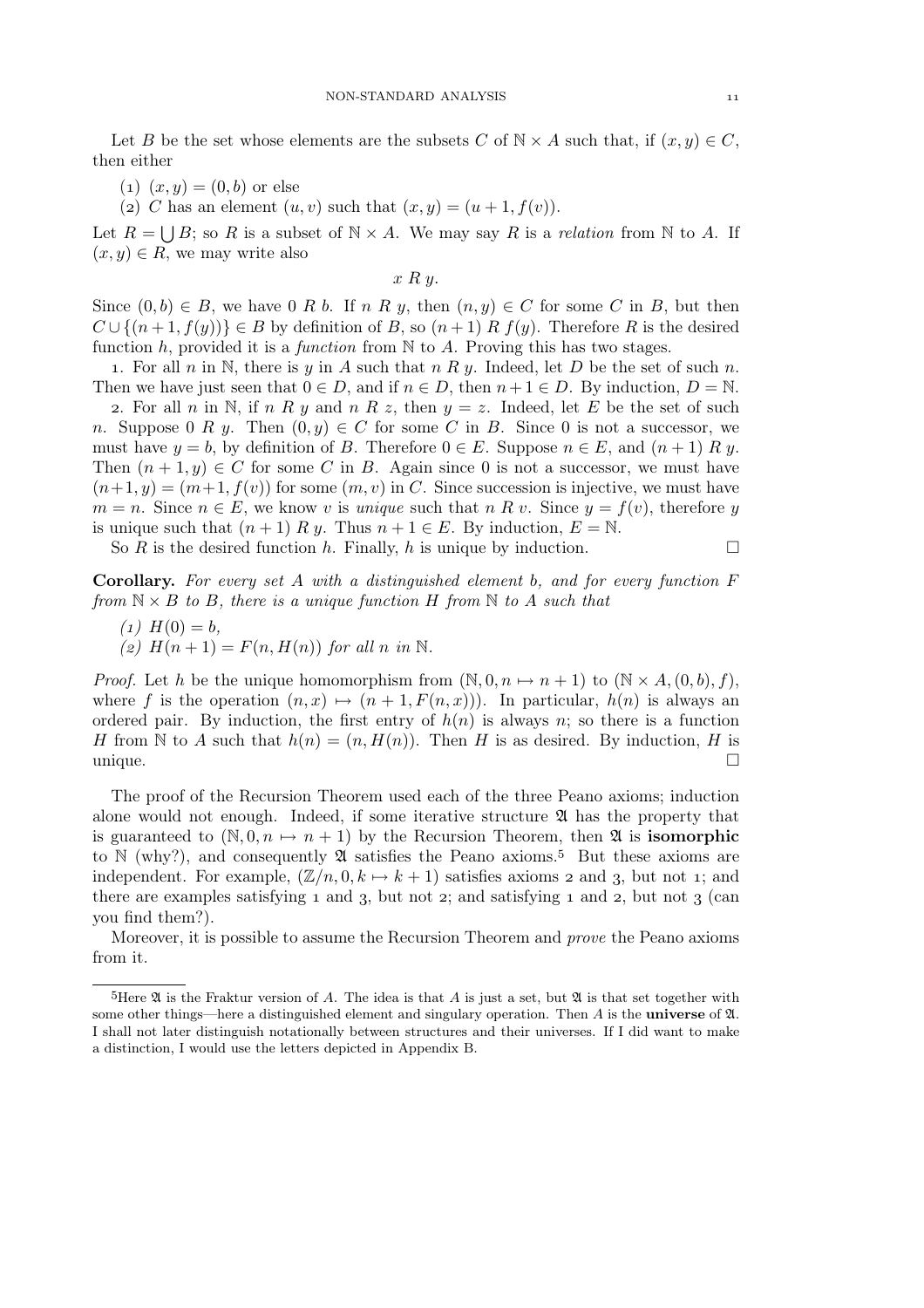Let $B$ be the set whose elements are the subsets $C$ of $\mathbb{N} \times A$ such that, if $(x, y) \in C$, then either

(1) $(x, y) = (0, b)$ or else
(2) $C$ has an element $(u, v)$ such that $(x, y) = (u + 1, f(v))$.

Let $R = \bigcup B$; so $R$ is a subset of $\mathbb{N} \times A$. We may say $R$ is a *relation* from $\mathbb{N}$ to $A$. If $(x, y) \in R$, we may write also

$$x \; R \; y.$$

Since $(0, b) \in B$, we have $0 \; R \; b$. If $n \; R \; y$, then $(n, y) \in C$ for some $C$ in $B$, but then $C \cup \{(n+1, f(y))\} \in B$ by definition of $B$, so $(n + 1) \; R \; f(y)$. Therefore $R$ is the desired function $h$, provided it is a *function* from $\mathbb{N}$ to $A$. Proving this has two stages.

1. For all $n$ in $\mathbb{N}$, there is $y$ in $A$ such that $n \; R \; y$. Indeed, let $D$ be the set of such $n$. Then we have just seen that $0 \in D$, and if $n \in D$, then $n + 1 \in D$. By induction, $D = \mathbb{N}$.

2. For all $n$ in $\mathbb{N}$, if $n \; R \; y$ and $n \; R \; z$, then $y = z$. Indeed, let $E$ be the set of such $n$. Suppose $0 \; R \; y$. Then $(0, y) \in C$ for some $C$ in $B$. Since $0$ is not a successor, we must have $y = b$, by definition of $B$. Therefore $0 \in E$. Suppose $n \in E$, and $(n + 1) \; R \; y$. Then $(n + 1, y) \in C$ for some $C$ in $B$. Again since $0$ is not a successor, we must have $(n+1, y) = (m+1, f(v))$ for some $(m, v)$ in $C$. Since succession is injective, we must have $m = n$. Since $n \in E$, we know $v$ is *unique* such that $n \; R \; v$. Since $y = f(v)$, therefore $y$ is unique such that $(n + 1) \; R \; y$. Thus $n + 1 \in E$. By induction, $E = \mathbb{N}$.

So $R$ is the desired function $h$. Finally, $h$ is unique by induction. □

**Corollary.** *For every set $A$ with a distinguished element $b$, and for every function $F$ from $\mathbb{N} \times B$ to $B$, there is a unique function $H$ from $\mathbb{N}$ to $A$ such that*

*(1)* $H(0) = b$,
*(2)* $H(n + 1) = F(n, H(n))$ *for all $n$ in $\mathbb{N}$.*

*Proof.* Let $h$ be the unique homomorphism from $(\mathbb{N}, 0, n \mapsto n + 1)$ to $(\mathbb{N} \times A, (0, b), f)$, where $f$ is the operation $(n, x) \mapsto (n + 1, F(n, x)))$. In particular, $h(n)$ is always an ordered pair. By induction, the first entry of $h(n)$ is always $n$; so there is a function $H$ from $\mathbb{N}$ to $A$ such that $h(n) = (n, H(n))$. Then $H$ is as desired. By induction, $H$ is unique. □

The proof of the Recursion Theorem used each of the three Peano axioms; induction alone would not enough. Indeed, if some iterative structure $\mathfrak{A}$ has the property that is guaranteed to $(\mathbb{N}, 0, n \mapsto n + 1)$ by the Recursion Theorem, then $\mathfrak{A}$ is **isomorphic** to $\mathbb{N}$ (why?), and consequently $\mathfrak{A}$ satisfies the Peano axioms.[5] But these axioms are independent. For example, $(\mathbb{Z}/n, 0, k \mapsto k + 1)$ satisfies axioms 2 and 3, but not 1; and there are examples satisfying 1 and 3, but not 2; and satisfying 1 and 2, but not 3 (can you find them?).

Moreover, it is possible to assume the Recursion Theorem and *prove* the Peano axioms from it.

---

[5] Here $\mathfrak{A}$ is the Fraktur version of $A$. The idea is that $A$ is just a set, but $\mathfrak{A}$ is that set together with some other things—here a distinguished element and singulary operation. Then $A$ is the **universe** of $\mathfrak{A}$. I shall not later distinguish notationally between structures and their universes. If I did want to make a distinction, I would use the letters depicted in Appendix B.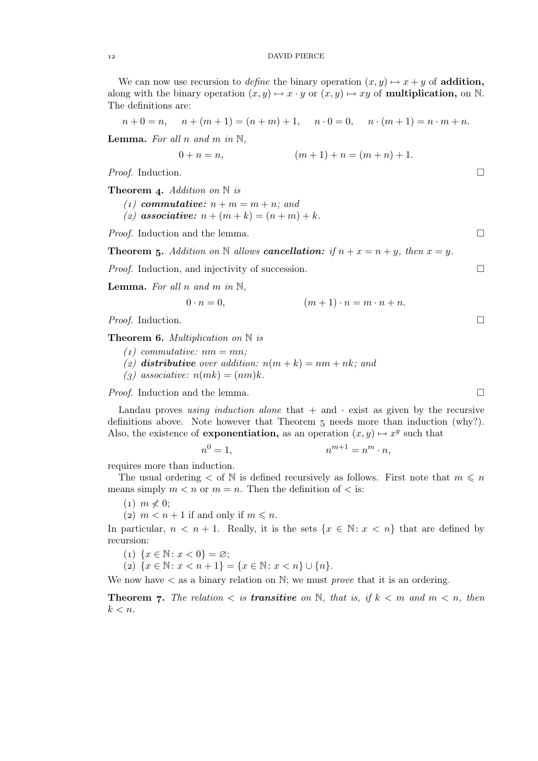We can now use recursion to *define* the binary operation $(x, y) \mapsto x + y$ of **addition,** along with the binary operation $(x, y) \mapsto x \cdot y$ or $(x, y) \mapsto xy$ of **multiplication,** on $\mathbb{N}$. The definitions are:

$$n + 0 = n, \qquad n + (m + 1) = (n + m) + 1, \qquad n \cdot 0 = 0, \qquad n \cdot (m + 1) = n \cdot m + n.$$

**Lemma.** *For all $n$ and $m$ in $\mathbb{N}$,*

$$0 + n = n, \qquad\qquad (m + 1) + n = (m + n) + 1.$$

*Proof.* Induction. □

**Theorem 4.** *Addition on $\mathbb{N}$ is*

*(1)* ***commutative:*** *$n + m = m + n$; and*
*(2)* ***associative:*** *$n + (m + k) = (n + m) + k$.*

*Proof.* Induction and the lemma. □

**Theorem 5.** *Addition on $\mathbb{N}$ allows* ***cancellation:*** *if $n + x = n + y$, then $x = y$.*

*Proof.* Induction, and injectivity of succession. □

**Lemma.** *For all $n$ and $m$ in $\mathbb{N}$,*

$$0 \cdot n = 0, \qquad\qquad (m + 1) \cdot n = m \cdot n + n.$$

*Proof.* Induction. □

**Theorem 6.** *Multiplication on $\mathbb{N}$ is*

*(1) commutative: $nm = mn$;*
*(2)* ***distributive*** *over addition: $n(m + k) = nm + nk$; and*
*(3) associative: $n(mk) = (nm)k$.*

*Proof.* Induction and the lemma. □

Landau proves *using induction alone* that $+$ and $\cdot$ exist as given by the recursive definitions above. Note however that Theorem 5 needs more than induction (why?). Also, the existence of **exponentiation,** as an operation $(x, y) \mapsto x^y$ such that

$$n^0 = 1, \qquad\qquad n^{m+1} = n^m \cdot n,$$

requires more than induction.

The usual ordering $<$ of $\mathbb{N}$ is defined recursively as follows. First note that $m \leqslant n$ means simply $m < n$ or $m = n$. Then the definition of $<$ is:

(1) $m \not< 0$;
(2) $m < n + 1$ if and only if $m \leqslant n$.

In particular, $n < n + 1$. Really, it is the sets $\{x \in \mathbb{N} \colon x < n\}$ that are defined by recursion:

(1) $\{x \in \mathbb{N} \colon x < 0\} = \varnothing$;
(2) $\{x \in \mathbb{N} \colon x < n + 1\} = \{x \in \mathbb{N} \colon x < n\} \cup \{n\}$.

We now have $<$ as a binary relation on $\mathbb{N}$; we must *prove* that it is an ordering.

**Theorem 7.** *The relation $<$ is* ***transitive*** *on $\mathbb{N}$, that is, if $k < m$ and $m < n$, then $k < n$.*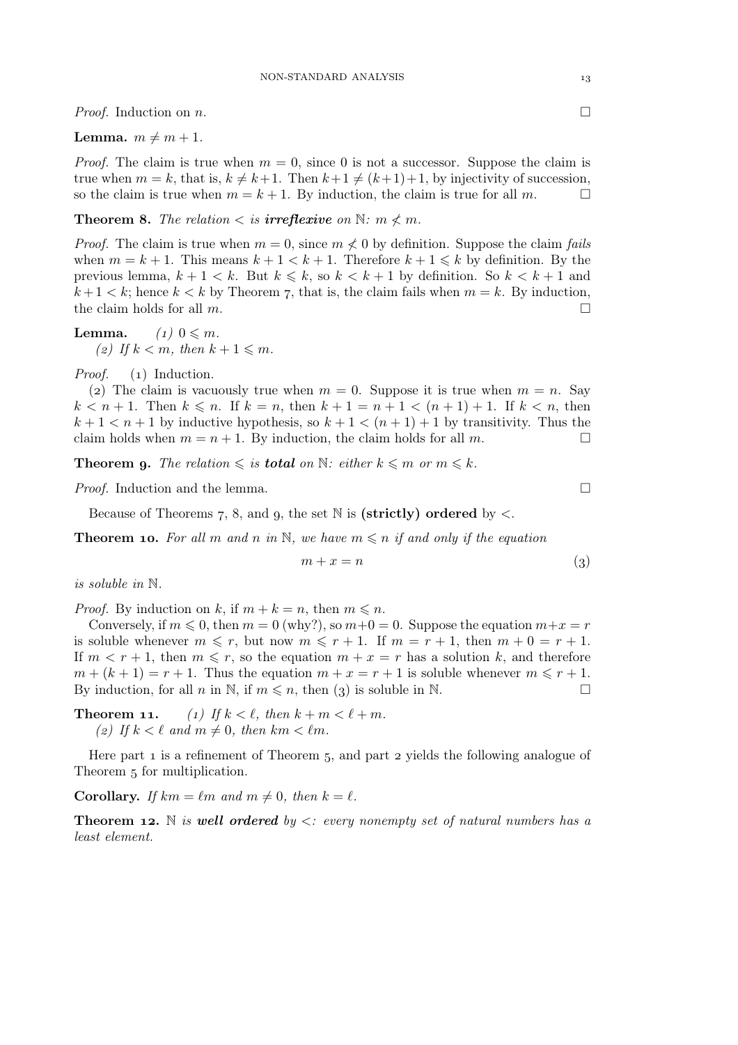*Proof.* Induction on $n$. □

**Lemma.** $m \neq m + 1$.

*Proof.* The claim is true when $m = 0$, since 0 is not a successor. Suppose the claim is true when $m = k$, that is, $k \neq k+1$. Then $k+1 \neq (k+1)+1$, by injectivity of succession, so the claim is true when $m = k + 1$. By induction, the claim is true for all $m$. □

**Theorem 8.** *The relation* $<$ *is **irreflexive** on* $\mathbb{N}$*:* $m \not< m$.

*Proof.* The claim is true when $m = 0$, since $m \not< 0$ by definition. Suppose the claim *fails* when $m = k + 1$. This means $k + 1 < k + 1$. Therefore $k + 1 \leqslant k$ by definition. By the previous lemma, $k + 1 < k$. But $k \leqslant k$, so $k < k + 1$ by definition. So $k < k + 1$ and $k+1 < k$; hence $k < k$ by Theorem 7, that is, the claim fails when $m = k$. By induction, the claim holds for all $m$. □

**Lemma.** *(1)* $0 \leqslant m$.
*(2) If* $k < m$*, then* $k + 1 \leqslant m$.

*Proof.* (1) Induction.

(2) The claim is vacuously true when $m = 0$. Suppose it is true when $m = n$. Say $k < n + 1$. Then $k \leqslant n$. If $k = n$, then $k + 1 = n + 1 < (n + 1) + 1$. If $k < n$, then $k + 1 < n + 1$ by inductive hypothesis, so $k + 1 < (n + 1) + 1$ by transitivity. Thus the claim holds when $m = n + 1$. By induction, the claim holds for all $m$. □

**Theorem 9.** *The relation* $\leqslant$ *is **total** on* $\mathbb{N}$*: either* $k \leqslant m$ *or* $m \leqslant k$.

*Proof.* Induction and the lemma. □

Because of Theorems 7, 8, and 9, the set $\mathbb{N}$ is **(strictly) ordered** by $<$.

**Theorem 10.** *For all* $m$ *and* $n$ *in* $\mathbb{N}$*, we have* $m \leqslant n$ *if and only if the equation*

$$m + x = n \tag{3}$$

*is soluble in* $\mathbb{N}$.

*Proof.* By induction on $k$, if $m + k = n$, then $m \leqslant n$.

Conversely, if $m \leqslant 0$, then $m = 0$ (why?), so $m+0 = 0$. Suppose the equation $m+x = r$ is soluble whenever $m \leqslant r$, but now $m \leqslant r + 1$. If $m = r + 1$, then $m + 0 = r + 1$. If $m < r + 1$, then $m \leqslant r$, so the equation $m + x = r$ has a solution $k$, and therefore $m + (k + 1) = r + 1$. Thus the equation $m + x = r + 1$ is soluble whenever $m \leqslant r + 1$. By induction, for all $n$ in $\mathbb{N}$, if $m \leqslant n$, then (3) is soluble in $\mathbb{N}$. □

**Theorem 11.** *(1) If* $k < \ell$*, then* $k + m < \ell + m$.
*(2) If* $k < \ell$ *and* $m \neq 0$*, then* $km < \ell m$.

Here part 1 is a refinement of Theorem 5, and part 2 yields the following analogue of Theorem 5 for multiplication.

**Corollary.** *If* $km = \ell m$ *and* $m \neq 0$*, then* $k = \ell$.

**Theorem 12.** $\mathbb{N}$ *is **well ordered** by* $<$*: every nonempty set of natural numbers has a least element.*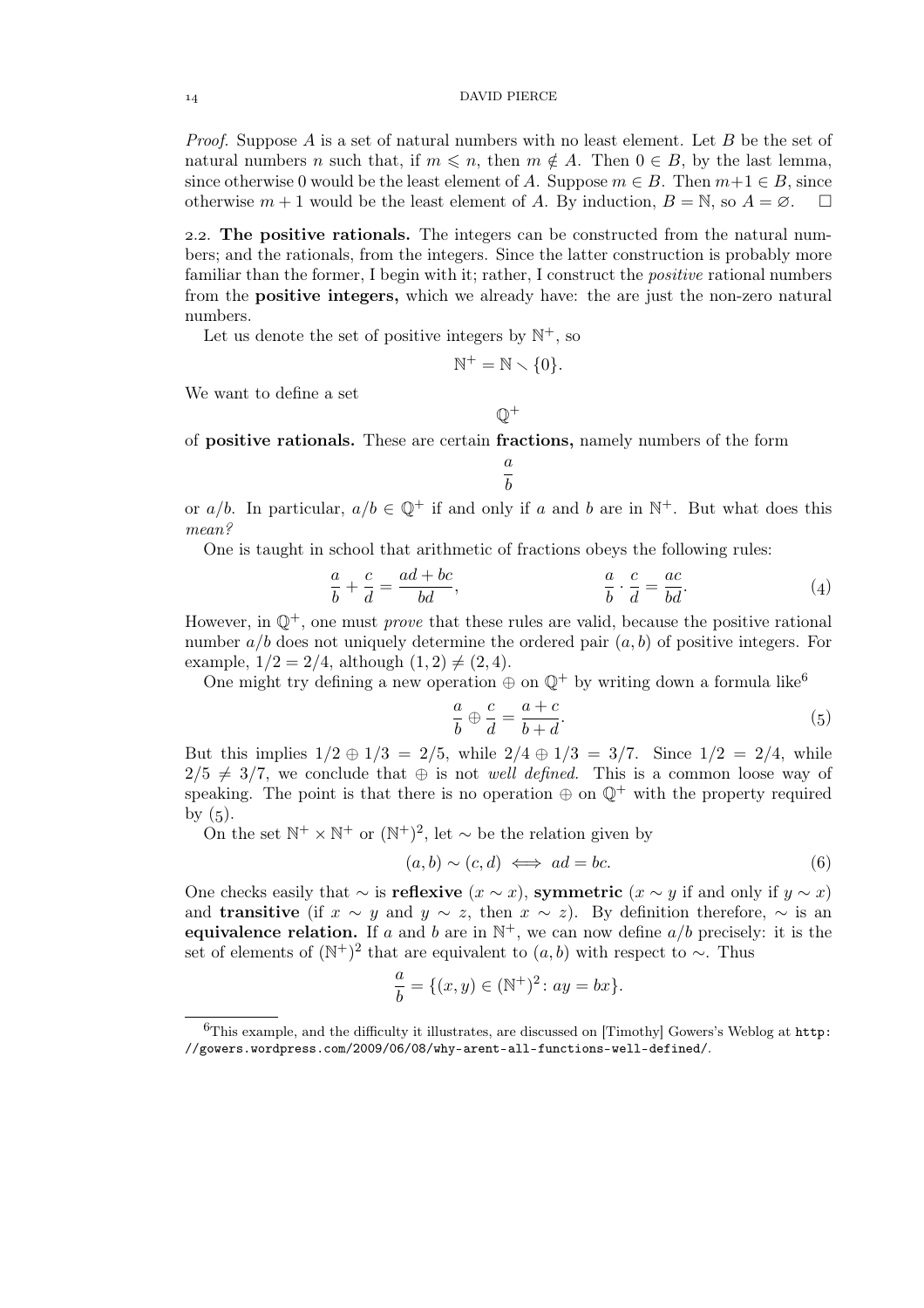*Proof.* Suppose $A$ is a set of natural numbers with no least element. Let $B$ be the set of natural numbers $n$ such that, if $m \leqslant n$, then $m \notin A$. Then $0 \in B$, by the last lemma, since otherwise 0 would be the least element of $A$. Suppose $m \in B$. Then $m+1 \in B$, since otherwise $m + 1$ would be the least element of $A$. By induction, $B = \mathbb{N}$, so $A = \varnothing$. □

2.2. **The positive rationals.** The integers can be constructed from the natural numbers; and the rationals, from the integers. Since the latter construction is probably more familiar than the former, I begin with it; rather, I construct the *positive* rational numbers from the **positive integers,** which we already have: the are just the non-zero natural numbers.

Let us denote the set of positive integers by $\mathbb{N}^+$, so

$$\mathbb{N}^+ = \mathbb{N} \smallsetminus \{0\}.$$

We want to define a set

$$\mathbb{Q}^+$$

of **positive rationals.** These are certain **fractions,** namely numbers of the form

$$\frac{a}{b}$$

or $a/b$. In particular, $a/b \in \mathbb{Q}^+$ if and only if $a$ and $b$ are in $\mathbb{N}^+$. But what does this *mean?*

One is taught in school that arithmetic of fractions obeys the following rules:

$$\frac{a}{b} + \frac{c}{d} = \frac{ad + bc}{bd}, \qquad\qquad \frac{a}{b} \cdot \frac{c}{d} = \frac{ac}{bd}. \tag{4}$$

However, in $\mathbb{Q}^+$, one must *prove* that these rules are valid, because the positive rational number $a/b$ does not uniquely determine the ordered pair $(a, b)$ of positive integers. For example, $1/2 = 2/4$, although $(1, 2) \neq (2, 4)$.

One might try defining a new operation $\oplus$ on $\mathbb{Q}^+$ by writing down a formula like[6]

$$\frac{a}{b} \oplus \frac{c}{d} = \frac{a + c}{b + d}. \tag{5}$$

But this implies $1/2 \oplus 1/3 = 2/5$, while $2/4 \oplus 1/3 = 3/7$. Since $1/2 = 2/4$, while $2/5 \neq 3/7$, we conclude that $\oplus$ is not *well defined.* This is a common loose way of speaking. The point is that there is no operation $\oplus$ on $\mathbb{Q}^+$ with the property required by (5).

On the set $\mathbb{N}^+ \times \mathbb{N}^+$ or $(\mathbb{N}^+)^2$, let $\sim$ be the relation given by

$$(a, b) \sim (c, d) \iff ad = bc. \tag{6}$$

One checks easily that $\sim$ is **reflexive** ($x \sim x$), **symmetric** ($x \sim y$ if and only if $y \sim x$) and **transitive** (if $x \sim y$ and $y \sim z$, then $x \sim z$). By definition therefore, $\sim$ is an **equivalence relation.** If $a$ and $b$ are in $\mathbb{N}^+$, we can now define $a/b$ precisely: it is the set of elements of $(\mathbb{N}^+)^2$ that are equivalent to $(a, b)$ with respect to $\sim$. Thus

$$\frac{a}{b} = \{(x, y) \in (\mathbb{N}^+)^2 \colon ay = bx\}.$$

---

[6] This example, and the difficulty it illustrates, are discussed on [Timothy] Gowers's Weblog at `http://gowers.wordpress.com/2009/06/08/why-arent-all-functions-well-defined/`.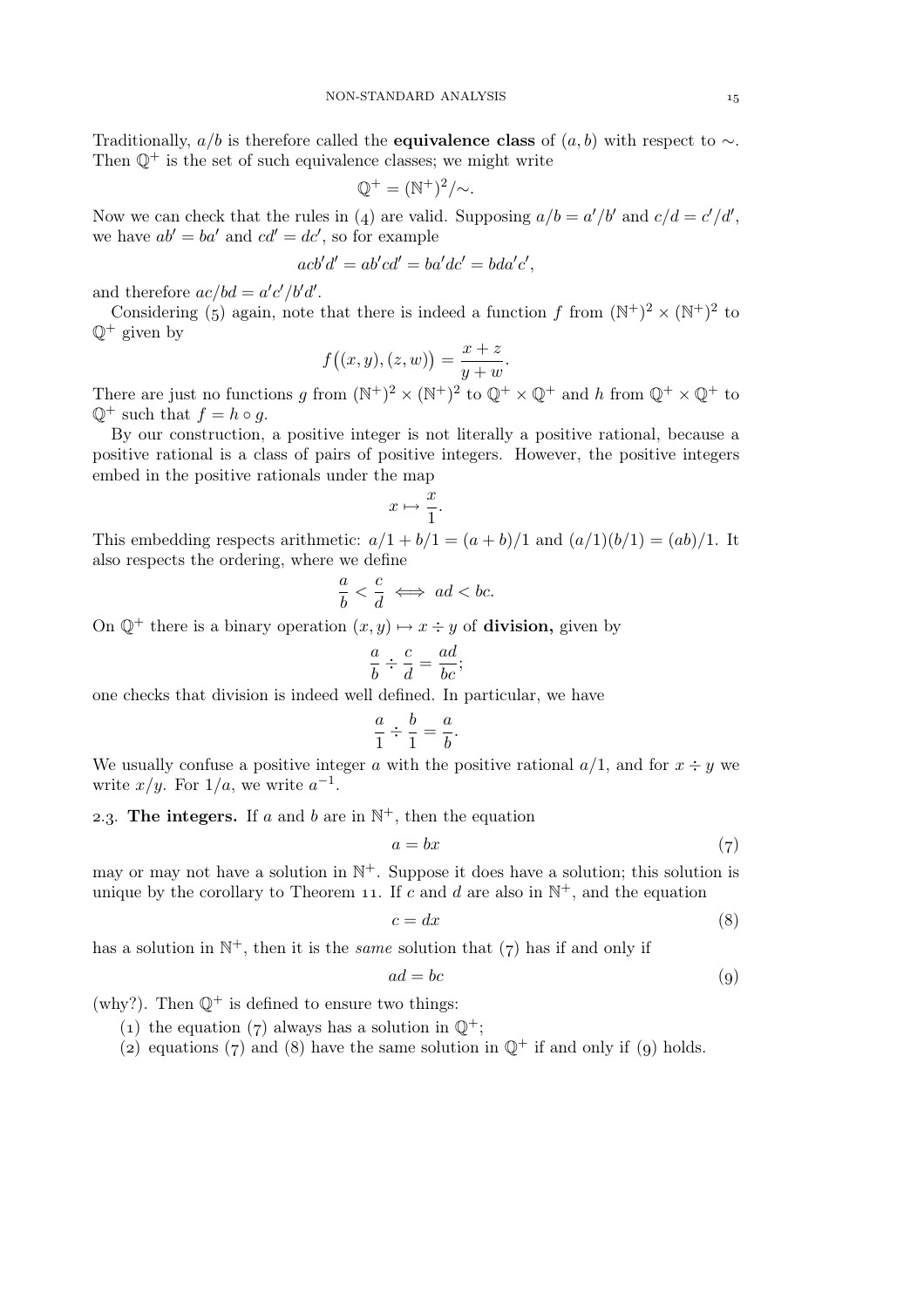Traditionally, $a/b$ is therefore called the **equivalence class** of $(a, b)$ with respect to $\sim$. Then $\mathbb{Q}^+$ is the set of such equivalence classes; we might write

$$\mathbb{Q}^+ = (\mathbb{N}^+)^2/{\sim}.$$

Now we can check that the rules in (4) are valid. Supposing $a/b = a'/b'$ and $c/d = c'/d'$, we have $ab' = ba'$ and $cd' = dc'$, so for example

$$acb'd' = ab'cd' = ba'dc' = bda'c',$$

and therefore $ac/bd = a'c'/b'd'$.

Considering (5) again, note that there is indeed a function $f$ from $(\mathbb{N}^+)^2 \times (\mathbb{N}^+)^2$ to $\mathbb{Q}^+$ given by

$$f\big((x, y), (z, w)\big) = \frac{x+z}{y+w}.$$

There are just no functions $g$ from $(\mathbb{N}^+)^2 \times (\mathbb{N}^+)^2$ to $\mathbb{Q}^+ \times \mathbb{Q}^+$ and $h$ from $\mathbb{Q}^+ \times \mathbb{Q}^+$ to $\mathbb{Q}^+$ such that $f = h \circ g$.

By our construction, a positive integer is not literally a positive rational, because a positive rational is a class of pairs of positive integers. However, the positive integers embed in the positive rationals under the map

$$x \mapsto \frac{x}{1}.$$

This embedding respects arithmetic: $a/1 + b/1 = (a + b)/1$ and $(a/1)(b/1) = (ab)/1$. It also respects the ordering, where we define

$$\frac{a}{b} < \frac{c}{d} \iff ad < bc.$$

On $\mathbb{Q}^+$ there is a binary operation $(x, y) \mapsto x \div y$ of **division,** given by

$$\frac{a}{b} \div \frac{c}{d} = \frac{ad}{bc};$$

one checks that division is indeed well defined. In particular, we have

$$\frac{a}{1} \div \frac{b}{1} = \frac{a}{b}.$$

We usually confuse a positive integer $a$ with the positive rational $a/1$, and for $x \div y$ we write $x/y$. For $1/a$, we write $a^{-1}$.

## 2.3. The integers.

If $a$ and $b$ are in $\mathbb{N}^+$, then the equation

$$a = bx \tag{7}$$

may or may not have a solution in $\mathbb{N}^+$. Suppose it does have a solution; this solution is unique by the corollary to Theorem 11. If $c$ and $d$ are also in $\mathbb{N}^+$, and the equation

$$c = dx \tag{8}$$

has a solution in $\mathbb{N}^+$, then it is the *same* solution that (7) has if and only if

$$ad = bc \tag{9}$$

(why?). Then $\mathbb{Q}^+$ is defined to ensure two things:

(1) the equation (7) always has a solution in $\mathbb{Q}^+$;
(2) equations (7) and (8) have the same solution in $\mathbb{Q}^+$ if and only if (9) holds.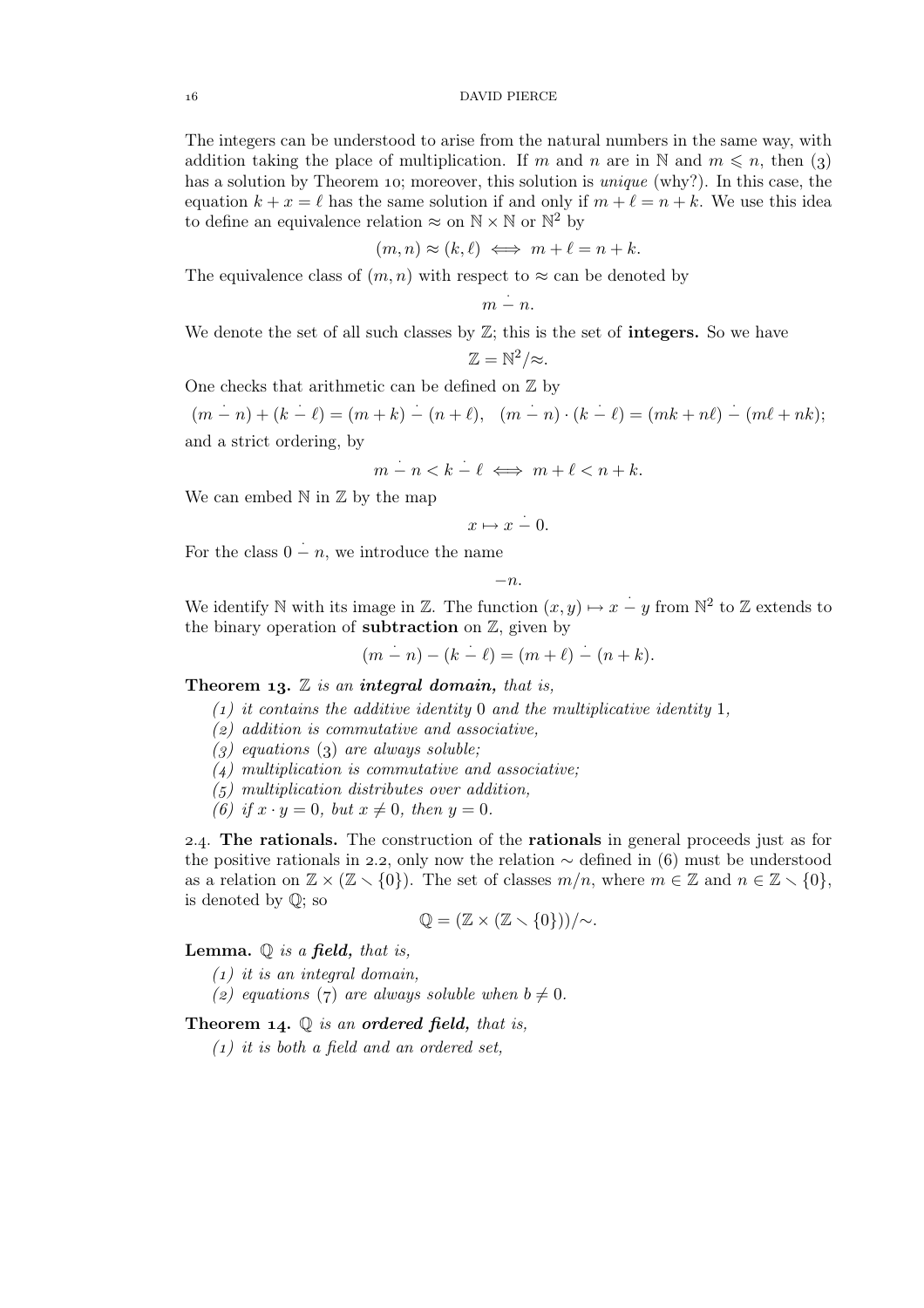The integers can be understood to arise from the natural numbers in the same way, with addition taking the place of multiplication. If $m$ and $n$ are in $\mathbb{N}$ and $m \leqslant n$, then (3) has a solution by Theorem 10; moreover, this solution is *unique* (why?). In this case, the equation $k + x = \ell$ has the same solution if and only if $m + \ell = n + k$. We use this idea to define an equivalence relation $\approx$ on $\mathbb{N} \times \mathbb{N}$ or $\mathbb{N}^2$ by

$$(m, n) \approx (k, \ell) \iff m + \ell = n + k.$$

The equivalence class of $(m, n)$ with respect to $\approx$ can be denoted by

$$m \dot{-} n.$$

We denote the set of all such classes by $\mathbb{Z}$; this is the set of **integers.** So we have

$$\mathbb{Z} = \mathbb{N}^2/{\approx}.$$

One checks that arithmetic can be defined on $\mathbb{Z}$ by

$$(m \dot{-} n) + (k \dot{-} \ell) = (m + k) \dot{-} (n + \ell), \quad (m \dot{-} n) \cdot (k \dot{-} \ell) = (mk + n\ell) \dot{-} (m\ell + nk);$$

and a strict ordering, by

$$m \dot{-} n < k \dot{-} \ell \iff m + \ell < n + k.$$

We can embed $\mathbb{N}$ in $\mathbb{Z}$ by the map

$$x \mapsto x \dot{-} 0.$$

For the class $0 \dot{-} n$, we introduce the name

$$-n.$$

We identify $\mathbb{N}$ with its image in $\mathbb{Z}$. The function $(x, y) \mapsto x \dot{-} y$ from $\mathbb{N}^2$ to $\mathbb{Z}$ extends to the binary operation of **subtraction** on $\mathbb{Z}$, given by

$$(m \dot{-} n) - (k \dot{-} \ell) = (m + \ell) \dot{-} (n + k).$$

**Theorem 13.** *$\mathbb{Z}$ is an **integral domain,** that is,*

1. *it contains the additive identity $0$ and the multiplicative identity $1$,*
2. *addition is commutative and associative,*
3. *equations (3) are always soluble;*
4. *multiplication is commutative and associative;*
5. *multiplication distributes over addition,*
6. *if $x \cdot y = 0$, but $x \neq 0$, then $y = 0$.*

2.4. **The rationals.** The construction of the **rationals** in general proceeds just as for the positive rationals in 2.2, only now the relation $\sim$ defined in (6) must be understood as a relation on $\mathbb{Z} \times (\mathbb{Z} \smallsetminus \{0\})$. The set of classes $m/n$, where $m \in \mathbb{Z}$ and $n \in \mathbb{Z} \smallsetminus \{0\}$, is denoted by $\mathbb{Q}$; so

$$\mathbb{Q} = (\mathbb{Z} \times (\mathbb{Z} \smallsetminus \{0\}))/{\sim}.$$

**Lemma.** *$\mathbb{Q}$ is a **field,** that is,*

1. *it is an integral domain,*
2. *equations (7) are always soluble when $b \neq 0$.*

**Theorem 14.** *$\mathbb{Q}$ is an **ordered field,** that is,*

1. *it is both a field and an ordered set,*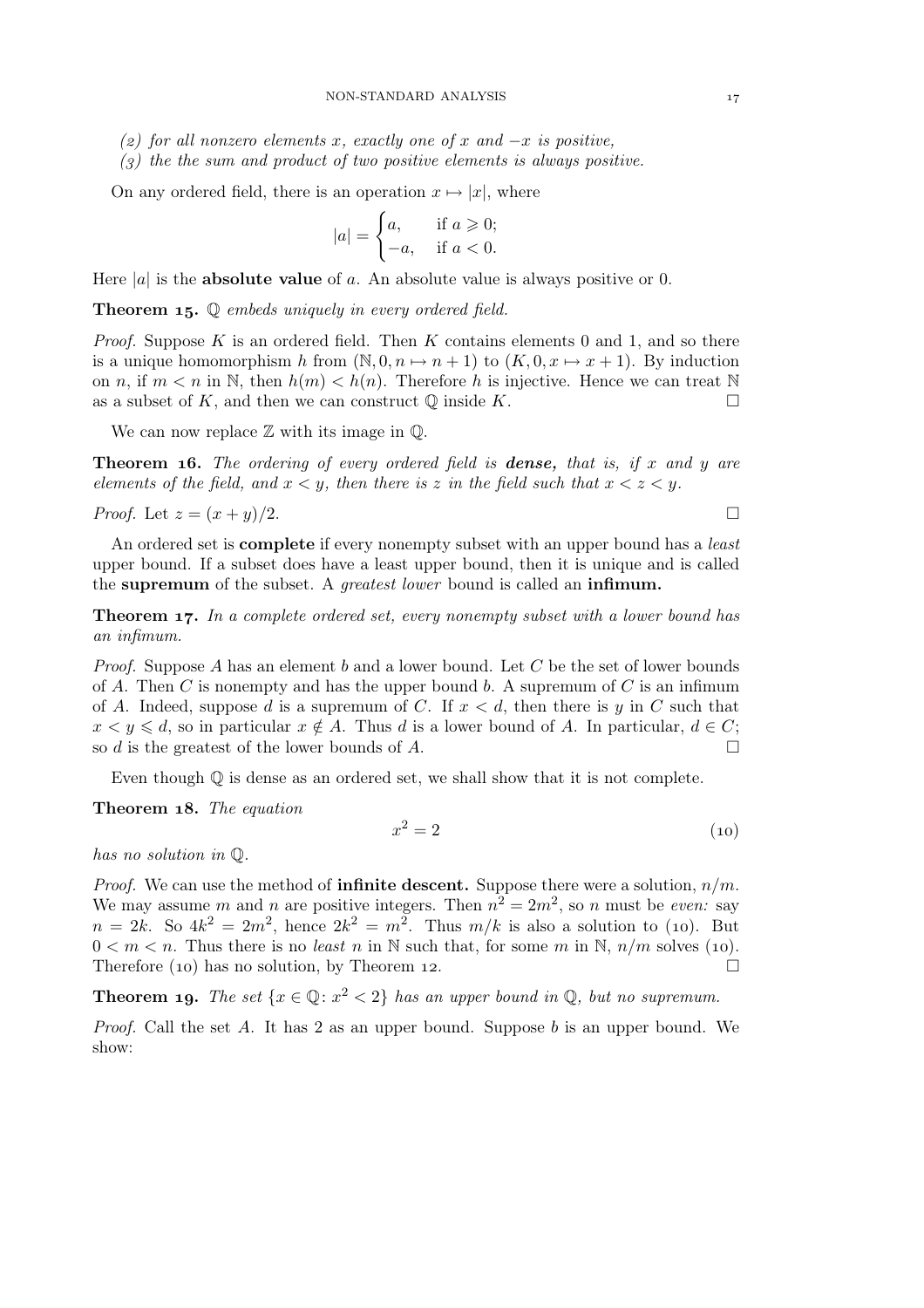(2) *for all nonzero elements $x$, exactly one of $x$ and $-x$ is positive,*
(3) *the the sum and product of two positive elements is always positive.*

On any ordered field, there is an operation $x \mapsto |x|$, where

$$|a| = \begin{cases} a, & \text{if } a \geqslant 0; \\ -a, & \text{if } a < 0. \end{cases}$$

Here $|a|$ is the **absolute value** of $a$. An absolute value is always positive or 0.

**Theorem 15.** *$\mathbb{Q}$ embeds uniquely in every ordered field.*

*Proof.* Suppose $K$ is an ordered field. Then $K$ contains elements 0 and 1, and so there is a unique homomorphism $h$ from $(\mathbb{N}, 0, n \mapsto n+1)$ to $(K, 0, x \mapsto x+1)$. By induction on $n$, if $m < n$ in $\mathbb{N}$, then $h(m) < h(n)$. Therefore $h$ is injective. Hence we can treat $\mathbb{N}$ as a subset of $K$, and then we can construct $\mathbb{Q}$ inside $K$. □

We can now replace $\mathbb{Z}$ with its image in $\mathbb{Q}$.

**Theorem 16.** *The ordering of every ordered field is **dense,** that is, if $x$ and $y$ are elements of the field, and $x < y$, then there is $z$ in the field such that $x < z < y$.*

*Proof.* Let $z = (x + y)/2$. □

An ordered set is **complete** if every nonempty subset with an upper bound has a *least* upper bound. If a subset does have a least upper bound, then it is unique and is called the **supremum** of the subset. A *greatest lower* bound is called an **infimum.**

**Theorem 17.** *In a complete ordered set, every nonempty subset with a lower bound has an infimum.*

*Proof.* Suppose $A$ has an element $b$ and a lower bound. Let $C$ be the set of lower bounds of $A$. Then $C$ is nonempty and has the upper bound $b$. A supremum of $C$ is an infimum of $A$. Indeed, suppose $d$ is a supremum of $C$. If $x < d$, then there is $y$ in $C$ such that $x < y \leqslant d$, so in particular $x \notin A$. Thus $d$ is a lower bound of $A$. In particular, $d \in C$; so $d$ is the greatest of the lower bounds of $A$. □

Even though $\mathbb{Q}$ is dense as an ordered set, we shall show that it is not complete.

**Theorem 18.** *The equation*

$$x^2 = 2 \tag{10}$$

*has no solution in $\mathbb{Q}$.*

*Proof.* We can use the method of **infinite descent.** Suppose there were a solution, $n/m$. We may assume $m$ and $n$ are positive integers. Then $n^2 = 2m^2$, so $n$ must be *even:* say $n = 2k$. So $4k^2 = 2m^2$, hence $2k^2 = m^2$. Thus $m/k$ is also a solution to (10). But $0 < m < n$. Thus there is no *least* $n$ in $\mathbb{N}$ such that, for some $m$ in $\mathbb{N}$, $n/m$ solves (10). Therefore (10) has no solution, by Theorem 12. □

**Theorem 19.** *The set $\{x \in \mathbb{Q} \colon x^2 < 2\}$ has an upper bound in $\mathbb{Q}$, but no supremum.*

*Proof.* Call the set $A$. It has 2 as an upper bound. Suppose $b$ is an upper bound. We show: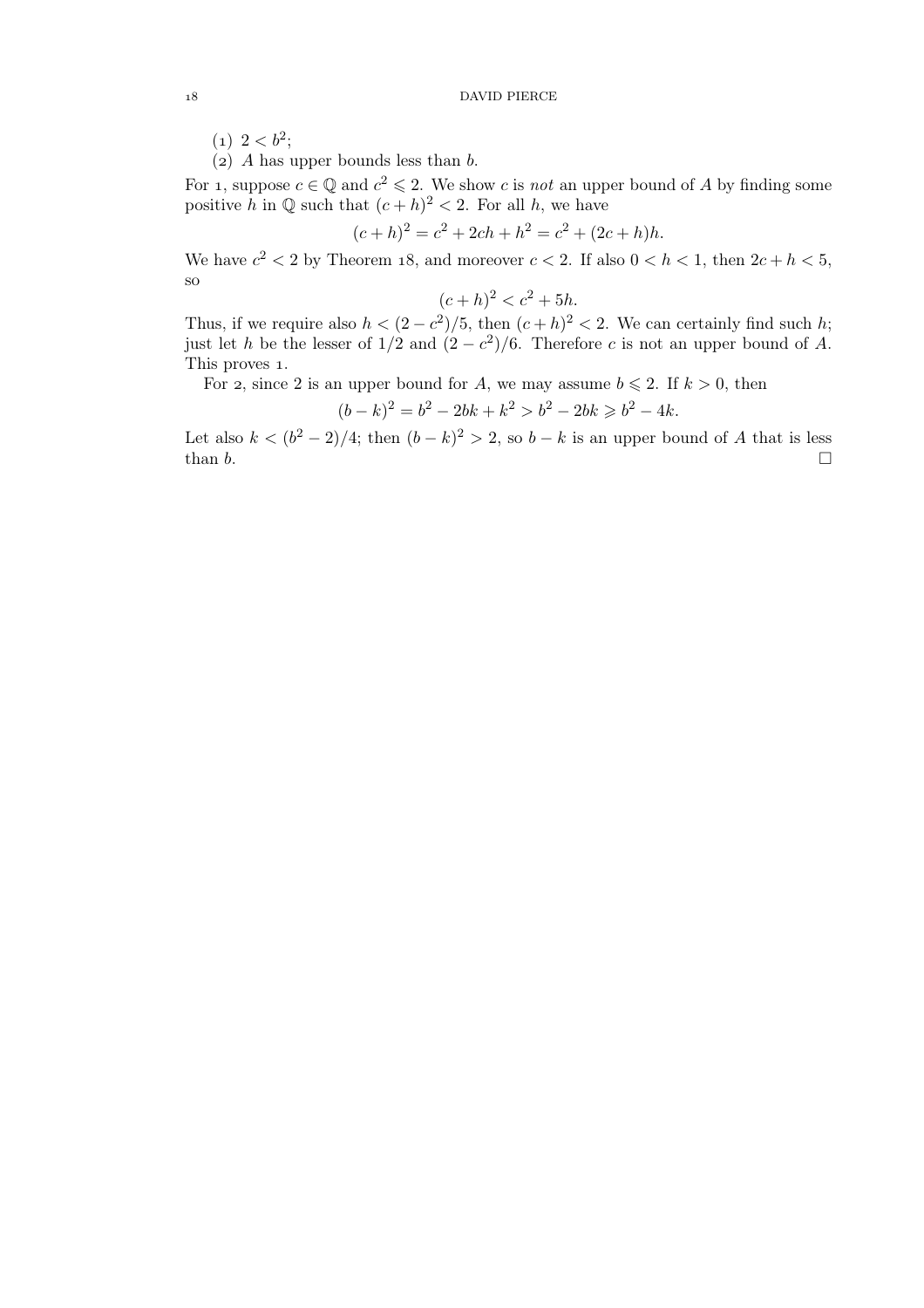(1) $2 < b^2$;

(2) $A$ has upper bounds less than $b$.

For 1, suppose $c \in \mathbb{Q}$ and $c^2 \leqslant 2$. We show $c$ is *not* an upper bound of $A$ by finding some positive $h$ in $\mathbb{Q}$ such that $(c+h)^2 < 2$. For all $h$, we have

$$(c+h)^2 = c^2 + 2ch + h^2 = c^2 + (2c+h)h.$$

We have $c^2 < 2$ by Theorem 18, and moreover $c < 2$. If also $0 < h < 1$, then $2c + h < 5$, so

$$(c+h)^2 < c^2 + 5h.$$

Thus, if we require also $h < (2 - c^2)/5$, then $(c+h)^2 < 2$. We can certainly find such $h$; just let $h$ be the lesser of $1/2$ and $(2 - c^2)/6$. Therefore $c$ is not an upper bound of $A$. This proves 1.

For 2, since 2 is an upper bound for $A$, we may assume $b \leqslant 2$. If $k > 0$, then

$$(b-k)^2 = b^2 - 2bk + k^2 > b^2 - 2bk \geqslant b^2 - 4k.$$

Let also $k < (b^2 - 2)/4$; then $(b-k)^2 > 2$, so $b - k$ is an upper bound of $A$ that is less than $b$. □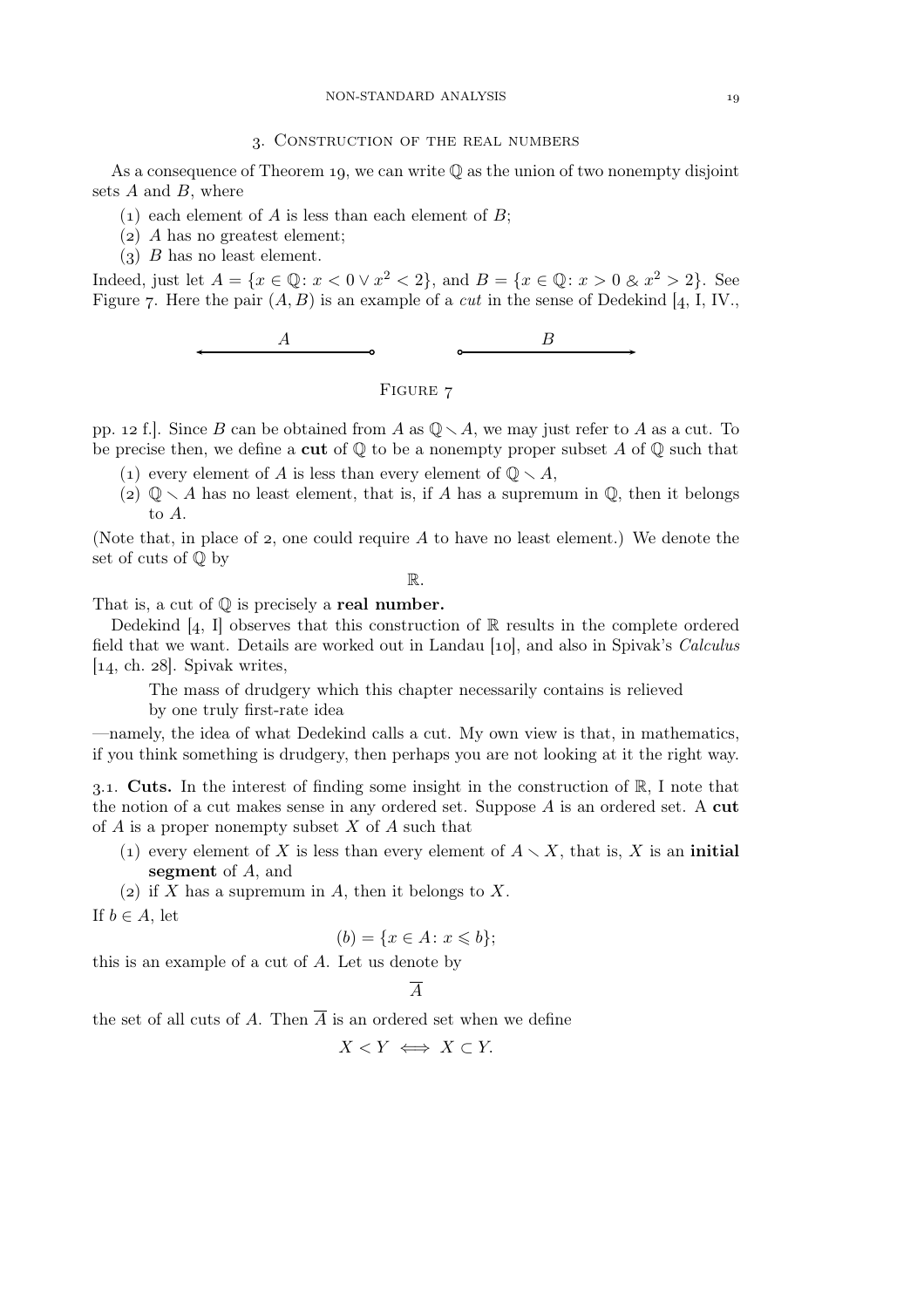## 3. Construction of the real numbers

As a consequence of Theorem 19, we can write $\mathbb{Q}$ as the union of two nonempty disjoint sets $A$ and $B$, where

(1) each element of $A$ is less than each element of $B$;
(2) $A$ has no greatest element;
(3) $B$ has no least element.

Indeed, just let $A = \{x \in \mathbb{Q} \colon x < 0 \vee x^2 < 2\}$, and $B = \{x \in \mathbb{Q} \colon x > 0 \;\&\; x^2 > 2\}$. See Figure 7. Here the pair $(A, B)$ is an example of a *cut* in the sense of Dedekind [4, I, IV., pp. 12 f.]. Since $B$ can be obtained from $A$ as $\mathbb{Q} \smallsetminus A$, we may just refer to $A$ as a cut. To be precise then, we define a **cut** of $\mathbb{Q}$ to be a nonempty proper subset $A$ of $\mathbb{Q}$ such that

(1) every element of $A$ is less than every element of $\mathbb{Q} \smallsetminus A$,
(2) $\mathbb{Q} \smallsetminus A$ has no least element, that is, if $A$ has a supremum in $\mathbb{Q}$, then it belongs to $A$.

Figure 7

(Note that, in place of 2, one could require $A$ to have no least element.) We denote the set of cuts of $\mathbb{Q}$ by

$$\mathbb{R}.$$

That is, a cut of $\mathbb{Q}$ is precisely a **real number.**

Dedekind [4, I] observes that this construction of $\mathbb{R}$ results in the complete ordered field that we want. Details are worked out in Landau [10], and also in Spivak's *Calculus* [14, ch. 28]. Spivak writes,

> The mass of drudgery which this chapter necessarily contains is relieved by one truly first-rate idea

—namely, the idea of what Dedekind calls a cut. My own view is that, in mathematics, if you think something is drudgery, then perhaps you are not looking at it the right way.

### 3.1. Cuts.

In the interest of finding some insight in the construction of $\mathbb{R}$, I note that the notion of a cut makes sense in any ordered set. Suppose $A$ is an ordered set. A **cut** of $A$ is a proper nonempty subset $X$ of $A$ such that

(1) every element of $X$ is less than every element of $A \smallsetminus X$, that is, $X$ is an **initial segment** of $A$, and
(2) if $X$ has a supremum in $A$, then it belongs to $X$.

If $b \in A$, let

$$(b) = \{x \in A \colon x \leqslant b\};$$

this is an example of a cut of $A$. Let us denote by

$$\overline{A}$$

the set of all cuts of $A$. Then $\overline{A}$ is an ordered set when we define

$$X < Y \iff X \subset Y.$$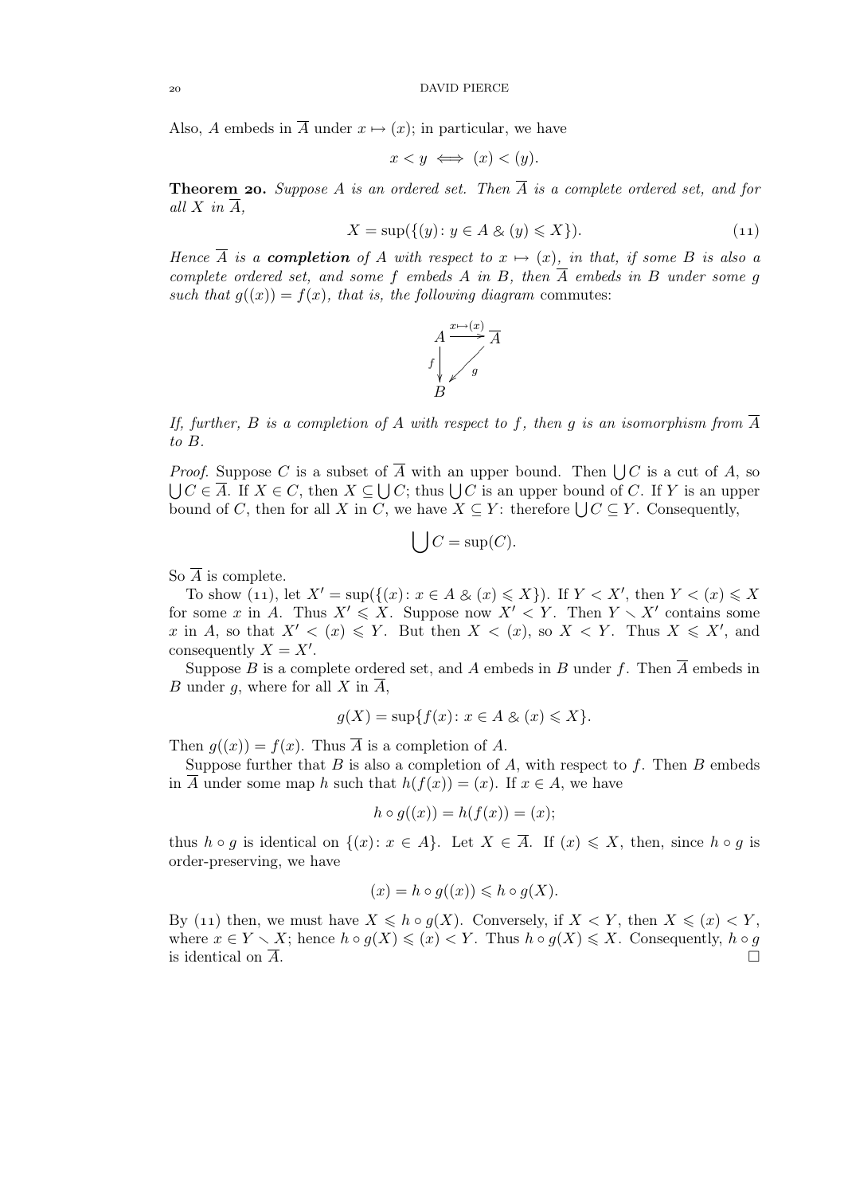Also, $A$ embeds in $\overline{A}$ under $x \mapsto (x)$; in particular, we have

$$x < y \iff (x) < (y).$$

**Theorem 20.** *Suppose $A$ is an ordered set. Then $\overline{A}$ is a complete ordered set, and for all $X$ in $\overline{A}$,*

$$X = \sup(\{(y) \colon y \in A \mathbin{\&} (y) \leqslant X\}). \tag{11}$$

*Hence $\overline{A}$ is a* ***completion*** *of $A$ with respect to $x \mapsto (x)$, in that, if some $B$ is also a complete ordered set, and some $f$ embeds $A$ in $B$, then $\overline{A}$ embeds in $B$ under some $g$ such that $g((x)) = f(x)$, that is, the following diagram commutes:*

$$\begin{array}{ccc} A & \xrightarrow{x \mapsto (x)} & \overline{A} \\ {\scriptstyle f}\downarrow & \swarrow {\scriptstyle g} & \\ B & & \end{array}$$

*If, further, $B$ is a completion of $A$ with respect to $f$, then $g$ is an isomorphism from $\overline{A}$ to $B$.*

*Proof.* Suppose $C$ is a subset of $\overline{A}$ with an upper bound. Then $\bigcup C$ is a cut of $A$, so $\bigcup C \in \overline{A}$. If $X \in C$, then $X \subseteq \bigcup C$; thus $\bigcup C$ is an upper bound of $C$. If $Y$ is an upper bound of $C$, then for all $X$ in $C$, we have $X \subseteq Y$: therefore $\bigcup C \subseteq Y$. Consequently,

$$\bigcup C = \sup(C).$$

So $\overline{A}$ is complete.

To show (11), let $X' = \sup(\{(x) \colon x \in A \mathbin{\&} (x) \leqslant X\})$. If $Y < X'$, then $Y < (x) \leqslant X$ for some $x$ in $A$. Thus $X' \leqslant X$. Suppose now $X' < Y$. Then $Y \smallsetminus X'$ contains some $x$ in $A$, so that $X' < (x) \leqslant Y$. But then $X < (x)$, so $X < Y$. Thus $X \leqslant X'$, and consequently $X = X'$.

Suppose $B$ is a complete ordered set, and $A$ embeds in $B$ under $f$. Then $\overline{A}$ embeds in $B$ under $g$, where for all $X$ in $\overline{A}$,

$$g(X) = \sup\{f(x) \colon x \in A \mathbin{\&} (x) \leqslant X\}.$$

Then $g((x)) = f(x)$. Thus $\overline{A}$ is a completion of $A$.

Suppose further that $B$ is also a completion of $A$, with respect to $f$. Then $B$ embeds in $\overline{A}$ under some map $h$ such that $h(f(x)) = (x)$. If $x \in A$, we have

$$h \circ g((x)) = h(f(x)) = (x);$$

thus $h \circ g$ is identical on $\{(x) \colon x \in A\}$. Let $X \in \overline{A}$. If $(x) \leqslant X$, then, since $h \circ g$ is order-preserving, we have

$$(x) = h \circ g((x)) \leqslant h \circ g(X).$$

By (11) then, we must have $X \leqslant h \circ g(X)$. Conversely, if $X < Y$, then $X \leqslant (x) < Y$, where $x \in Y \smallsetminus X$; hence $h \circ g(X) \leqslant (x) < Y$. Thus $h \circ g(X) \leqslant X$. Consequently, $h \circ g$ is identical on $\overline{A}$. $\square$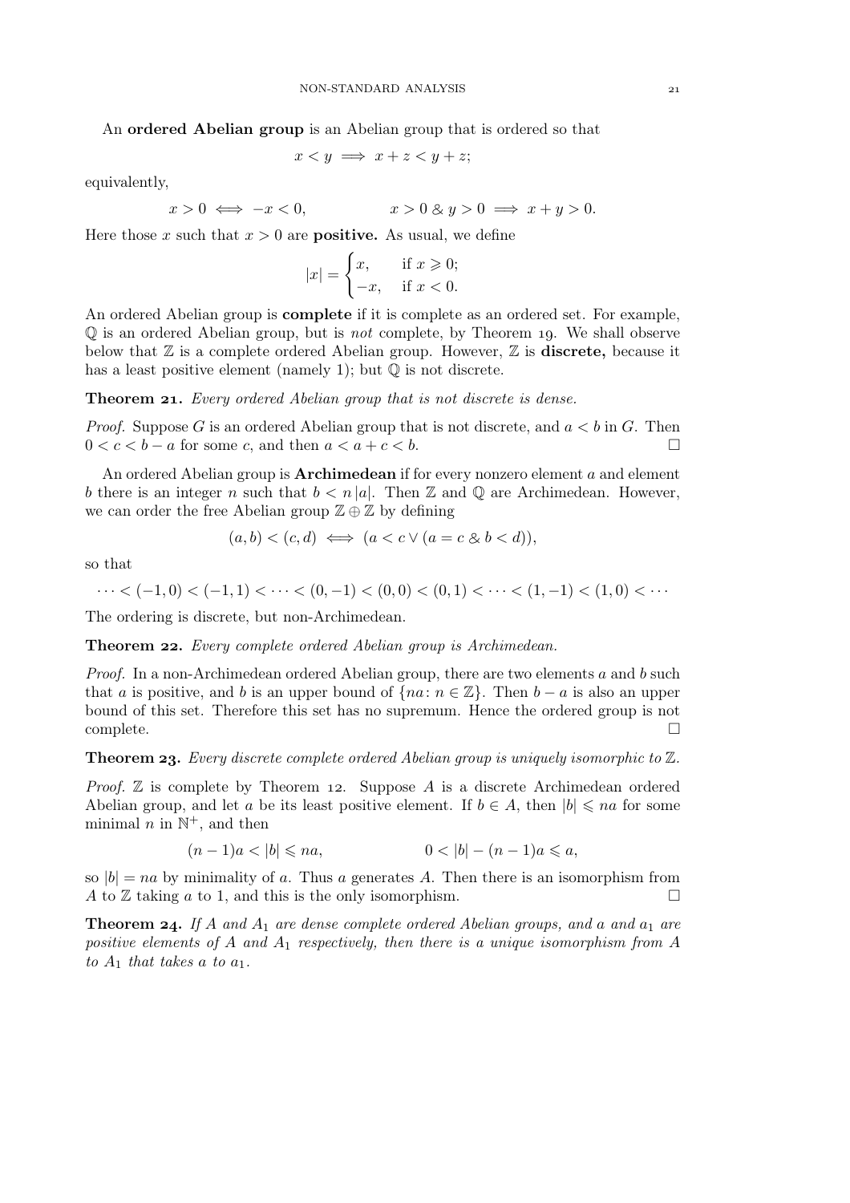An **ordered Abelian group** is an Abelian group that is ordered so that

$$x < y \implies x + z < y + z;$$

equivalently,

$$x > 0 \iff -x < 0, \qquad\qquad x > 0 \mathbin{\&} y > 0 \implies x + y > 0.$$

Here those $x$ such that $x > 0$ are **positive.** As usual, we define

$$|x| = \begin{cases} x, & \text{if } x \geqslant 0; \\ -x, & \text{if } x < 0. \end{cases}$$

An ordered Abelian group is **complete** if it is complete as an ordered set. For example, $\mathbb{Q}$ is an ordered Abelian group, but is *not* complete, by Theorem 19. We shall observe below that $\mathbb{Z}$ is a complete ordered Abelian group. However, $\mathbb{Z}$ is **discrete,** because it has a least positive element (namely 1); but $\mathbb{Q}$ is not discrete.

**Theorem 21.** *Every ordered Abelian group that is not discrete is dense.*

*Proof.* Suppose $G$ is an ordered Abelian group that is not discrete, and $a < b$ in $G$. Then $0 < c < b - a$ for some $c$, and then $a < a + c < b$. □

An ordered Abelian group is **Archimedean** if for every nonzero element $a$ and element $b$ there is an integer $n$ such that $b < n\,|a|$. Then $\mathbb{Z}$ and $\mathbb{Q}$ are Archimedean. However, we can order the free Abelian group $\mathbb{Z} \oplus \mathbb{Z}$ by defining

$$(a, b) < (c, d) \iff (a < c \lor (a = c \mathbin{\&} b < d)),$$

so that

$$\cdots < (-1, 0) < (-1, 1) < \cdots < (0, -1) < (0, 0) < (0, 1) < \cdots < (1, -1) < (1, 0) < \cdots$$

The ordering is discrete, but non-Archimedean.

**Theorem 22.** *Every complete ordered Abelian group is Archimedean.*

*Proof.* In a non-Archimedean ordered Abelian group, there are two elements $a$ and $b$ such that $a$ is positive, and $b$ is an upper bound of $\{na : n \in \mathbb{Z}\}$. Then $b - a$ is also an upper bound of this set. Therefore this set has no supremum. Hence the ordered group is not complete. □

**Theorem 23.** *Every discrete complete ordered Abelian group is uniquely isomorphic to $\mathbb{Z}$.*

*Proof.* $\mathbb{Z}$ is complete by Theorem 12. Suppose $A$ is a discrete Archimedean ordered Abelian group, and let $a$ be its least positive element. If $b \in A$, then $|b| \leqslant na$ for some minimal $n$ in $\mathbb{N}^+$, and then

$$(n - 1)a < |b| \leqslant na, \qquad\qquad 0 < |b| - (n - 1)a \leqslant a,$$

so $|b| = na$ by minimality of $a$. Thus $a$ generates $A$. Then there is an isomorphism from $A$ to $\mathbb{Z}$ taking $a$ to 1, and this is the only isomorphism. □

**Theorem 24.** *If $A$ and $A_1$ are dense complete ordered Abelian groups, and $a$ and $a_1$ are positive elements of $A$ and $A_1$ respectively, then there is a unique isomorphism from $A$ to $A_1$ that takes $a$ to $a_1$.*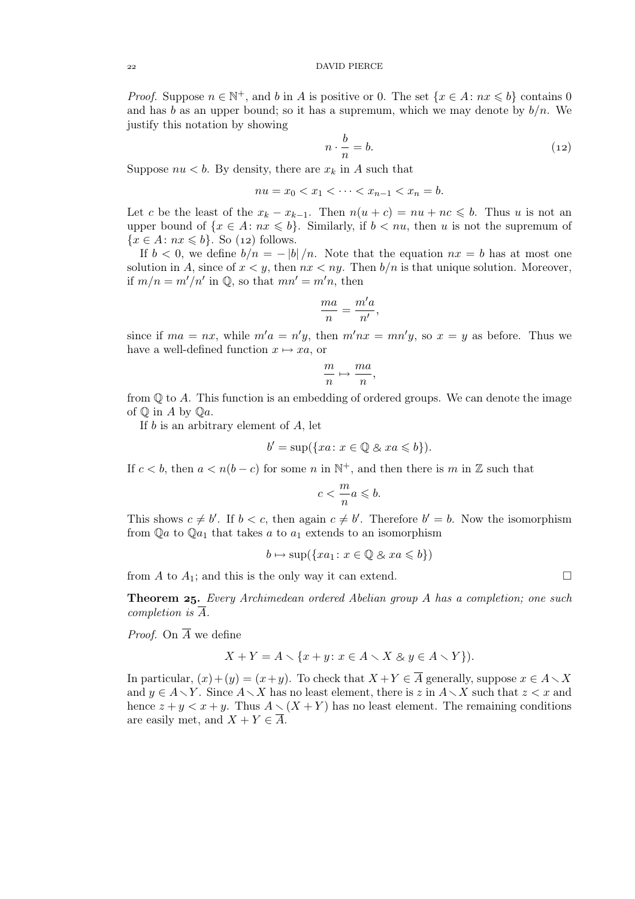*Proof.* Suppose $n \in \mathbb{N}^+$, and $b$ in $A$ is positive or 0. The set $\{x \in A \colon nx \leqslant b\}$ contains 0 and has $b$ as an upper bound; so it has a supremum, which we may denote by $b/n$. We justify this notation by showing

$$n \cdot \frac{b}{n} = b. \tag{12}$$

Suppose $nu < b$. By density, there are $x_k$ in $A$ such that

$$nu = x_0 < x_1 < \cdots < x_{n-1} < x_n = b.$$

Let $c$ be the least of the $x_k - x_{k-1}$. Then $n(u + c) = nu + nc \leqslant b$. Thus $u$ is not an upper bound of $\{x \in A \colon nx \leqslant b\}$. Similarly, if $b < nu$, then $u$ is not the supremum of $\{x \in A \colon nx \leqslant b\}$. So (12) follows.

If $b < 0$, we define $b/n = -|b|/n$. Note that the equation $nx = b$ has at most one solution in $A$, since of $x < y$, then $nx < ny$. Then $b/n$ is that unique solution. Moreover, if $m/n = m'/n'$ in $\mathbb{Q}$, so that $mn' = m'n$, then

$$\frac{ma}{n} = \frac{m'a}{n'},$$

since if $ma = nx$, while $m'a = n'y$, then $m'nx = mn'y$, so $x = y$ as before. Thus we have a well-defined function $x \mapsto xa$, or

$$\frac{m}{n} \mapsto \frac{ma}{n},$$

from $\mathbb{Q}$ to $A$. This function is an embedding of ordered groups. We can denote the image of $\mathbb{Q}$ in $A$ by $\mathbb{Q}a$.

If $b$ is an arbitrary element of $A$, let

$$b' = \sup(\{xa \colon x \in \mathbb{Q} \;\&\; xa \leqslant b\}).$$

If $c < b$, then $a < n(b - c)$ for some $n$ in $\mathbb{N}^+$, and then there is $m$ in $\mathbb{Z}$ such that

$$c < \frac{m}{n}a \leqslant b.$$

This shows $c \neq b'$. If $b < c$, then again $c \neq b'$. Therefore $b' = b$. Now the isomorphism from $\mathbb{Q}a$ to $\mathbb{Q}a_1$ that takes $a$ to $a_1$ extends to an isomorphism

$$b \mapsto \sup(\{xa_1 \colon x \in \mathbb{Q} \;\&\; xa \leqslant b\})$$

from $A$ to $A_1$; and this is the only way it can extend. □

**Theorem 25.** *Every Archimedean ordered Abelian group $A$ has a completion; one such completion is $\overline{A}$.*

*Proof.* On $\overline{A}$ we define

$$X + Y = A \smallsetminus \{x + y \colon x \in A \smallsetminus X \;\&\; y \in A \smallsetminus Y\}).$$

In particular, $(x) + (y) = (x + y)$. To check that $X + Y \in \overline{A}$ generally, suppose $x \in A \smallsetminus X$ and $y \in A \smallsetminus Y$. Since $A \smallsetminus X$ has no least element, there is $z$ in $A \smallsetminus X$ such that $z < x$ and hence $z + y < x + y$. Thus $A \smallsetminus (X + Y)$ has no least element. The remaining conditions are easily met, and $X + Y \in \overline{A}$.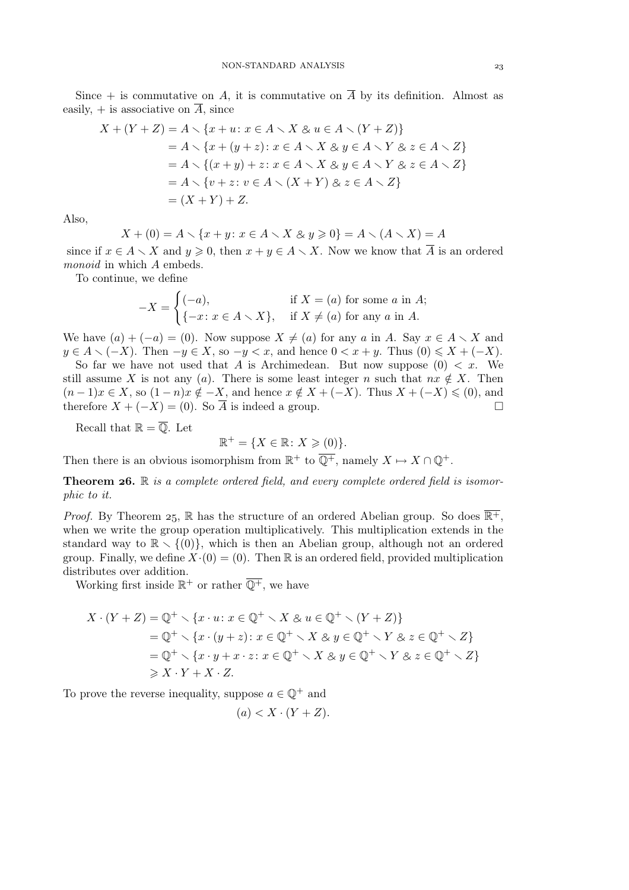Since $+$ is commutative on $A$, it is commutative on $\overline{A}$ by its definition. Almost as easily, $+$ is associative on $\overline{A}$, since

$$\begin{aligned}
X + (Y + Z) &= A \smallsetminus \{x + u \colon x \in A \smallsetminus X \;\&\; u \in A \smallsetminus (Y + Z)\} \\
&= A \smallsetminus \{x + (y + z) \colon x \in A \smallsetminus X \;\&\; y \in A \smallsetminus Y \;\&\; z \in A \smallsetminus Z\} \\
&= A \smallsetminus \{(x + y) + z \colon x \in A \smallsetminus X \;\&\; y \in A \smallsetminus Y \;\&\; z \in A \smallsetminus Z\} \\
&= A \smallsetminus \{v + z \colon v \in A \smallsetminus (X + Y) \;\&\; z \in A \smallsetminus Z\} \\
&= (X + Y) + Z.
\end{aligned}$$

Also,

$$X + (0) = A \smallsetminus \{x + y \colon x \in A \smallsetminus X \;\&\; y \geqslant 0\} = A \smallsetminus (A \smallsetminus X) = A$$

since if $x \in A \smallsetminus X$ and $y \geqslant 0$, then $x + y \in A \smallsetminus X$. Now we know that $\overline{A}$ is an ordered *monoid* in which $A$ embeds.

To continue, we define

$$-X = \begin{cases} (-a), & \text{if } X = (a) \text{ for some } a \text{ in } A; \\ \{-x \colon x \in A \smallsetminus X\}, & \text{if } X \neq (a) \text{ for any } a \text{ in } A. \end{cases}$$

We have $(a) + (-a) = (0)$. Now suppose $X \neq (a)$ for any $a$ in $A$. Say $x \in A \smallsetminus X$ and $y \in A \smallsetminus (-X)$. Then $-y \in X$, so $-y < x$, and hence $0 < x + y$. Thus $(0) \leqslant X + (-X)$.

So far we have not used that $A$ is Archimedean. But now suppose $(0) < x$. We still assume $X$ is not any $(a)$. There is some least integer $n$ such that $nx \notin X$. Then $(n-1)x \in X$, so $(1-n)x \notin -X$, and hence $x \notin X + (-X)$. Thus $X + (-X) \leqslant (0)$, and therefore $X + (-X) = (0)$. So $\overline{A}$ is indeed a group. $\square$

Recall that $\mathbb{R} = \overline{\mathbb{Q}}$. Let

$$\mathbb{R}^+ = \{X \in \mathbb{R} \colon X \geqslant (0)\}.$$

Then there is an obvious isomorphism from $\mathbb{R}^+$ to $\overline{\mathbb{Q}^+}$, namely $X \mapsto X \cap \mathbb{Q}^+$.

**Theorem 26.** *$\mathbb{R}$ is a complete ordered field, and every complete ordered field is isomorphic to it.*

*Proof.* By Theorem 25, $\mathbb{R}$ has the structure of an ordered Abelian group. So does $\overline{\mathbb{R}^+}$, when we write the group operation multiplicatively. This multiplication extends in the standard way to $\mathbb{R} \smallsetminus \{(0)\}$, which is then an Abelian group, although not an ordered group. Finally, we define $X \cdot (0) = (0)$. Then $\mathbb{R}$ is an ordered field, provided multiplication distributes over addition.

Working first inside $\mathbb{R}^+$ or rather $\overline{\mathbb{Q}^+}$, we have

$$\begin{aligned}
X \cdot (Y + Z) &= \mathbb{Q}^+ \smallsetminus \{x \cdot u \colon x \in \mathbb{Q}^+ \smallsetminus X \;\&\; u \in \mathbb{Q}^+ \smallsetminus (Y + Z)\} \\
&= \mathbb{Q}^+ \smallsetminus \{x \cdot (y + z) \colon x \in \mathbb{Q}^+ \smallsetminus X \;\&\; y \in \mathbb{Q}^+ \smallsetminus Y \;\&\; z \in \mathbb{Q}^+ \smallsetminus Z\} \\
&= \mathbb{Q}^+ \smallsetminus \{x \cdot y + x \cdot z \colon x \in \mathbb{Q}^+ \smallsetminus X \;\&\; y \in \mathbb{Q}^+ \smallsetminus Y \;\&\; z \in \mathbb{Q}^+ \smallsetminus Z\} \\
&\geqslant X \cdot Y + X \cdot Z.
\end{aligned}$$

To prove the reverse inequality, suppose $a \in \mathbb{Q}^+$ and

$$(a) < X \cdot (Y + Z).$$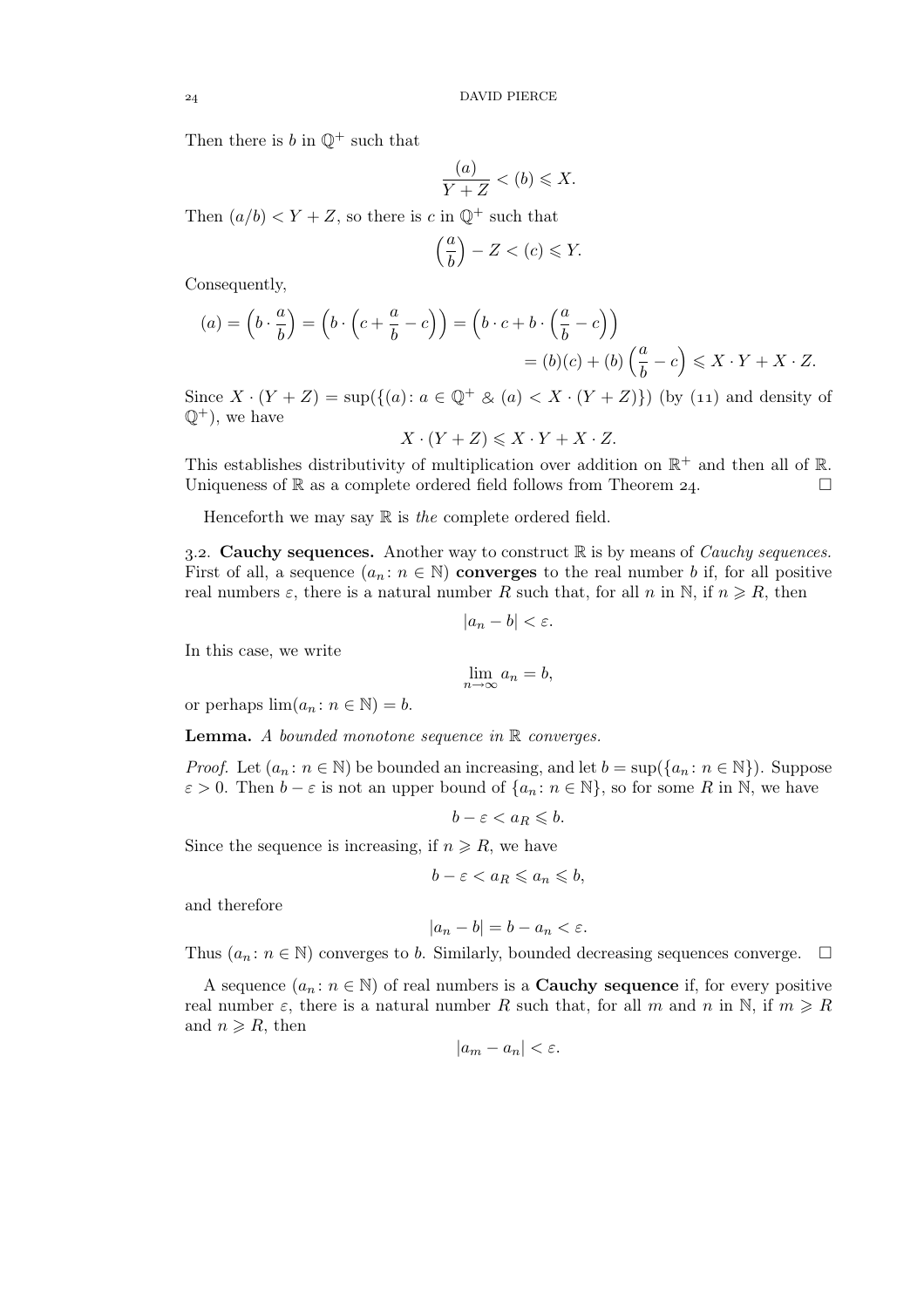Then there is $b$ in $\mathbb{Q}^+$ such that

$$\frac{(a)}{Y+Z} < (b) \leqslant X.$$

Then $(a/b) < Y + Z$, so there is $c$ in $\mathbb{Q}^+$ such that

$$\left(\frac{a}{b}\right) - Z < (c) \leqslant Y.$$

Consequently,

$$\begin{aligned}(a) = \left(b \cdot \frac{a}{b}\right) = \left(b \cdot \left(c + \frac{a}{b} - c\right)\right) &= \left(b \cdot c + b \cdot \left(\frac{a}{b} - c\right)\right)\\ &= (b)(c) + (b)\left(\frac{a}{b} - c\right) \leqslant X \cdot Y + X \cdot Z.\end{aligned}$$

Since $X \cdot (Y + Z) = \sup(\{(a) \colon a \in \mathbb{Q}^+ \ \&\ (a) < X \cdot (Y + Z)\})$ (by (11) and density of $\mathbb{Q}^+$), we have

$$X \cdot (Y + Z) \leqslant X \cdot Y + X \cdot Z.$$

This establishes distributivity of multiplication over addition on $\mathbb{R}^+$ and then all of $\mathbb{R}$. Uniqueness of $\mathbb{R}$ as a complete ordered field follows from Theorem 24. □

Henceforth we may say $\mathbb{R}$ is *the* complete ordered field.

3.2. **Cauchy sequences.** Another way to construct $\mathbb{R}$ is by means of *Cauchy sequences.* First of all, a sequence $(a_n \colon n \in \mathbb{N})$ **converges** to the real number $b$ if, for all positive real numbers $\varepsilon$, there is a natural number $R$ such that, for all $n$ in $\mathbb{N}$, if $n \geqslant R$, then

$$|a_n - b| < \varepsilon.$$

In this case, we write

$$\lim_{n\to\infty} a_n = b,$$

or perhaps $\lim(a_n \colon n \in \mathbb{N}) = b$.

**Lemma.** *A bounded monotone sequence in $\mathbb{R}$ converges.*

*Proof.* Let $(a_n \colon n \in \mathbb{N})$ be bounded an increasing, and let $b = \sup(\{a_n \colon n \in \mathbb{N}\})$. Suppose $\varepsilon > 0$. Then $b - \varepsilon$ is not an upper bound of $\{a_n \colon n \in \mathbb{N}\}$, so for some $R$ in $\mathbb{N}$, we have

$$b - \varepsilon < a_R \leqslant b.$$

Since the sequence is increasing, if $n \geqslant R$, we have

$$b - \varepsilon < a_R \leqslant a_n \leqslant b,$$

and therefore

$$|a_n - b| = b - a_n < \varepsilon.$$

Thus $(a_n \colon n \in \mathbb{N})$ converges to $b$. Similarly, bounded decreasing sequences converge. □

A sequence $(a_n \colon n \in \mathbb{N})$ of real numbers is a **Cauchy sequence** if, for every positive real number $\varepsilon$, there is a natural number $R$ such that, for all $m$ and $n$ in $\mathbb{N}$, if $m \geqslant R$ and $n \geqslant R$, then

$$|a_m - a_n| < \varepsilon.$$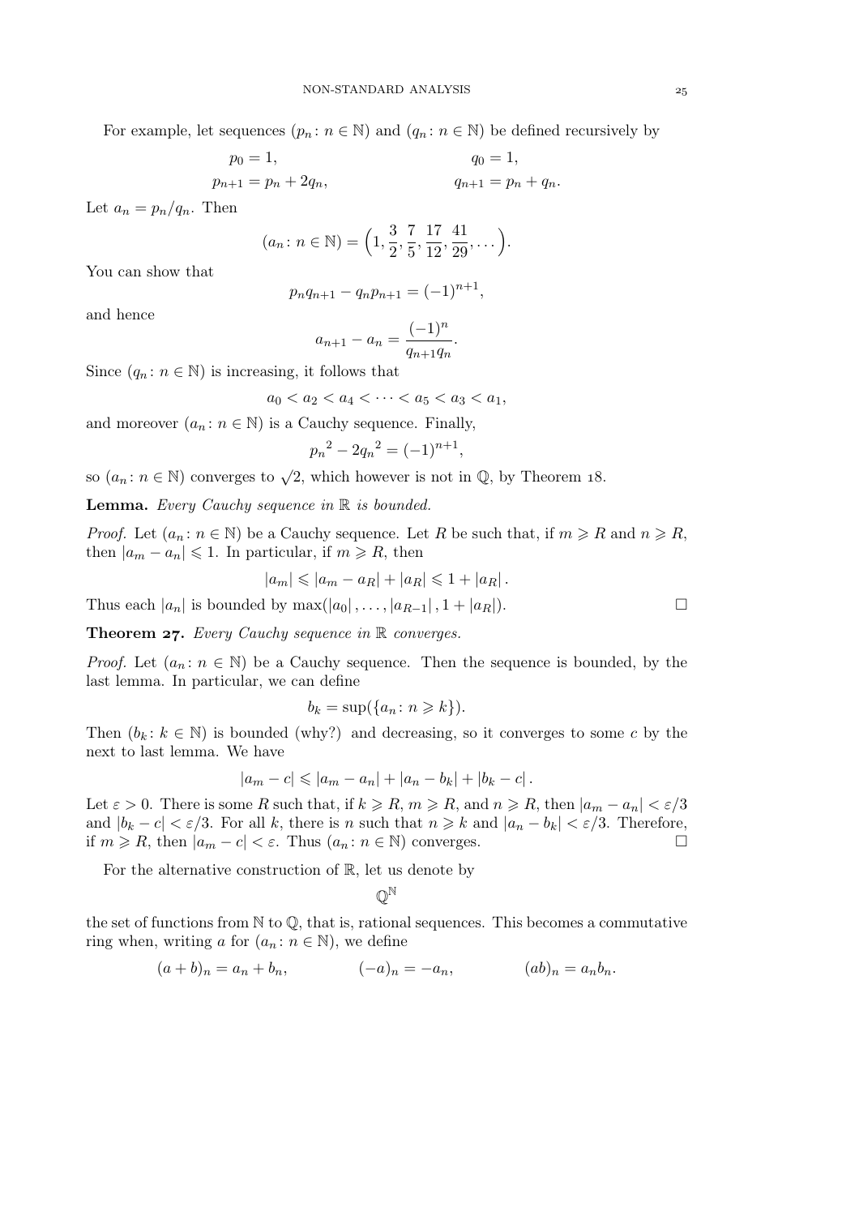For example, let sequences $(p_n : n \in \mathbb{N})$ and $(q_n : n \in \mathbb{N})$ be defined recursively by

$$p_0 = 1, \qquad\qquad q_0 = 1,$$

$$p_{n+1} = p_n + 2q_n, \qquad\qquad q_{n+1} = p_n + q_n.$$

Let $a_n = p_n/q_n$. Then

$$(a_n : n \in \mathbb{N}) = \Big(1, \frac{3}{2}, \frac{7}{5}, \frac{17}{12}, \frac{41}{29}, \dots\Big).$$

You can show that

$$p_n q_{n+1} - q_n p_{n+1} = (-1)^{n+1},$$

and hence

$$a_{n+1} - a_n = \frac{(-1)^n}{q_{n+1} q_n}.$$

Since $(q_n : n \in \mathbb{N})$ is increasing, it follows that

$$a_0 < a_2 < a_4 < \dots < a_5 < a_3 < a_1,$$

and moreover $(a_n : n \in \mathbb{N})$ is a Cauchy sequence. Finally,

$${p_n}^2 - 2{q_n}^2 = (-1)^{n+1},$$

so $(a_n : n \in \mathbb{N})$ converges to $\sqrt{2}$, which however is not in $\mathbb{Q}$, by Theorem 18.

**Lemma.** *Every Cauchy sequence in $\mathbb{R}$ is bounded.*

*Proof.* Let $(a_n : n \in \mathbb{N})$ be a Cauchy sequence. Let $R$ be such that, if $m \geqslant R$ and $n \geqslant R$, then $|a_m - a_n| \leqslant 1$. In particular, if $m \geqslant R$, then

$$|a_m| \leqslant |a_m - a_R| + |a_R| \leqslant 1 + |a_R|.$$

Thus each $|a_n|$ is bounded by $\max(|a_0|, \dots, |a_{R-1}|, 1 + |a_R|)$. □

**Theorem 27.** *Every Cauchy sequence in $\mathbb{R}$ converges.*

*Proof.* Let $(a_n : n \in \mathbb{N})$ be a Cauchy sequence. Then the sequence is bounded, by the last lemma. In particular, we can define

$$b_k = \sup(\{a_n : n \geqslant k\}).$$

Then $(b_k : k \in \mathbb{N})$ is bounded (why?) and decreasing, so it converges to some $c$ by the next to last lemma. We have

$$|a_m - c| \leqslant |a_m - a_n| + |a_n - b_k| + |b_k - c|.$$

Let $\varepsilon > 0$. There is some $R$ such that, if $k \geqslant R$, $m \geqslant R$, and $n \geqslant R$, then $|a_m - a_n| < \varepsilon/3$ and $|b_k - c| < \varepsilon/3$. For all $k$, there is $n$ such that $n \geqslant k$ and $|a_n - b_k| < \varepsilon/3$. Therefore, if $m \geqslant R$, then $|a_m - c| < \varepsilon$. Thus $(a_n : n \in \mathbb{N})$ converges. □

For the alternative construction of $\mathbb{R}$, let us denote by

$$\mathbb{Q}^{\mathbb{N}}$$

the set of functions from $\mathbb{N}$ to $\mathbb{Q}$, that is, rational sequences. This becomes a commutative ring when, writing $a$ for $(a_n : n \in \mathbb{N})$, we define

$$(a + b)_n = a_n + b_n, \qquad (-a)_n = -a_n, \qquad (ab)_n = a_n b_n.$$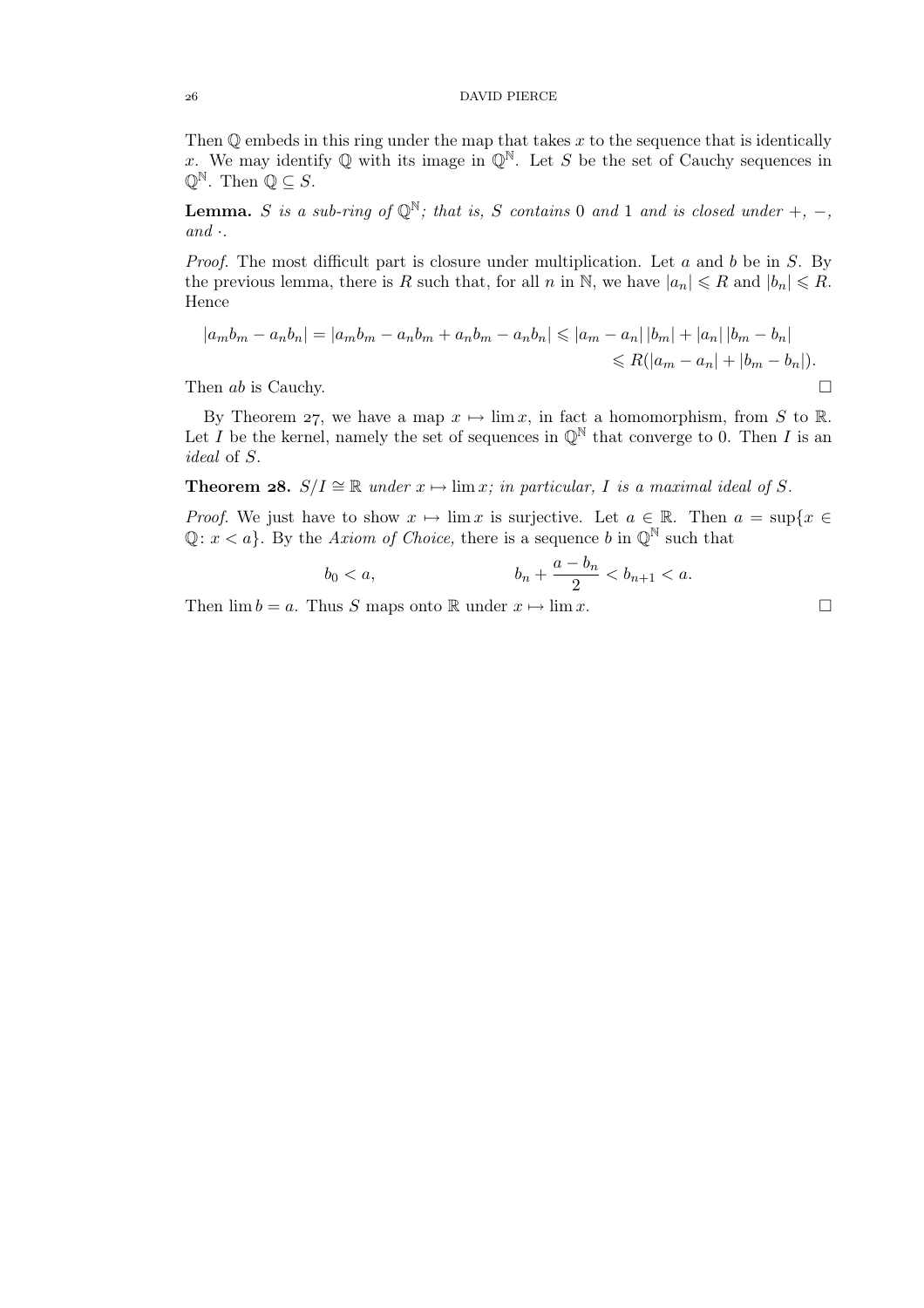Then $\mathbb{Q}$ embeds in this ring under the map that takes $x$ to the sequence that is identically $x$. We may identify $\mathbb{Q}$ with its image in $\mathbb{Q}^{\mathbb{N}}$. Let $S$ be the set of Cauchy sequences in $\mathbb{Q}^{\mathbb{N}}$. Then $\mathbb{Q} \subseteq S$.

**Lemma.** *$S$ is a sub-ring of $\mathbb{Q}^{\mathbb{N}}$; that is, $S$ contains $0$ and $1$ and is closed under $+$, $-$, and $\cdot$.*

*Proof.* The most difficult part is closure under multiplication. Let $a$ and $b$ be in $S$. By the previous lemma, there is $R$ such that, for all $n$ in $\mathbb{N}$, we have $|a_n| \leqslant R$ and $|b_n| \leqslant R$. Hence

$$\begin{aligned}|a_m b_m - a_n b_n| = |a_m b_m - a_n b_m + a_n b_m - a_n b_n| &\leqslant |a_m - a_n|\,|b_m| + |a_n|\,|b_m - b_n| \\ &\leqslant R(|a_m - a_n| + |b_m - b_n|).\end{aligned}$$

Then $ab$ is Cauchy. □

By Theorem 27, we have a map $x \mapsto \lim x$, in fact a homomorphism, from $S$ to $\mathbb{R}$. Let $I$ be the kernel, namely the set of sequences in $\mathbb{Q}^{\mathbb{N}}$ that converge to $0$. Then $I$ is an *ideal* of $S$.

**Theorem 28.** *$S/I \cong \mathbb{R}$ under $x \mapsto \lim x$; in particular, $I$ is a maximal ideal of $S$.*

*Proof.* We just have to show $x \mapsto \lim x$ is surjective. Let $a \in \mathbb{R}$. Then $a = \sup\{x \in \mathbb{Q} \colon x < a\}$. By the *Axiom of Choice,* there is a sequence $b$ in $\mathbb{Q}^{\mathbb{N}}$ such that

$$b_0 < a, \qquad\qquad b_n + \frac{a - b_n}{2} < b_{n+1} < a.$$

Then $\lim b = a$. Thus $S$ maps onto $\mathbb{R}$ under $x \mapsto \lim x$. □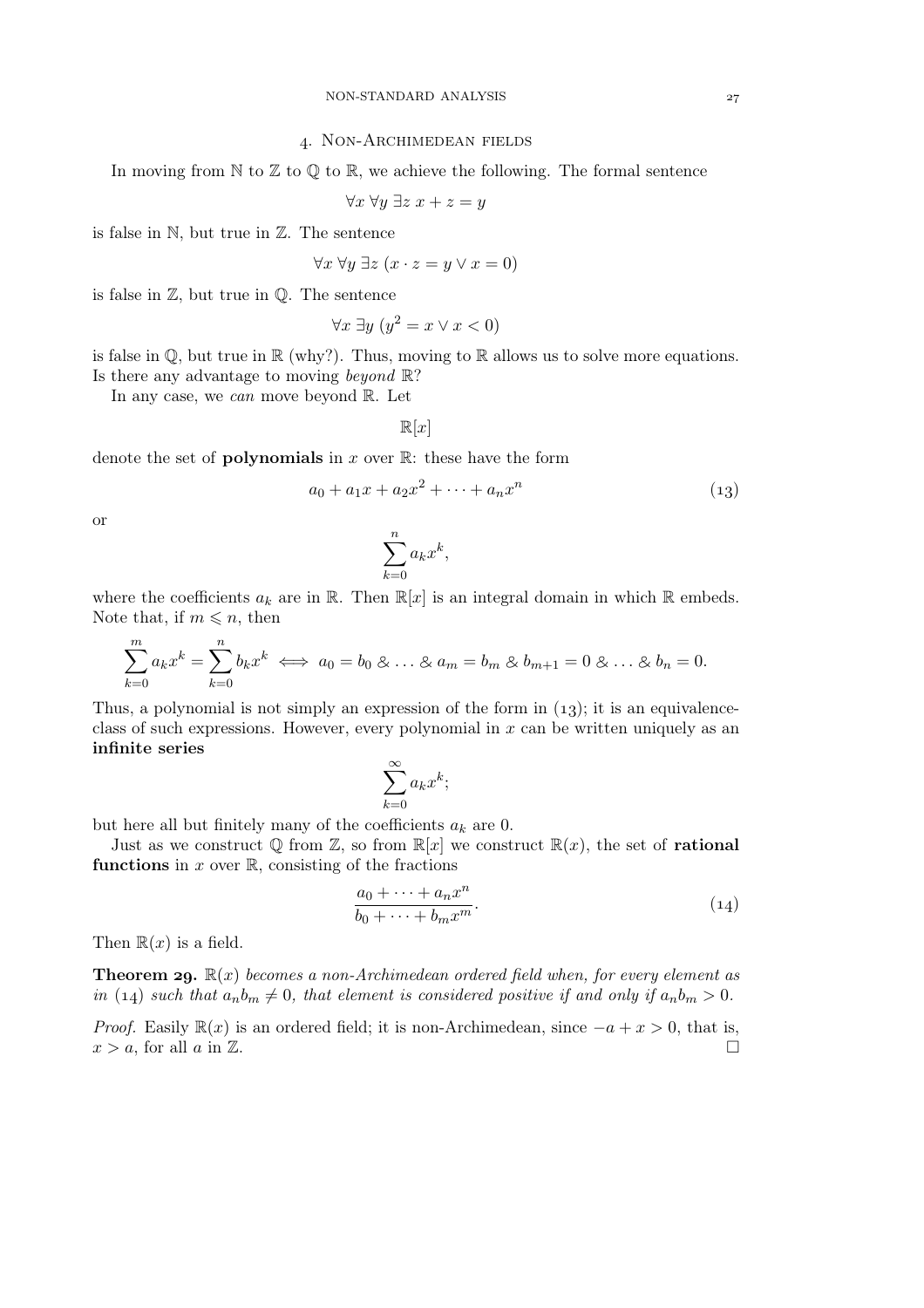## 4. Non-Archimedean fields

In moving from $\mathbb{N}$ to $\mathbb{Z}$ to $\mathbb{Q}$ to $\mathbb{R}$, we achieve the following. The formal sentence

$$\forall x \; \forall y \; \exists z \; x + z = y$$

is false in $\mathbb{N}$, but true in $\mathbb{Z}$. The sentence

$$\forall x \; \forall y \; \exists z \; (x \cdot z = y \lor x = 0)$$

is false in $\mathbb{Z}$, but true in $\mathbb{Q}$. The sentence

$$\forall x \; \exists y \; (y^2 = x \lor x < 0)$$

is false in $\mathbb{Q}$, but true in $\mathbb{R}$ (why?). Thus, moving to $\mathbb{R}$ allows us to solve more equations. Is there any advantage to moving *beyond* $\mathbb{R}$?

In any case, we *can* move beyond $\mathbb{R}$. Let

$$\mathbb{R}[x]$$

denote the set of **polynomials** in $x$ over $\mathbb{R}$: these have the form

$$a_0 + a_1 x + a_2 x^2 + \cdots + a_n x^n \tag{13}$$

or

$$\sum_{k=0}^{n} a_k x^k,$$

where the coefficients $a_k$ are in $\mathbb{R}$. Then $\mathbb{R}[x]$ is an integral domain in which $\mathbb{R}$ embeds. Note that, if $m \leqslant n$, then

$$\sum_{k=0}^{m} a_k x^k = \sum_{k=0}^{n} b_k x^k \iff a_0 = b_0 \;\&\; \ldots \;\&\; a_m = b_m \;\&\; b_{m+1} = 0 \;\&\; \ldots \;\&\; b_n = 0.$$

Thus, a polynomial is not simply an expression of the form in (13); it is an equivalence-class of such expressions. However, every polynomial in $x$ can be written uniquely as an **infinite series**

$$\sum_{k=0}^{\infty} a_k x^k;$$

but here all but finitely many of the coefficients $a_k$ are 0.

Just as we construct $\mathbb{Q}$ from $\mathbb{Z}$, so from $\mathbb{R}[x]$ we construct $\mathbb{R}(x)$, the set of **rational functions** in $x$ over $\mathbb{R}$, consisting of the fractions

$$\frac{a_0 + \cdots + a_n x^n}{b_0 + \cdots + b_m x^m}. \tag{14}$$

Then $\mathbb{R}(x)$ is a field.

**Theorem 29.** *$\mathbb{R}(x)$ becomes a non-Archimedean ordered field when, for every element as in (14) such that $a_n b_m \neq 0$, that element is considered positive if and only if $a_n b_m > 0$.*

*Proof.* Easily $\mathbb{R}(x)$ is an ordered field; it is non-Archimedean, since $-a + x > 0$, that is, $x > a$, for all $a$ in $\mathbb{Z}$. □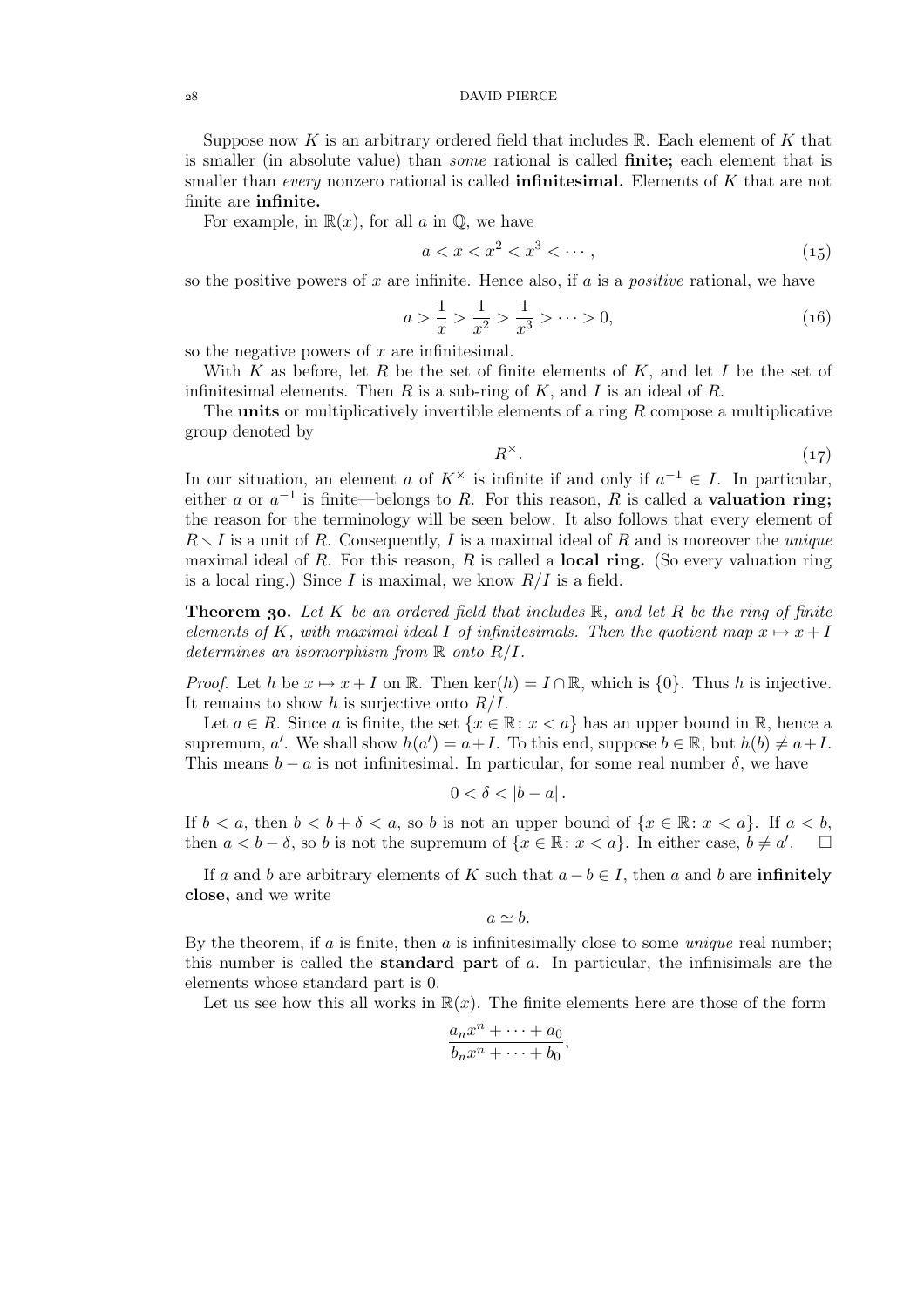Suppose now $K$ is an arbitrary ordered field that includes $\mathbb{R}$. Each element of $K$ that is smaller (in absolute value) than *some* rational is called **finite;** each element that is smaller than *every* nonzero rational is called **infinitesimal.** Elements of $K$ that are not finite are **infinite.**

For example, in $\mathbb{R}(x)$, for all $a$ in $\mathbb{Q}$, we have

$$a < x < x^2 < x^3 < \cdots, \tag{15}$$

so the positive powers of $x$ are infinite. Hence also, if $a$ is a *positive* rational, we have

$$a > \frac{1}{x} > \frac{1}{x^2} > \frac{1}{x^3} > \cdots > 0, \tag{16}$$

so the negative powers of $x$ are infinitesimal.

With $K$ as before, let $R$ be the set of finite elements of $K$, and let $I$ be the set of infinitesimal elements. Then $R$ is a sub-ring of $K$, and $I$ is an ideal of $R$.

The **units** or multiplicatively invertible elements of a ring $R$ compose a multiplicative group denoted by

$$R^\times. \tag{17}$$

In our situation, an element $a$ of $K^\times$ is infinite if and only if $a^{-1} \in I$. In particular, either $a$ or $a^{-1}$ is finite—belongs to $R$. For this reason, $R$ is called a **valuation ring;** the reason for the terminology will be seen below. It also follows that every element of $R \smallsetminus I$ is a unit of $R$. Consequently, $I$ is a maximal ideal of $R$ and is moreover the *unique* maximal ideal of $R$. For this reason, $R$ is called a **local ring.** (So every valuation ring is a local ring.) Since $I$ is maximal, we know $R/I$ is a field.

**Theorem 30.** *Let $K$ be an ordered field that includes $\mathbb{R}$, and let $R$ be the ring of finite elements of $K$, with maximal ideal $I$ of infinitesimals. Then the quotient map $x \mapsto x + I$ determines an isomorphism from $\mathbb{R}$ onto $R/I$.*

*Proof.* Let $h$ be $x \mapsto x + I$ on $\mathbb{R}$. Then $\ker(h) = I \cap \mathbb{R}$, which is $\{0\}$. Thus $h$ is injective. It remains to show $h$ is surjective onto $R/I$.

Let $a \in R$. Since $a$ is finite, the set $\{x \in \mathbb{R} : x < a\}$ has an upper bound in $\mathbb{R}$, hence a supremum, $a'$. We shall show $h(a') = a + I$. To this end, suppose $b \in \mathbb{R}$, but $h(b) \neq a + I$. This means $b - a$ is not infinitesimal. In particular, for some real number $\delta$, we have

$$0 < \delta < |b - a|.$$

If $b < a$, then $b < b + \delta < a$, so $b$ is not an upper bound of $\{x \in \mathbb{R} : x < a\}$. If $a < b$, then $a < b - \delta$, so $b$ is not the supremum of $\{x \in \mathbb{R} : x < a\}$. In either case, $b \neq a'$. $\square$

If $a$ and $b$ are arbitrary elements of $K$ such that $a - b \in I$, then $a$ and $b$ are **infinitely close,** and we write

$$a \simeq b.$$

By the theorem, if $a$ is finite, then $a$ is infinitesimally close to some *unique* real number; this number is called the **standard part** of $a$. In particular, the infinisimals are the elements whose standard part is 0.

Let us see how this all works in $\mathbb{R}(x)$. The finite elements here are those of the form

$$\frac{a_n x^n + \cdots + a_0}{b_n x^n + \cdots + b_0},$$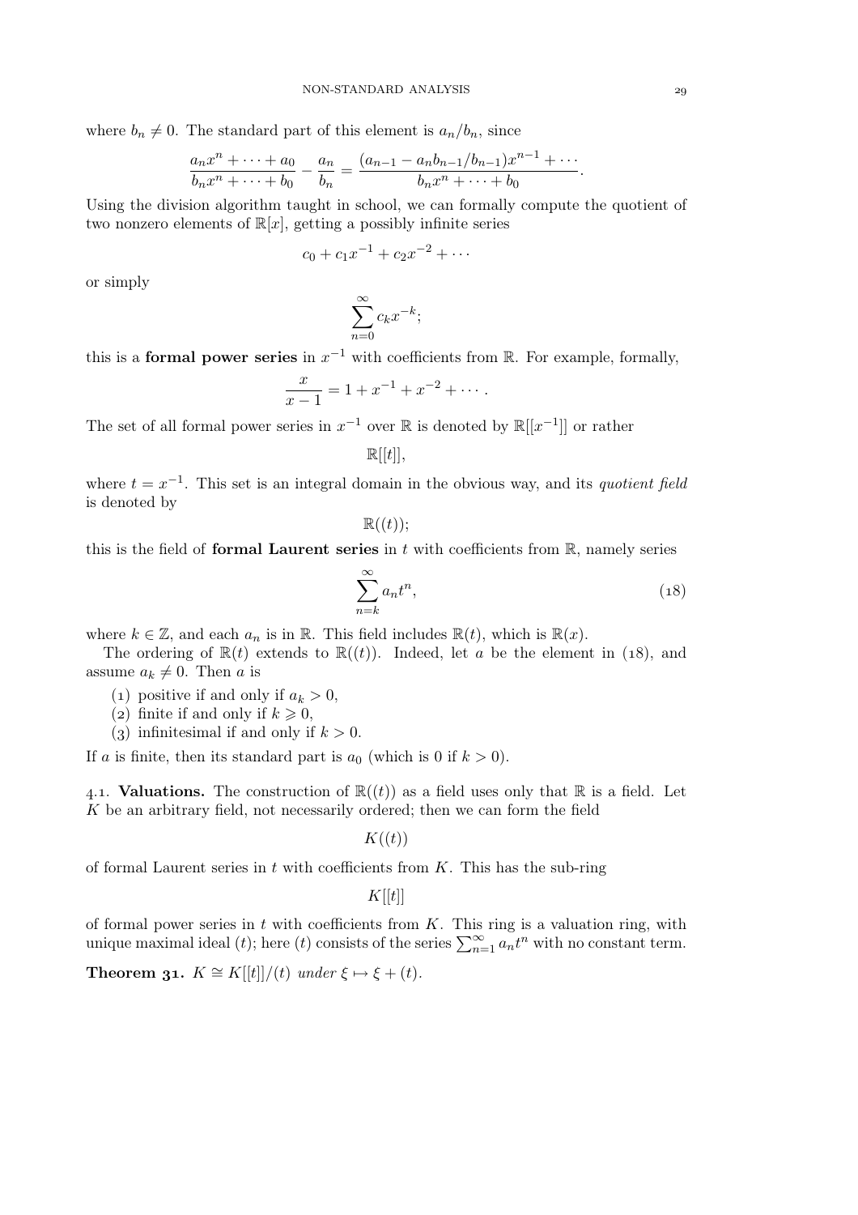where $b_n \neq 0$. The standard part of this element is $a_n/b_n$, since

$$\frac{a_n x^n + \cdots + a_0}{b_n x^n + \cdots + b_0} - \frac{a_n}{b_n} = \frac{(a_{n-1} - a_n b_{n-1}/b_{n-1})x^{n-1} + \cdots}{b_n x^n + \cdots + b_0}.$$

Using the division algorithm taught in school, we can formally compute the quotient of two nonzero elements of $\mathbb{R}[x]$, getting a possibly infinite series

$$c_0 + c_1 x^{-1} + c_2 x^{-2} + \cdots$$

or simply

$$\sum_{n=0}^{\infty} c_k x^{-k};$$

this is a **formal power series** in $x^{-1}$ with coefficients from $\mathbb{R}$. For example, formally,

$$\frac{x}{x-1} = 1 + x^{-1} + x^{-2} + \cdots.$$

The set of all formal power series in $x^{-1}$ over $\mathbb{R}$ is denoted by $\mathbb{R}[[x^{-1}]]$ or rather

$$\mathbb{R}[[t]],$$

where $t = x^{-1}$. This set is an integral domain in the obvious way, and its *quotient field* is denoted by

$$\mathbb{R}((t));$$

this is the field of **formal Laurent series** in $t$ with coefficients from $\mathbb{R}$, namely series

$$\sum_{n=k}^{\infty} a_n t^n, \tag{18}$$

where $k \in \mathbb{Z}$, and each $a_n$ is in $\mathbb{R}$. This field includes $\mathbb{R}(t)$, which is $\mathbb{R}(x)$.

The ordering of $\mathbb{R}(t)$ extends to $\mathbb{R}((t))$. Indeed, let $a$ be the element in (18), and assume $a_k \neq 0$. Then $a$ is

(1) positive if and only if $a_k > 0$,
(2) finite if and only if $k \geqslant 0$,
(3) infinitesimal if and only if $k > 0$.

If $a$ is finite, then its standard part is $a_0$ (which is 0 if $k > 0$).

4.1. **Valuations.** The construction of $\mathbb{R}((t))$ as a field uses only that $\mathbb{R}$ is a field. Let $K$ be an arbitrary field, not necessarily ordered; then we can form the field

$$K((t))$$

of formal Laurent series in $t$ with coefficients from $K$. This has the sub-ring

$$K[[t]]$$

of formal power series in $t$ with coefficients from $K$. This ring is a valuation ring, with unique maximal ideal $(t)$; here $(t)$ consists of the series $\sum_{n=1}^{\infty} a_n t^n$ with no constant term.

**Theorem 31.** *$K \cong K[[t]]/(t)$ under $\xi \mapsto \xi + (t)$.*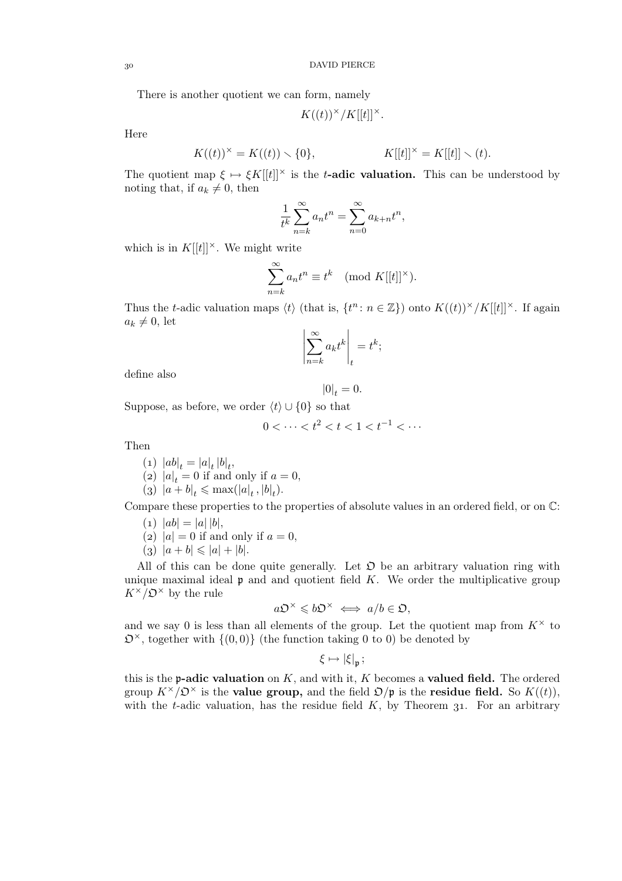There is another quotient we can form, namely

$$K((t))^{\times}/K[[t]]^{\times}.$$

Here

$$K((t))^{\times} = K((t)) \smallsetminus \{0\}, \qquad\qquad K[[t]]^{\times} = K[[t]] \smallsetminus (t).$$

The quotient map $\xi \mapsto \xi K[[t]]^{\times}$ is the **$t$-adic valuation.** This can be understood by noting that, if $a_k \neq 0$, then

$$\frac{1}{t^k}\sum_{n=k}^{\infty} a_n t^n = \sum_{n=0}^{\infty} a_{k+n} t^n,$$

which is in $K[[t]]^{\times}$. We might write

$$\sum_{n=k}^{\infty} a_n t^n \equiv t^k \pmod{K[[t]]^{\times}}.$$

Thus the $t$-adic valuation maps $\langle t \rangle$ (that is, $\{t^n : n \in \mathbb{Z}\}$) onto $K((t))^{\times}/K[[t]]^{\times}$. If again $a_k \neq 0$, let

$$\left|\sum_{n=k}^{\infty} a_k t^k\right|_t = t^k;$$

define also

$$|0|_t = 0.$$

Suppose, as before, we order $\langle t \rangle \cup \{0\}$ so that

$$0 < \cdots < t^2 < t < 1 < t^{-1} < \cdots$$

Then

(1) $|ab|_t = |a|_t\,|b|_t$,
(2) $|a|_t = 0$ if and only if $a = 0$,
(3) $|a+b|_t \leqslant \max(|a|_t, |b|_t)$.

Compare these properties to the properties of absolute values in an ordered field, or on $\mathbb{C}$:

(1) $|ab| = |a|\,|b|$,
(2) $|a| = 0$ if and only if $a = 0$,
(3) $|a+b| \leqslant |a| + |b|$.

All of this can be done quite generally. Let $\mathfrak{O}$ be an arbitrary valuation ring with unique maximal ideal $\mathfrak{p}$ and and quotient field $K$. We order the multiplicative group $K^{\times}/\mathfrak{O}^{\times}$ by the rule

$$a\mathfrak{O}^{\times} \leqslant b\mathfrak{O}^{\times} \iff a/b \in \mathfrak{O},$$

and we say 0 is less than all elements of the group. Let the quotient map from $K^{\times}$ to $\mathfrak{O}^{\times}$, together with $\{(0,0)\}$ (the function taking 0 to 0) be denoted by

$$\xi \mapsto |\xi|_{\mathfrak{p}};$$

this is the **$\mathfrak{p}$-adic valuation** on $K$, and with it, $K$ becomes a **valued field.** The ordered group $K^{\times}/\mathfrak{O}^{\times}$ is the **value group,** and the field $\mathfrak{O}/\mathfrak{p}$ is the **residue field.** So $K((t))$, with the $t$-adic valuation, has the residue field $K$, by Theorem 31. For an arbitrary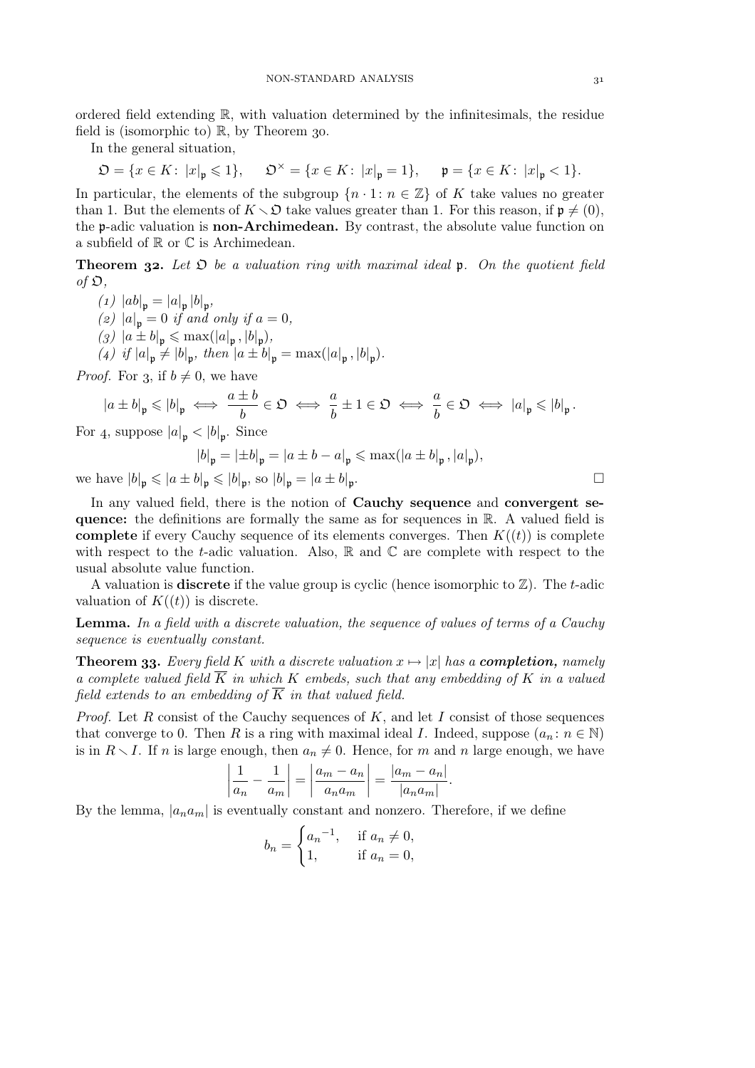ordered field extending $\mathbb{R}$, with valuation determined by the infinitesimals, the residue field is (isomorphic to) $\mathbb{R}$, by Theorem 30.

In the general situation,

$$\mathfrak{O} = \{x \in K \colon |x|_{\mathfrak{p}} \leqslant 1\}, \qquad \mathfrak{O}^{\times} = \{x \in K \colon |x|_{\mathfrak{p}} = 1\}, \qquad \mathfrak{p} = \{x \in K \colon |x|_{\mathfrak{p}} < 1\}.$$

In particular, the elements of the subgroup $\{n \cdot 1 \colon n \in \mathbb{Z}\}$ of $K$ take values no greater than 1. But the elements of $K \smallsetminus \mathfrak{O}$ take values greater than 1. For this reason, if $\mathfrak{p} \neq (0)$, the $\mathfrak{p}$-adic valuation is **non-Archimedean.** By contrast, the absolute value function on a subfield of $\mathbb{R}$ or $\mathbb{C}$ is Archimedean.

**Theorem 32.** *Let $\mathfrak{O}$ be a valuation ring with maximal ideal $\mathfrak{p}$. On the quotient field of $\mathfrak{O}$,*

*(1) $|ab|_{\mathfrak{p}} = |a|_{\mathfrak{p}} |b|_{\mathfrak{p}}$,*
*(2) $|a|_{\mathfrak{p}} = 0$ if and only if $a = 0$,*
*(3) $|a \pm b|_{\mathfrak{p}} \leqslant \max(|a|_{\mathfrak{p}}, |b|_{\mathfrak{p}})$,*
*(4) if $|a|_{\mathfrak{p}} \neq |b|_{\mathfrak{p}}$, then $|a \pm b|_{\mathfrak{p}} = \max(|a|_{\mathfrak{p}}, |b|_{\mathfrak{p}})$.*

*Proof.* For 3, if $b \neq 0$, we have

$$|a \pm b|_{\mathfrak{p}} \leqslant |b|_{\mathfrak{p}} \iff \frac{a \pm b}{b} \in \mathfrak{O} \iff \frac{a}{b} \pm 1 \in \mathfrak{O} \iff \frac{a}{b} \in \mathfrak{O} \iff |a|_{\mathfrak{p}} \leqslant |b|_{\mathfrak{p}}.$$

For 4, suppose $|a|_{\mathfrak{p}} < |b|_{\mathfrak{p}}$. Since

$$|b|_{\mathfrak{p}} = |\pm b|_{\mathfrak{p}} = |a \pm b - a|_{\mathfrak{p}} \leqslant \max(|a \pm b|_{\mathfrak{p}}, |a|_{\mathfrak{p}}),$$

we have $|b|_{\mathfrak{p}} \leqslant |a \pm b|_{\mathfrak{p}} \leqslant |b|_{\mathfrak{p}}$, so $|b|_{\mathfrak{p}} = |a \pm b|_{\mathfrak{p}}$. □

In any valued field, there is the notion of **Cauchy sequence** and **convergent sequence:** the definitions are formally the same as for sequences in $\mathbb{R}$. A valued field is **complete** if every Cauchy sequence of its elements converges. Then $K((t))$ is complete with respect to the $t$-adic valuation. Also, $\mathbb{R}$ and $\mathbb{C}$ are complete with respect to the usual absolute value function.

A valuation is **discrete** if the value group is cyclic (hence isomorphic to $\mathbb{Z}$). The $t$-adic valuation of $K((t))$ is discrete.

**Lemma.** *In a field with a discrete valuation, the sequence of values of terms of a Cauchy sequence is eventually constant.*

**Theorem 33.** *Every field $K$ with a discrete valuation $x \mapsto |x|$ has a* ***completion,*** *namely a complete valued field $\overline{K}$ in which $K$ embeds, such that any embedding of $K$ in a valued field extends to an embedding of $\overline{K}$ in that valued field.*

*Proof.* Let $R$ consist of the Cauchy sequences of $K$, and let $I$ consist of those sequences that converge to 0. Then $R$ is a ring with maximal ideal $I$. Indeed, suppose $(a_n \colon n \in \mathbb{N})$ is in $R \smallsetminus I$. If $n$ is large enough, then $a_n \neq 0$. Hence, for $m$ and $n$ large enough, we have

$$\left| \frac{1}{a_n} - \frac{1}{a_m} \right| = \left| \frac{a_m - a_n}{a_n a_m} \right| = \frac{|a_m - a_n|}{|a_n a_m|}.$$

By the lemma, $|a_n a_m|$ is eventually constant and nonzero. Therefore, if we define

$$b_n = \begin{cases} {a_n}^{-1}, & \text{if } a_n \neq 0, \\ 1, & \text{if } a_n = 0, \end{cases}$$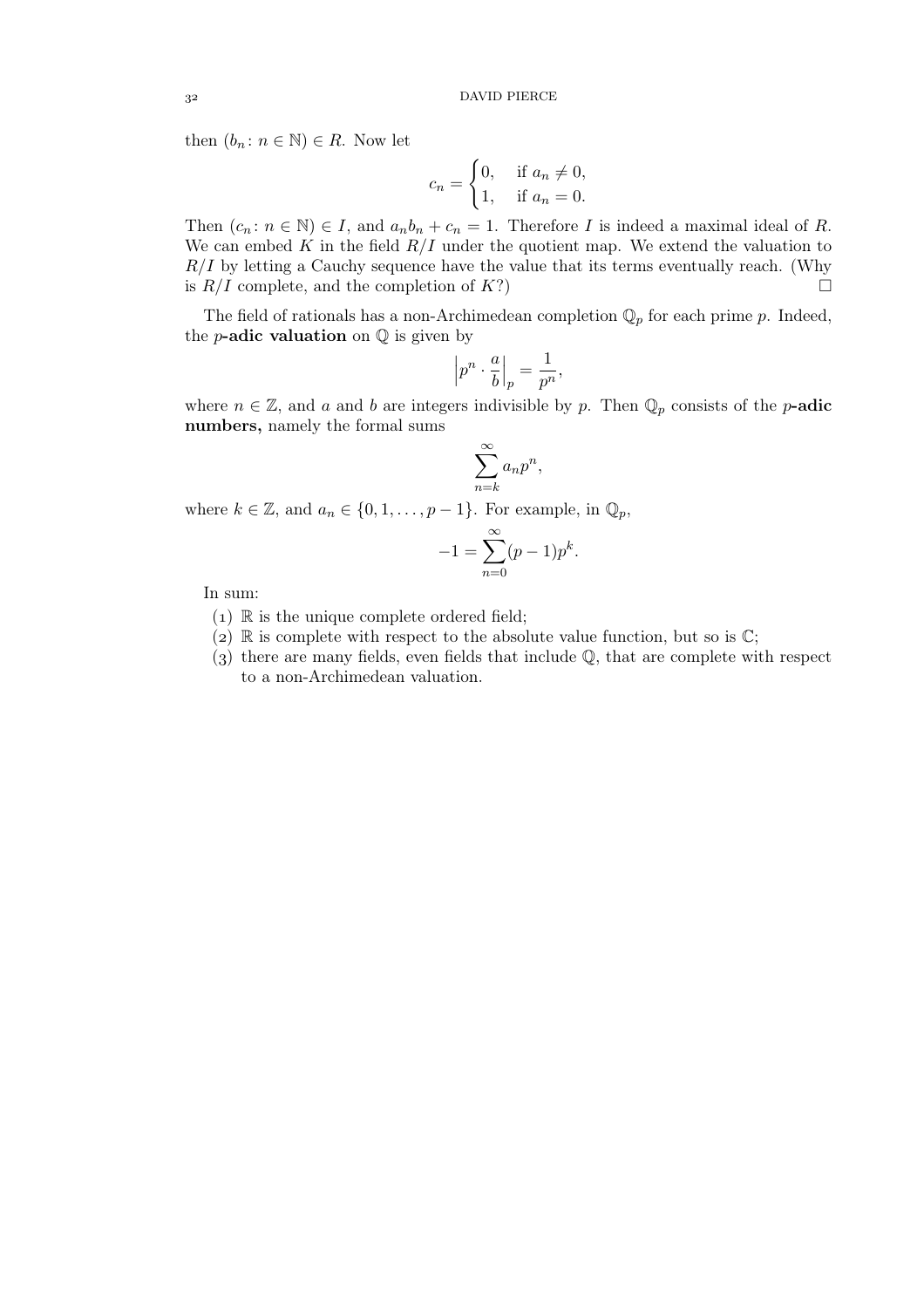then $(b_n : n \in \mathbb{N}) \in R$. Now let

$$c_n = \begin{cases} 0, & \text{if } a_n \neq 0, \\ 1, & \text{if } a_n = 0. \end{cases}$$

Then $(c_n : n \in \mathbb{N}) \in I$, and $a_n b_n + c_n = 1$. Therefore $I$ is indeed a maximal ideal of $R$. We can embed $K$ in the field $R/I$ under the quotient map. We extend the valuation to $R/I$ by letting a Cauchy sequence have the value that its terms eventually reach. (Why is $R/I$ complete, and the completion of $K$?) □

The field of rationals has a non-Archimedean completion $\mathbb{Q}_p$ for each prime $p$. Indeed, the **$p$-adic valuation** on $\mathbb{Q}$ is given by

$$\left| p^n \cdot \frac{a}{b} \right|_p = \frac{1}{p^n},$$

where $n \in \mathbb{Z}$, and $a$ and $b$ are integers indivisible by $p$. Then $\mathbb{Q}_p$ consists of the **$p$-adic numbers,** namely the formal sums

$$\sum_{n=k}^{\infty} a_n p^n,$$

where $k \in \mathbb{Z}$, and $a_n \in \{0, 1, \ldots, p-1\}$. For example, in $\mathbb{Q}_p$,

$$-1 = \sum_{n=0}^{\infty} (p-1)p^k.$$

In sum:

(1) $\mathbb{R}$ is the unique complete ordered field;
(2) $\mathbb{R}$ is complete with respect to the absolute value function, but so is $\mathbb{C}$;
(3) there are many fields, even fields that include $\mathbb{Q}$, that are complete with respect to a non-Archimedean valuation.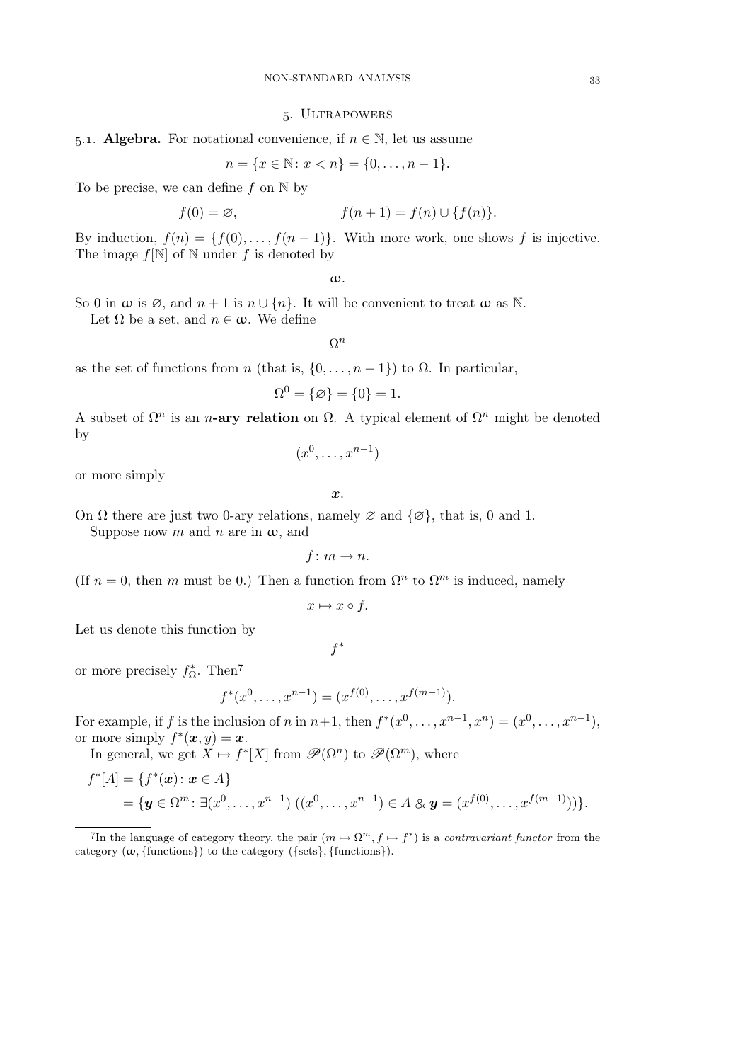## 5. Ultrapowers

5.1. **Algebra.** For notational convenience, if $n \in \mathbb{N}$, let us assume

$$n = \{x \in \mathbb{N} \colon x < n\} = \{0, \dots, n-1\}.$$

To be precise, we can define $f$ on $\mathbb{N}$ by

$$f(0) = \varnothing, \qquad\qquad f(n+1) = f(n) \cup \{f(n)\}.$$

By induction, $f(n) = \{f(0), \dots, f(n-1)\}$. With more work, one shows $f$ is injective. The image $f[\mathbb{N}]$ of $\mathbb{N}$ under $f$ is denoted by

$$\boldsymbol{\omega}.$$

So 0 in $\boldsymbol{\omega}$ is $\varnothing$, and $n+1$ is $n \cup \{n\}$. It will be convenient to treat $\boldsymbol{\omega}$ as $\mathbb{N}$.

Let $\Omega$ be a set, and $n \in \boldsymbol{\omega}$. We define

$$\Omega^n$$

as the set of functions from $n$ (that is, $\{0, \dots, n-1\}$) to $\Omega$. In particular,

$$\Omega^0 = \{\varnothing\} = \{0\} = 1.$$

A subset of $\Omega^n$ is an **$n$-ary relation** on $\Omega$. A typical element of $\Omega^n$ might be denoted by

$$(x^0, \dots, x^{n-1})$$

or more simply

$$\boldsymbol{x}.$$

On $\Omega$ there are just two 0-ary relations, namely $\varnothing$ and $\{\varnothing\}$, that is, 0 and 1.

Suppose now $m$ and $n$ are in $\boldsymbol{\omega}$, and

$$f \colon m \to n.$$

(If $n = 0$, then $m$ must be 0.) Then a function from $\Omega^n$ to $\Omega^m$ is induced, namely

$$x \mapsto x \circ f.$$

Let us denote this function by

$$f^*$$

or more precisely $f^*_\Omega$. Then[7]

$$f^*(x^0, \dots, x^{n-1}) = (x^{f(0)}, \dots, x^{f(m-1)}).$$

For example, if $f$ is the inclusion of $n$ in $n+1$, then $f^*(x^0, \dots, x^{n-1}, x^n) = (x^0, \dots, x^{n-1})$, or more simply $f^*(\boldsymbol{x}, y) = \boldsymbol{x}$.

In general, we get $X \mapsto f^*[X]$ from $\mathscr{P}(\Omega^n)$ to $\mathscr{P}(\Omega^m)$, where

$$\begin{aligned} f^*[A] &= \{f^*(\boldsymbol{x}) \colon \boldsymbol{x} \in A\} \\ &= \{\boldsymbol{y} \in \Omega^m \colon \exists (x^0, \dots, x^{n-1})\ ((x^0, \dots, x^{n-1}) \in A \;\&\; \boldsymbol{y} = (x^{f(0)}, \dots, x^{f(m-1)}))\}. \end{aligned}$$

[7] In the language of category theory, the pair $(m \mapsto \Omega^m, f \mapsto f^*)$ is a *contravariant functor* from the category $(\boldsymbol{\omega}, \{\text{functions}\})$ to the category $(\{\text{sets}\}, \{\text{functions}\})$.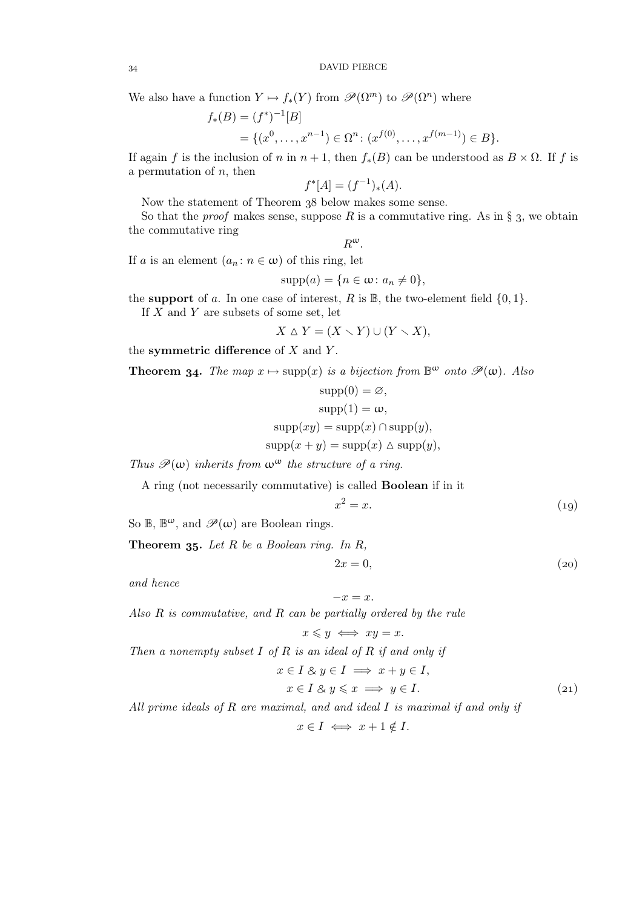We also have a function $Y \mapsto f_*(Y)$ from $\mathscr{P}(\Omega^m)$ to $\mathscr{P}(\Omega^n)$ where

$$\begin{aligned} f_*(B) &= (f^*)^{-1}[B] \\ &= \{(x^0, \dots, x^{n-1}) \in \Omega^n \colon (x^{f(0)}, \dots, x^{f(m-1)}) \in B\}. \end{aligned}$$

If again $f$ is the inclusion of $n$ in $n+1$, then $f_*(B)$ can be understood as $B \times \Omega$. If $f$ is a permutation of $n$, then

$$f^*[A] = (f^{-1})_*(A).$$

Now the statement of Theorem 38 below makes some sense.

So that the *proof* makes sense, suppose $R$ is a commutative ring. As in § 3, we obtain the commutative ring

$$R^\omega.$$

If $a$ is an element $(a_n \colon n \in \omega)$ of this ring, let

$$\operatorname{supp}(a) = \{n \in \omega \colon a_n \neq 0\},$$

the **support** of $a$. In one case of interest, $R$ is $\mathbb{B}$, the two-element field $\{0, 1\}$.

If $X$ and $Y$ are subsets of some set, let

$$X \vartriangle Y = (X \smallsetminus Y) \cup (Y \smallsetminus X),$$

the **symmetric difference** of $X$ and $Y$.

**Theorem 34.** *The map $x \mapsto \operatorname{supp}(x)$ is a bijection from $\mathbb{B}^\omega$ onto $\mathscr{P}(\omega)$. Also*

$$\begin{gathered} \operatorname{supp}(0) = \varnothing, \\ \operatorname{supp}(1) = \omega, \\ \operatorname{supp}(xy) = \operatorname{supp}(x) \cap \operatorname{supp}(y), \\ \operatorname{supp}(x + y) = \operatorname{supp}(x) \vartriangle \operatorname{supp}(y), \end{gathered}$$

*Thus $\mathscr{P}(\omega)$ inherits from $\omega^\omega$ the structure of a ring.*

A ring (not necessarily commutative) is called **Boolean** if in it

$$x^2 = x. \tag{19}$$

So $\mathbb{B}$, $\mathbb{B}^\omega$, and $\mathscr{P}(\omega)$ are Boolean rings.

**Theorem 35.** *Let $R$ be a Boolean ring. In $R$,*

$$2x = 0, \tag{20}$$

*and hence*

$$-x = x.$$

*Also $R$ is commutative, and $R$ can be partially ordered by the rule*

$$x \leqslant y \iff xy = x.$$

*Then a nonempty subset $I$ of $R$ is an ideal of $R$ if and only if*

$$\begin{gathered} x \in I \;\&\; y \in I \implies x + y \in I, \\ x \in I \;\&\; y \leqslant x \implies y \in I. \end{gathered} \tag{21}$$

*All prime ideals of $R$ are maximal, and and ideal $I$ is maximal if and only if*

$$x \in I \iff x + 1 \notin I.$$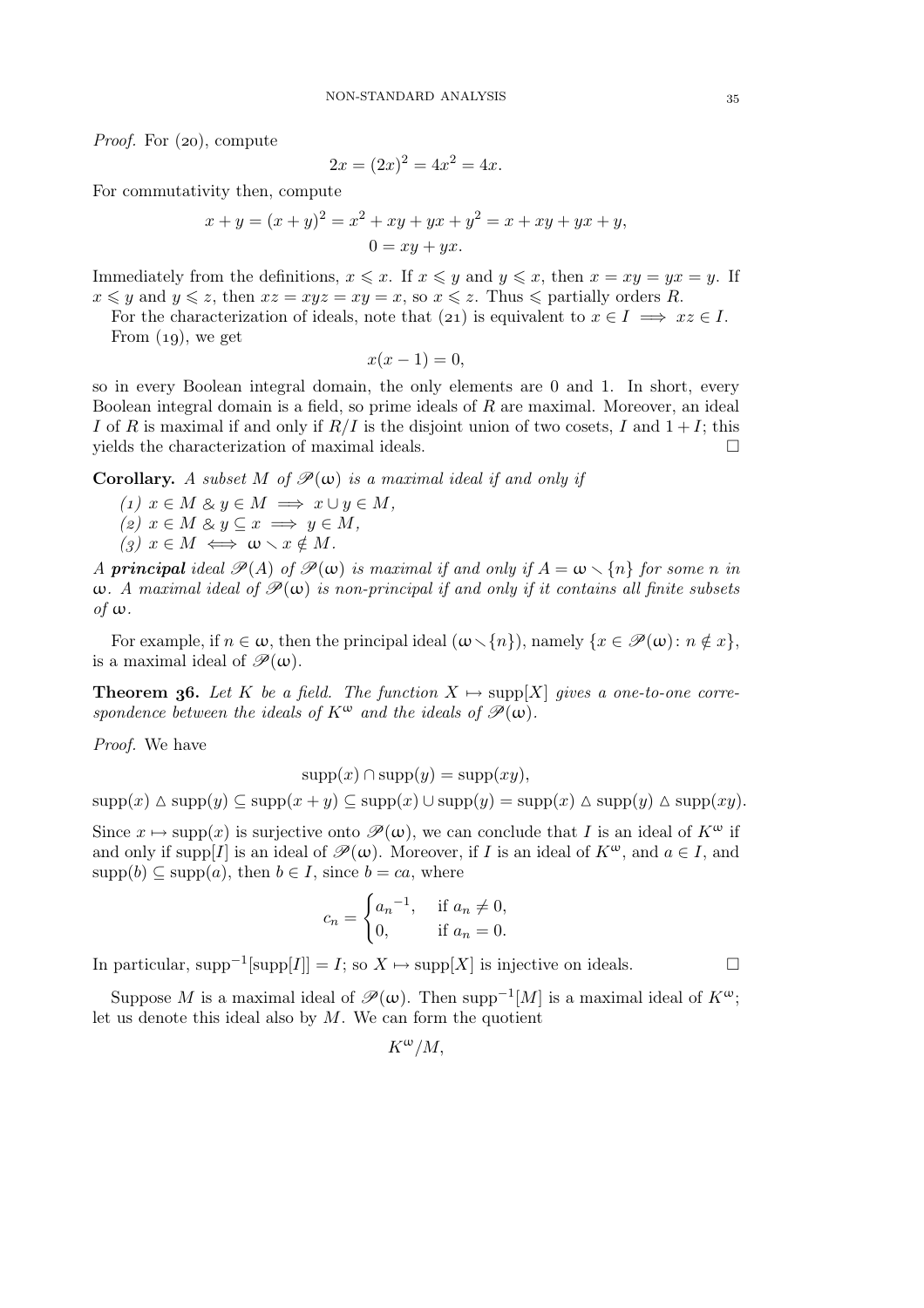*Proof.* For (20), compute

$$2x = (2x)^2 = 4x^2 = 4x.$$

For commutativity then, compute

$$x + y = (x + y)^2 = x^2 + xy + yx + y^2 = x + xy + yx + y,$$
$$0 = xy + yx.$$

Immediately from the definitions, $x \leqslant x$. If $x \leqslant y$ and $y \leqslant x$, then $x = xy = yx = y$. If $x \leqslant y$ and $y \leqslant z$, then $xz = xyz = xy = x$, so $x \leqslant z$. Thus $\leqslant$ partially orders $R$.

For the characterization of ideals, note that (21) is equivalent to $x \in I \implies xz \in I$.

From (19), we get

$$x(x - 1) = 0,$$

so in every Boolean integral domain, the only elements are 0 and 1. In short, every Boolean integral domain is a field, so prime ideals of $R$ are maximal. Moreover, an ideal $I$ of $R$ is maximal if and only if $R/I$ is the disjoint union of two cosets, $I$ and $1 + I$; this yields the characterization of maximal ideals. □

**Corollary.** *A subset $M$ of $\mathscr{P}(\omega)$ is a maximal ideal if and only if*

*(1) $x \in M \;\&\; y \in M \implies x \cup y \in M$,*
*(2) $x \in M \;\&\; y \subseteq x \implies y \in M$,*
*(3) $x \in M \iff \omega \smallsetminus x \notin M$.*

*A **principal** ideal $\mathscr{P}(A)$ of $\mathscr{P}(\omega)$ is maximal if and only if $A = \omega \smallsetminus \{n\}$ for some $n$ in $\omega$. A maximal ideal of $\mathscr{P}(\omega)$ is non-principal if and only if it contains all finite subsets of $\omega$.*

For example, if $n \in \omega$, then the principal ideal $(\omega \smallsetminus \{n\})$, namely $\{x \in \mathscr{P}(\omega) \colon n \notin x\}$, is a maximal ideal of $\mathscr{P}(\omega)$.

**Theorem 36.** *Let $K$ be a field. The function $X \mapsto \operatorname{supp}[X]$ gives a one-to-one correspondence between the ideals of $K^\omega$ and the ideals of $\mathscr{P}(\omega)$.*

*Proof.* We have

$$\operatorname{supp}(x) \cap \operatorname{supp}(y) = \operatorname{supp}(xy),$$

$$\operatorname{supp}(x) \mathbin{\triangle} \operatorname{supp}(y) \subseteq \operatorname{supp}(x + y) \subseteq \operatorname{supp}(x) \cup \operatorname{supp}(y) = \operatorname{supp}(x) \mathbin{\triangle} \operatorname{supp}(y) \mathbin{\triangle} \operatorname{supp}(xy).$$

Since $x \mapsto \operatorname{supp}(x)$ is surjective onto $\mathscr{P}(\omega)$, we can conclude that $I$ is an ideal of $K^\omega$ if and only if $\operatorname{supp}[I]$ is an ideal of $\mathscr{P}(\omega)$. Moreover, if $I$ is an ideal of $K^\omega$, and $a \in I$, and $\operatorname{supp}(b) \subseteq \operatorname{supp}(a)$, then $b \in I$, since $b = ca$, where

$$c_n = \begin{cases} {a_n}^{-1}, & \text{if } a_n \neq 0, \\ 0, & \text{if } a_n = 0. \end{cases}$$

In particular, $\operatorname{supp}^{-1}[\operatorname{supp}[I]] = I$; so $X \mapsto \operatorname{supp}[X]$ is injective on ideals. □

Suppose $M$ is a maximal ideal of $\mathscr{P}(\omega)$. Then $\operatorname{supp}^{-1}[M]$ is a maximal ideal of $K^\omega$; let us denote this ideal also by $M$. We can form the quotient

$$K^\omega/M,$$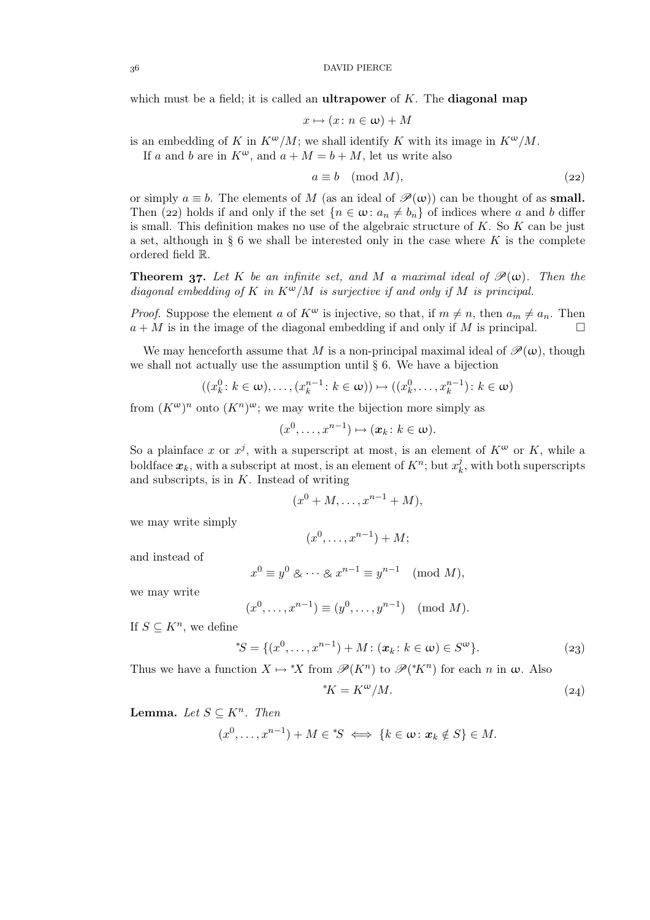which must be a field; it is called an **ultrapower** of $K$. The **diagonal map**

$$x \mapsto (x \colon n \in \omega) + M$$

is an embedding of $K$ in $K^{\omega}/M$; we shall identify $K$ with its image in $K^{\omega}/M$.

If $a$ and $b$ are in $K^{\omega}$, and $a + M = b + M$, let us write also

$$a \equiv b \pmod{M}, \tag{22}$$

or simply $a \equiv b$. The elements of $M$ (as an ideal of $\mathscr{P}(\omega)$) can be thought of as **small.** Then (22) holds if and only if the set $\{n \in \omega \colon a_n \neq b_n\}$ of indices where $a$ and $b$ differ is small. This definition makes no use of the algebraic structure of $K$. So $K$ can be just a set, although in § 6 we shall be interested only in the case where $K$ is the complete ordered field $\mathbb{R}$.

**Theorem 37.** *Let $K$ be an infinite set, and $M$ a maximal ideal of $\mathscr{P}(\omega)$. Then the diagonal embedding of $K$ in $K^{\omega}/M$ is surjective if and only if $M$ is principal.*

*Proof.* Suppose the element $a$ of $K^{\omega}$ is injective, so that, if $m \neq n$, then $a_m \neq a_n$. Then $a + M$ is in the image of the diagonal embedding if and only if $M$ is principal. □

We may henceforth assume that $M$ is a non-principal maximal ideal of $\mathscr{P}(\omega)$, though we shall not actually use the assumption until § 6. We have a bijection

$$((x^0_k \colon k \in \omega), \dots, (x^{n-1}_k \colon k \in \omega)) \mapsto ((x^0_k, \dots, x^{n-1}_k) \colon k \in \omega)$$

from $(K^{\omega})^n$ onto $(K^n)^{\omega}$; we may write the bijection more simply as

$$(x^0, \dots, x^{n-1}) \mapsto (\boldsymbol{x}_k \colon k \in \omega).$$

So a plainface $x$ or $x^j$, with a superscript at most, is an element of $K^{\omega}$ or $K$, while a boldface $\boldsymbol{x}_k$, with a subscript at most, is an element of $K^n$; but $x^j_k$, with both superscripts and subscripts, is in $K$. Instead of writing

$$(x^0 + M, \dots, x^{n-1} + M),$$

we may write simply

$$(x^0, \dots, x^{n-1}) + M;$$

and instead of

$$x^0 \equiv y^0 \mathbin{\&} \cdots \mathbin{\&} x^{n-1} \equiv y^{n-1} \pmod{M},$$

we may write

$$(x^0, \dots, x^{n-1}) \equiv (y^0, \dots, y^{n-1}) \pmod{M}.$$

If $S \subseteq K^n$, we define

$${}^*S = \{(x^0, \dots, x^{n-1}) + M \colon (\boldsymbol{x}_k \colon k \in \omega) \in S^{\omega}\}. \tag{23}$$

Thus we have a function $X \mapsto {}^*X$ from $\mathscr{P}(K^n)$ to $\mathscr{P}({}^*K^n)$ for each $n$ in $\omega$. Also

$${}^*K = K^{\omega}/M. \tag{24}$$

**Lemma.** *Let $S \subseteq K^n$. Then*

$$(x^0, \dots, x^{n-1}) + M \in {}^*S \iff \{k \in \omega \colon \boldsymbol{x}_k \notin S\} \in M.$$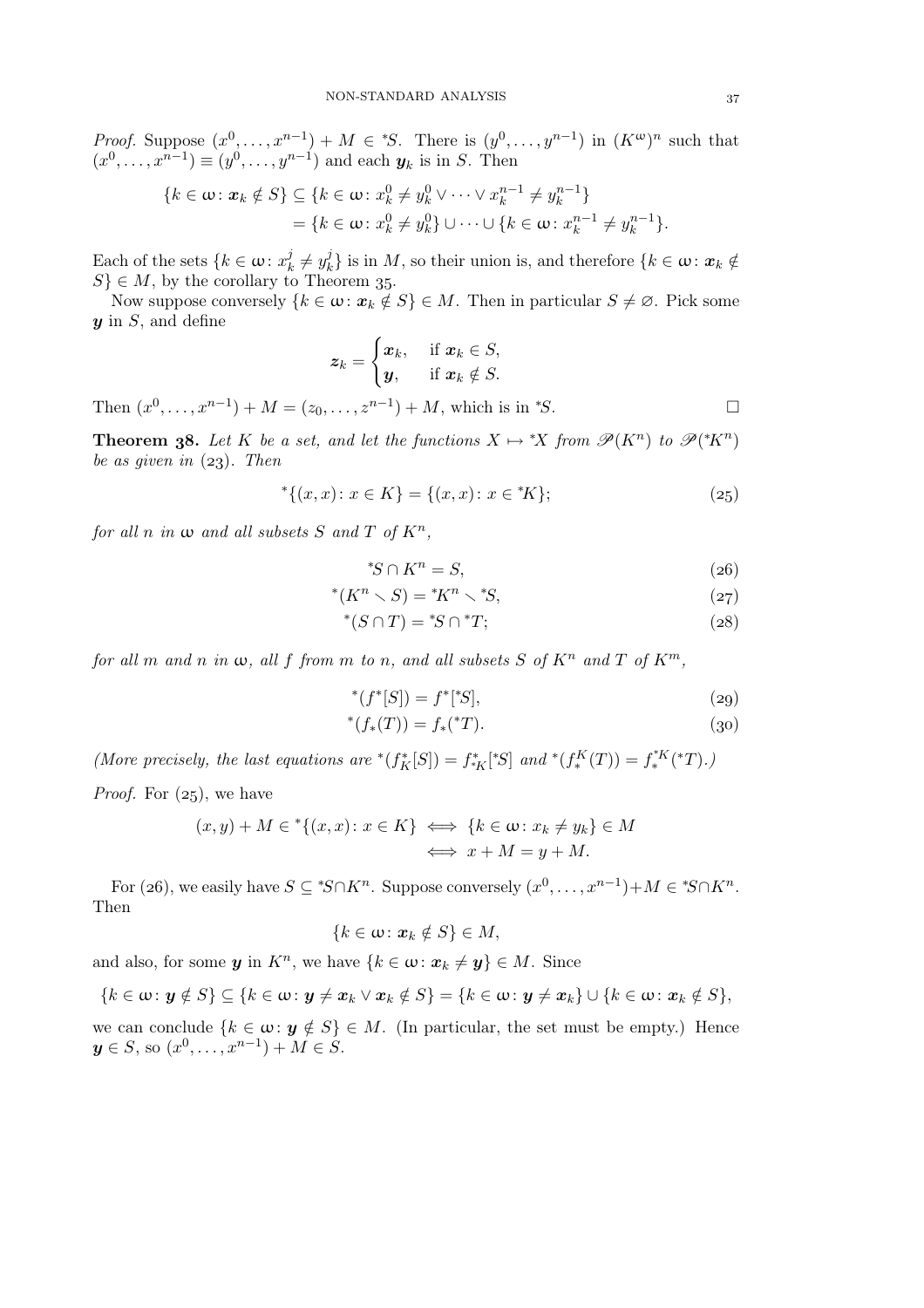*Proof.* Suppose $(x^0, \dots, x^{n-1}) + M \in {}^*S$. There is $(y^0, \dots, y^{n-1})$ in $(K^\omega)^n$ such that $(x^0, \dots, x^{n-1}) \equiv (y^0, \dots, y^{n-1})$ and each $\boldsymbol{y}_k$ is in $S$. Then

$$\begin{aligned}\{k \in \omega \colon \boldsymbol{x}_k \notin S\} &\subseteq \{k \in \omega \colon x_k^0 \neq y_k^0 \vee \dots \vee x_k^{n-1} \neq y_k^{n-1}\} \\ &= \{k \in \omega \colon x_k^0 \neq y_k^0\} \cup \dots \cup \{k \in \omega \colon x_k^{n-1} \neq y_k^{n-1}\}.\end{aligned}$$

Each of the sets $\{k \in \omega \colon x_k^j \neq y_k^j\}$ is in $M$, so their union is, and therefore $\{k \in \omega \colon \boldsymbol{x}_k \notin S\} \in M$, by the corollary to Theorem 35.

Now suppose conversely $\{k \in \omega \colon \boldsymbol{x}_k \notin S\} \in M$. Then in particular $S \neq \varnothing$. Pick some $\boldsymbol{y}$ in $S$, and define

$$\boldsymbol{z}_k = \begin{cases} \boldsymbol{x}_k, & \text{if } \boldsymbol{x}_k \in S, \\ \boldsymbol{y}, & \text{if } \boldsymbol{x}_k \notin S. \end{cases}$$

Then $(x^0, \dots, x^{n-1}) + M = (z_0, \dots, z^{n-1}) + M$, which is in ${}^*S$. □

**Theorem 38.** *Let $K$ be a set, and let the functions $X \mapsto {}^*X$ from $\mathscr{P}(K^n)$ to $\mathscr{P}({}^*K^n)$ be as given in (23). Then*

$$^*\{(x,x) \colon x \in K\} = \{(x,x) \colon x \in {}^*K\}; \tag{25}$$

*for all $n$ in $\omega$ and all subsets $S$ and $T$ of $K^n$,*

$$^*S \cap K^n = S, \tag{26}$$

$$^*(K^n \smallsetminus S) = {}^*K^n \smallsetminus {}^*S, \tag{27}$$

$$^*(S \cap T) = {}^*S \cap {}^*T; \tag{28}$$

*for all $m$ and $n$ in $\omega$, all $f$ from $m$ to $n$, and all subsets $S$ of $K^n$ and $T$ of $K^m$,*

$$^*(f^*[S]) = f^*[{}^*S], \tag{29}$$

$$^*(f_*(T)) = f_*({}^*T). \tag{30}$$

*(More precisely, the last equations are ${}^*(f_K^*[S]) = f_{{}^*K}^*[{}^*S]$ and ${}^*(f_*^K(T)) = f_*^{{}^*K}({}^*T)$.)*

*Proof.* For (25), we have

$$\begin{aligned}(x,y) + M \in {}^*\{(x,x) \colon x \in K\} &\iff \{k \in \omega \colon x_k \neq y_k\} \in M \\ &\iff x + M = y + M.\end{aligned}$$

For (26), we easily have $S \subseteq {}^*S \cap K^n$. Suppose conversely $(x^0, \dots, x^{n-1}) + M \in {}^*S \cap K^n$. Then

$$\{k \in \omega \colon \boldsymbol{x}_k \notin S\} \in M,$$

and also, for some $\boldsymbol{y}$ in $K^n$, we have $\{k \in \omega \colon \boldsymbol{x}_k \neq \boldsymbol{y}\} \in M$. Since

$$\{k \in \omega \colon \boldsymbol{y} \notin S\} \subseteq \{k \in \omega \colon \boldsymbol{y} \neq \boldsymbol{x}_k \vee \boldsymbol{x}_k \notin S\} = \{k \in \omega \colon \boldsymbol{y} \neq \boldsymbol{x}_k\} \cup \{k \in \omega \colon \boldsymbol{x}_k \notin S\},$$

we can conclude $\{k \in \omega \colon \boldsymbol{y} \notin S\} \in M$. (In particular, the set must be empty.) Hence $\boldsymbol{y} \in S$, so $(x^0, \dots, x^{n-1}) + M \in S$.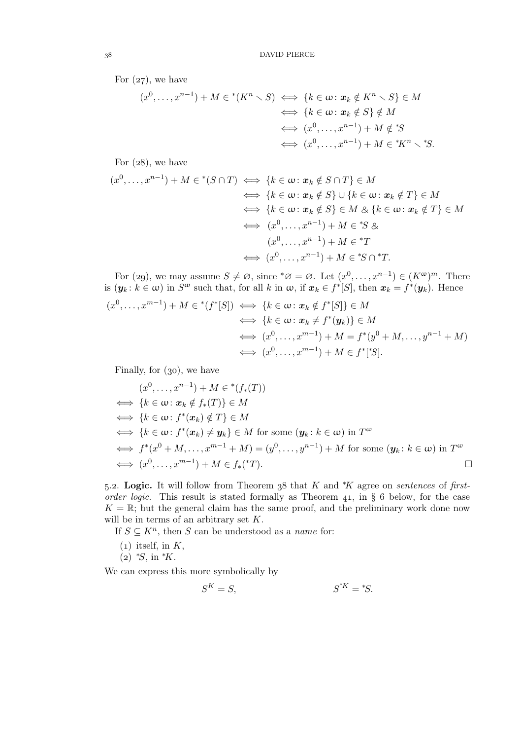For (27), we have

$$\begin{aligned}
(x^0,\dots,x^{n-1})+M\in{}^*(K^n\smallsetminus S) &\iff \{k\in\omega\colon \boldsymbol{x}_k\notin K^n\smallsetminus S\}\in M\\
&\iff \{k\in\omega\colon \boldsymbol{x}_k\notin S\}\notin M\\
&\iff (x^0,\dots,x^{n-1})+M\notin{}^*S\\
&\iff (x^0,\dots,x^{n-1})+M\in{}^*K^n\smallsetminus{}^*S.
\end{aligned}$$

For (28), we have

$$\begin{aligned}
(x^0,\dots,x^{n-1})+M\in{}^*(S\cap T) &\iff \{k\in\omega\colon \boldsymbol{x}_k\notin S\cap T\}\in M\\
&\iff \{k\in\omega\colon \boldsymbol{x}_k\notin S\}\cup\{k\in\omega\colon \boldsymbol{x}_k\notin T\}\in M\\
&\iff \{k\in\omega\colon \boldsymbol{x}_k\notin S\}\in M \mathbin{\&} \{k\in\omega\colon \boldsymbol{x}_k\notin T\}\in M\\
&\iff (x^0,\dots,x^{n-1})+M\in{}^*S \mathbin{\&}\\
&\qquad (x^0,\dots,x^{n-1})+M\in{}^*T\\
&\iff (x^0,\dots,x^{n-1})+M\in{}^*S\cap{}^*T.
\end{aligned}$$

For (29), we may assume $S\neq\varnothing$, since ${}^*\varnothing=\varnothing$. Let $(x^0,\dots,x^{n-1})\in(K^\omega)^m$. There is $(\boldsymbol{y}_k\colon k\in\omega)$ in $S^\omega$ such that, for all $k$ in $\omega$, if $\boldsymbol{x}_k\in f^*[S]$, then $\boldsymbol{x}_k=f^*(\boldsymbol{y}_k)$. Hence

$$\begin{aligned}
(x^0,\dots,x^{m-1})+M\in{}^*(f^*[S]) &\iff \{k\in\omega\colon \boldsymbol{x}_k\notin f^*[S]\}\in M\\
&\iff \{k\in\omega\colon \boldsymbol{x}_k\neq f^*(\boldsymbol{y}_k)\}\in M\\
&\iff (x^0,\dots,x^{m-1})+M=f^*(y^0+M,\dots,y^{n-1}+M)\\
&\iff (x^0,\dots,x^{m-1})+M\in f^*[{}^*S].
\end{aligned}$$

Finally, for (30), we have

$$\begin{aligned}
&(x^0,\dots,x^{n-1})+M\in{}^*(f_*(T))\\
\iff{}& \{k\in\omega\colon \boldsymbol{x}_k\notin f_*(T)\}\in M\\
\iff{}& \{k\in\omega\colon f^*(\boldsymbol{x}_k)\notin T\}\in M\\
\iff{}& \{k\in\omega\colon f^*(\boldsymbol{x}_k)\neq\boldsymbol{y}_k\}\in M \text{ for some } (\boldsymbol{y}_k\colon k\in\omega) \text{ in } T^\omega\\
\iff{}& f^*(x^0+M,\dots,x^{m-1}+M)=(y^0,\dots,y^{n-1})+M \text{ for some } (\boldsymbol{y}_k\colon k\in\omega) \text{ in } T^\omega\\
\iff{}& (x^0,\dots,x^{m-1})+M\in f_*({}^*T).
\end{aligned}$$

□

5.2. **Logic.** It will follow from Theorem 38 that $K$ and ${}^*K$ agree on *sentences* of *first-order logic.* This result is stated formally as Theorem 41, in § 6 below, for the case $K=\mathbb{R}$; but the general claim has the same proof, and the preliminary work done now will be in terms of an arbitrary set $K$.

If $S\subseteq K^n$, then $S$ can be understood as a *name* for:

(1) itself, in $K$,
(2) ${}^*S$, in ${}^*K$.

We can express this more symbolically by

$$S^K=S, \qquad\qquad S^{{}^*K}={}^*S.$$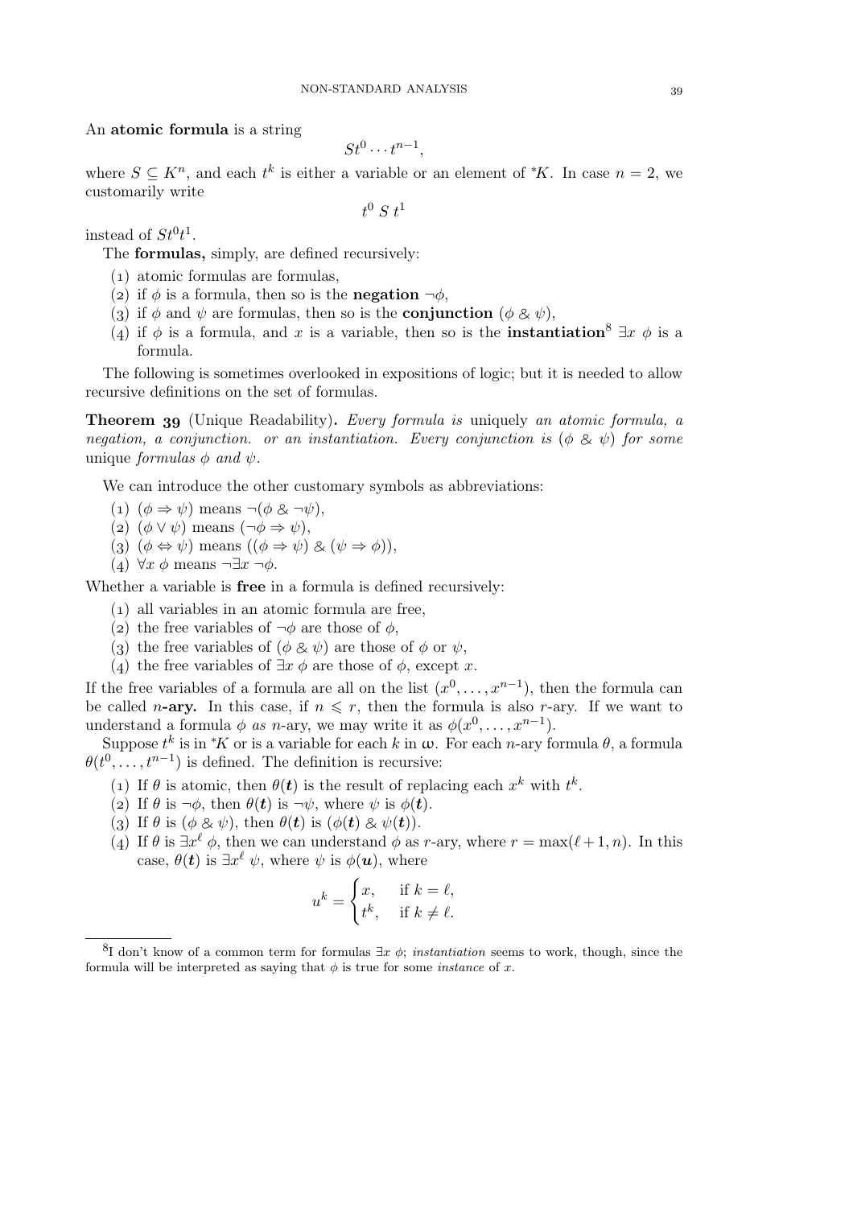An **atomic formula** is a string

$$St^0 \cdots t^{n-1},$$

where $S \subseteq K^n$, and each $t^k$ is either a variable or an element of ${}^*K$. In case $n = 2$, we customarily write

$$t^0 \; S \; t^1$$

instead of $St^0t^1$.

The **formulas,** simply, are defined recursively:

(1) atomic formulas are formulas,
(2) if $\phi$ is a formula, then so is the **negation** $\neg\phi$,
(3) if $\phi$ and $\psi$ are formulas, then so is the **conjunction** $(\phi \mathbin{\&} \psi)$,
(4) if $\phi$ is a formula, and $x$ is a variable, then so is the **instantiation**[8] $\exists x \; \phi$ is a formula.

The following is sometimes overlooked in expositions of logic; but it is needed to allow recursive definitions on the set of formulas.

**Theorem 39** (Unique Readability)**.** *Every formula is* uniquely *an atomic formula, a negation, a conjunction. or an instantiation. Every conjunction is* $(\phi \mathbin{\&} \psi)$ *for some* unique *formulas* $\phi$ *and* $\psi$.

We can introduce the other customary symbols as abbreviations:

(1) $(\phi \Rightarrow \psi)$ means $\neg(\phi \mathbin{\&} \neg\psi)$,
(2) $(\phi \vee \psi)$ means $(\neg\phi \Rightarrow \psi)$,
(3) $(\phi \Leftrightarrow \psi)$ means $((\phi \Rightarrow \psi) \mathbin{\&} (\psi \Rightarrow \phi))$,
(4) $\forall x \; \phi$ means $\neg\exists x \; \neg\phi$.

Whether a variable is **free** in a formula is defined recursively:

(1) all variables in an atomic formula are free,
(2) the free variables of $\neg\phi$ are those of $\phi$,
(3) the free variables of $(\phi \mathbin{\&} \psi)$ are those of $\phi$ or $\psi$,
(4) the free variables of $\exists x \; \phi$ are those of $\phi$, except $x$.

If the free variables of a formula are all on the list $(x^0, \dots, x^{n-1})$, then the formula can be called $n$**-ary.** In this case, if $n \leqslant r$, then the formula is also $r$-ary. If we want to understand a formula $\phi$ *as* $n$-ary, we may write it as $\phi(x^0, \dots, x^{n-1})$.

Suppose $t^k$ is in ${}^*K$ or is a variable for each $k$ in $\omega$. For each $n$-ary formula $\theta$, a formula $\theta(t^0, \dots, t^{n-1})$ is defined. The definition is recursive:

(1) If $\theta$ is atomic, then $\theta(\boldsymbol{t})$ is the result of replacing each $x^k$ with $t^k$.
(2) If $\theta$ is $\neg\phi$, then $\theta(\boldsymbol{t})$ is $\neg\psi$, where $\psi$ is $\phi(\boldsymbol{t})$.
(3) If $\theta$ is $(\phi \mathbin{\&} \psi)$, then $\theta(\boldsymbol{t})$ is $(\phi(\boldsymbol{t}) \mathbin{\&} \psi(\boldsymbol{t}))$.
(4) If $\theta$ is $\exists x^\ell \; \phi$, then we can understand $\phi$ as $r$-ary, where $r = \max(\ell + 1, n)$. In this case, $\theta(\boldsymbol{t})$ is $\exists x^\ell \; \psi$, where $\psi$ is $\phi(\boldsymbol{u})$, where

$$u^k = \begin{cases} x, & \text{if } k = \ell, \\ t^k, & \text{if } k \neq \ell. \end{cases}$$

[8] I don't know of a common term for formulas $\exists x \; \phi$; *instantiation* seems to work, though, since the formula will be interpreted as saying that $\phi$ is true for some *instance* of $x$.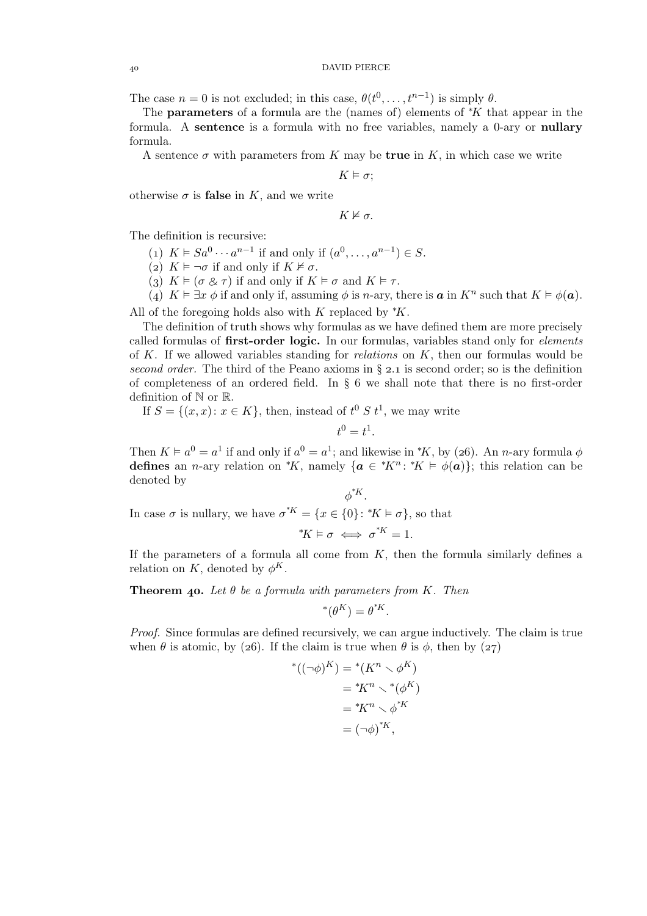The case $n = 0$ is not excluded; in this case, $\theta(t^0, \dots, t^{n-1})$ is simply $\theta$.

The **parameters** of a formula are the (names of) elements of ${}^*K$ that appear in the formula. A **sentence** is a formula with no free variables, namely a 0-ary or **nullary** formula.

A sentence $\sigma$ with parameters from $K$ may be **true** in $K$, in which case we write

$$K \vDash \sigma;$$

otherwise $\sigma$ is **false** in $K$, and we write

$$K \nvDash \sigma.$$

The definition is recursive:

(1) $K \vDash Sa^0 \cdots a^{n-1}$ if and only if $(a^0, \dots, a^{n-1}) \in S$.

(2) $K \vDash \neg\sigma$ if and only if $K \nvDash \sigma$.

(3) $K \vDash (\sigma \mathbin{\&} \tau)$ if and only if $K \vDash \sigma$ and $K \vDash \tau$.

(4) $K \vDash \exists x\ \phi$ if and only if, assuming $\phi$ is $n$-ary, there is $\boldsymbol{a}$ in $K^n$ such that $K \vDash \phi(\boldsymbol{a})$.

All of the foregoing holds also with $K$ replaced by ${}^*K$.

The definition of truth shows why formulas as we have defined them are more precisely called formulas of **first-order logic.** In our formulas, variables stand only for *elements* of $K$. If we allowed variables standing for *relations* on $K$, then our formulas would be *second order.* The third of the Peano axioms in § 2.1 is second order; so is the definition of completeness of an ordered field. In § 6 we shall note that there is no first-order definition of $\mathbb{N}$ or $\mathbb{R}$.

If $S = \{(x, x) \colon x \in K\}$, then, instead of $t^0\ S\ t^1$, we may write

$$t^0 = t^1.$$

Then $K \vDash a^0 = a^1$ if and only if $a^0 = a^1$; and likewise in ${}^*K$, by (26). An $n$-ary formula $\phi$ **defines** an $n$-ary relation on ${}^*K$, namely $\{\boldsymbol{a} \in {}^*K^n \colon {}^*K \vDash \phi(\boldsymbol{a})\}$; this relation can be denoted by

$$\phi^{{}^*K}.$$

In case $\sigma$ is nullary, we have $\sigma^{{}^*K} = \{x \in \{0\} \colon {}^*K \vDash \sigma\}$, so that

$${}^*K \vDash \sigma \iff \sigma^{{}^*K} = 1.$$

If the parameters of a formula all come from $K$, then the formula similarly defines a relation on $K$, denoted by $\phi^K$.

**Theorem 40.** *Let $\theta$ be a formula with parameters from $K$. Then*

$${}^*(\theta^K) = \theta^{{}^*K}.$$

*Proof.* Since formulas are defined recursively, we can argue inductively. The claim is true when $\theta$ is atomic, by (26). If the claim is true when $\theta$ is $\phi$, then by (27)

$$\begin{aligned}
{}^*((\neg\phi)^K) &= {}^*(K^n \smallsetminus \phi^K) \\
&= {}^*K^n \smallsetminus {}^*(\phi^K) \\
&= {}^*K^n \smallsetminus \phi^{{}^*K} \\
&= (\neg\phi)^{{}^*K},
\end{aligned}$$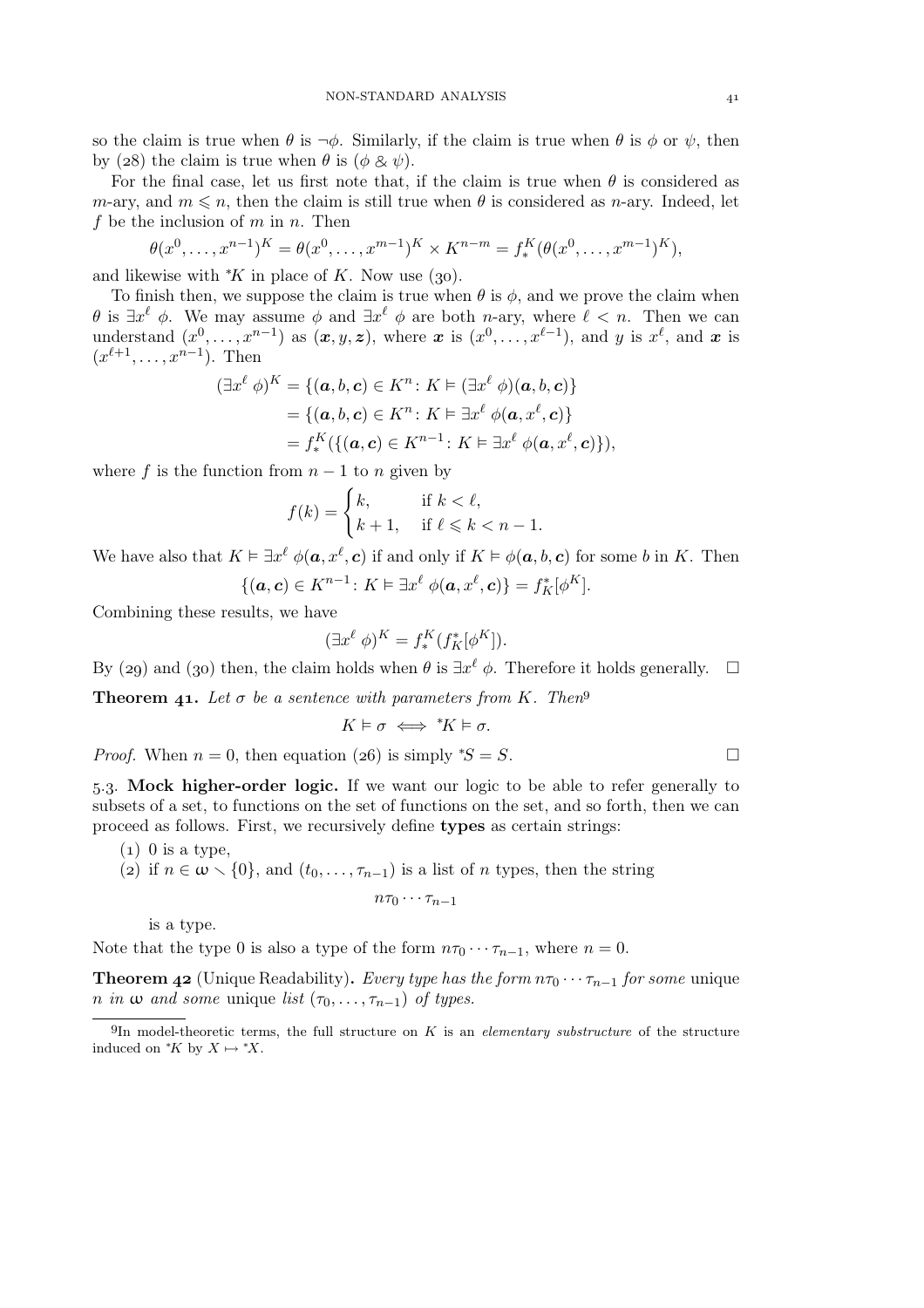so the claim is true when $\theta$ is $\neg\phi$. Similarly, if the claim is true when $\theta$ is $\phi$ or $\psi$, then by (28) the claim is true when $\theta$ is $(\phi \mathbin{\&} \psi)$.

For the final case, let us first note that, if the claim is true when $\theta$ is considered as $m$-ary, and $m \leqslant n$, then the claim is still true when $\theta$ is considered as $n$-ary. Indeed, let $f$ be the inclusion of $m$ in $n$. Then

$$\theta(x^0, \dots, x^{n-1})^K = \theta(x^0, \dots, x^{m-1})^K \times K^{n-m} = f^K_*(\theta(x^0, \dots, x^{m-1})^K),$$

and likewise with ${}^*K$ in place of $K$. Now use (30).

To finish then, we suppose the claim is true when $\theta$ is $\phi$, and we prove the claim when $\theta$ is $\exists x^\ell\ \phi$. We may assume $\phi$ and $\exists x^\ell\ \phi$ are both $n$-ary, where $\ell < n$. Then we can understand $(x^0, \dots, x^{n-1})$ as $(\boldsymbol{x}, y, \boldsymbol{z})$, where $\boldsymbol{x}$ is $(x^0, \dots, x^{\ell-1})$, and $y$ is $x^\ell$, and $\boldsymbol{x}$ is $(x^{\ell+1}, \dots, x^{n-1})$. Then

$$\begin{aligned}
(\exists x^\ell\ \phi)^K &= \{(\boldsymbol{a}, b, \boldsymbol{c}) \in K^n \colon K \vDash (\exists x^\ell\ \phi)(\boldsymbol{a}, b, \boldsymbol{c})\} \\
&= \{(\boldsymbol{a}, b, \boldsymbol{c}) \in K^n \colon K \vDash \exists x^\ell\ \phi(\boldsymbol{a}, x^\ell, \boldsymbol{c})\} \\
&= f^K_*(\{(\boldsymbol{a}, \boldsymbol{c}) \in K^{n-1} \colon K \vDash \exists x^\ell\ \phi(\boldsymbol{a}, x^\ell, \boldsymbol{c})\}),
\end{aligned}$$

where $f$ is the function from $n-1$ to $n$ given by

$$f(k) = \begin{cases} k, & \text{if } k < \ell, \\ k+1, & \text{if } \ell \leqslant k < n-1. \end{cases}$$

We have also that $K \vDash \exists x^\ell\ \phi(\boldsymbol{a}, x^\ell, \boldsymbol{c})$ if and only if $K \vDash \phi(\boldsymbol{a}, b, \boldsymbol{c})$ for some $b$ in $K$. Then

$$\{(\boldsymbol{a}, \boldsymbol{c}) \in K^{n-1} \colon K \vDash \exists x^\ell\ \phi(\boldsymbol{a}, x^\ell, \boldsymbol{c})\} = f^*_K[\phi^K].$$

Combining these results, we have

$$(\exists x^\ell\ \phi)^K = f^K_*(f^*_K[\phi^K]).$$

By (29) and (30) then, the claim holds when $\theta$ is $\exists x^\ell\ \phi$. Therefore it holds generally. $\square$

**Theorem 41.** *Let $\sigma$ be a sentence with parameters from $K$. Then*[9]

$$K \vDash \sigma \iff {}^*K \vDash \sigma.$$

*Proof.* When $n = 0$, then equation (26) is simply ${}^*S = S$. $\square$

### 5.3. Mock higher-order logic.

If we want our logic to be able to refer generally to subsets of a set, to functions on the set of functions on the set, and so forth, then we can proceed as follows. First, we recursively define **types** as certain strings:

(1) 0 is a type,

(2) if $n \in \boldsymbol{\omega} \smallsetminus \{0\}$, and $(t_0, \dots, \tau_{n-1})$ is a list of $n$ types, then the string

$$n\tau_0 \cdots \tau_{n-1}$$

is a type.

Note that the type 0 is also a type of the form $n\tau_0 \cdots \tau_{n-1}$, where $n = 0$.

**Theorem 42** (Unique Readability)**.** *Every type has the form $n\tau_0 \cdots \tau_{n-1}$ for some* unique *$n$ in $\boldsymbol{\omega}$ and some* unique *list $(\tau_0, \dots, \tau_{n-1})$ of types.*

---

[9] In model-theoretic terms, the full structure on $K$ is an *elementary substructure* of the structure induced on ${}^*K$ by $X \mapsto {}^*X$.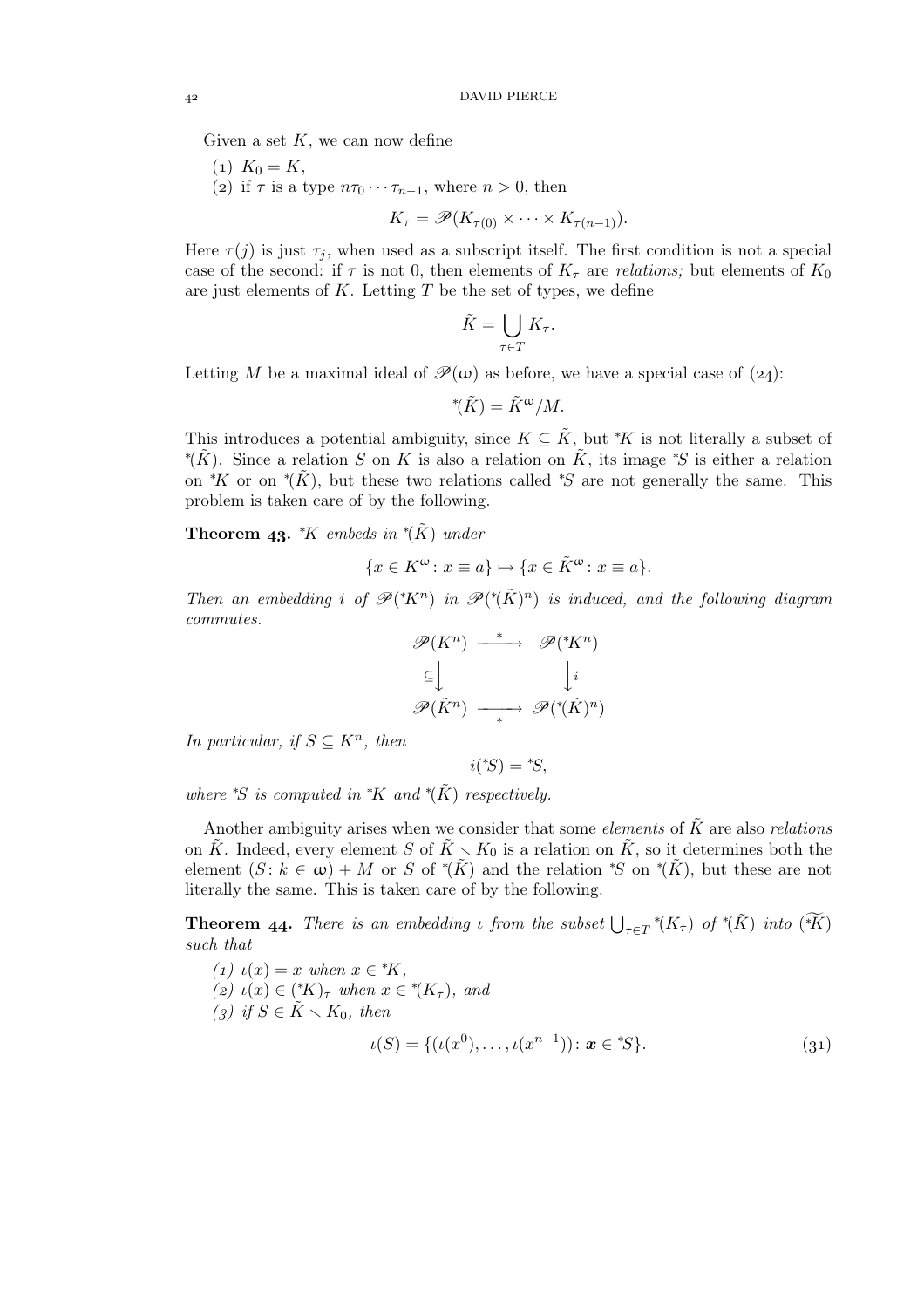Given a set $K$, we can now define

(1) $K_0 = K$,
(2) if $\tau$ is a type $n\tau_0 \cdots \tau_{n-1}$, where $n > 0$, then

$$K_\tau = \mathscr{P}(K_{\tau(0)} \times \cdots \times K_{\tau(n-1)}).$$

Here $\tau(j)$ is just $\tau_j$, when used as a subscript itself. The first condition is not a special case of the second: if $\tau$ is not 0, then elements of $K_\tau$ are *relations;* but elements of $K_0$ are just elements of $K$. Letting $T$ be the set of types, we define

$$\tilde{K} = \bigcup_{\tau \in T} K_\tau.$$

Letting $M$ be a maximal ideal of $\mathscr{P}(\omega)$ as before, we have a special case of (24):

$$^*(\tilde{K}) = \tilde{K}^\omega / M.$$

This introduces a potential ambiguity, since $K \subseteq \tilde{K}$, but $^*K$ is not literally a subset of $^*(\tilde{K})$. Since a relation $S$ on $K$ is also a relation on $\tilde{K}$, its image $^*S$ is either a relation on $^*K$ or on $^*(\tilde{K})$, but these two relations called $^*S$ are not generally the same. This problem is taken care of by the following.

**Theorem 43.** *$^*K$ embeds in $^*(\tilde{K})$ under*

$$\{x \in K^\omega : x \equiv a\} \mapsto \{x \in \tilde{K}^\omega : x \equiv a\}.$$

*Then an embedding $i$ of $\mathscr{P}(^*K^n)$ in $\mathscr{P}(^*(\tilde{K})^n)$ is induced, and the following diagram commutes.*

$$\begin{array}{ccc} \mathscr{P}(K^n) & \xrightarrow{\ *\ } & \mathscr{P}(^*K^n) \\ {\scriptstyle\subseteq}\downarrow & & \downarrow{\scriptstyle i} \\ \mathscr{P}(\tilde{K}^n) & \xrightarrow[\ *\ ]{} & \mathscr{P}(^*(\tilde{K})^n) \end{array}$$

*In particular, if $S \subseteq K^n$, then*

$$i(^*S) = {}^*S,$$

*where $^*S$ is computed in $^*K$ and $^*(\tilde{K})$ respectively.*

Another ambiguity arises when we consider that some *elements* of $\tilde{K}$ are also *relations* on $\tilde{K}$. Indeed, every element $S$ of $\tilde{K} \smallsetminus K_0$ is a relation on $\tilde{K}$, so it determines both the element $(S : k \in \omega) + M$ or $S$ of $^*(\tilde{K})$ and the relation $^*S$ on $^*(\tilde{K})$, but these are not literally the same. This is taken care of by the following.

**Theorem 44.** *There is an embedding $\iota$ from the subset $\bigcup_{\tau \in T} {}^*(K_\tau)$ of $^*(\tilde{K})$ into $\widetilde{(^*K)}$ such that*

*(1) $\iota(x) = x$ when $x \in {}^*K$,*
*(2) $\iota(x) \in (^*K)_\tau$ when $x \in {}^*(K_\tau)$, and*
*(3) if $S \in \tilde{K} \smallsetminus K_0$, then*

$$\iota(S) = \{(\iota(x^0), \dots, \iota(x^{n-1})) : \boldsymbol{x} \in {}^*S\}. \tag{31}$$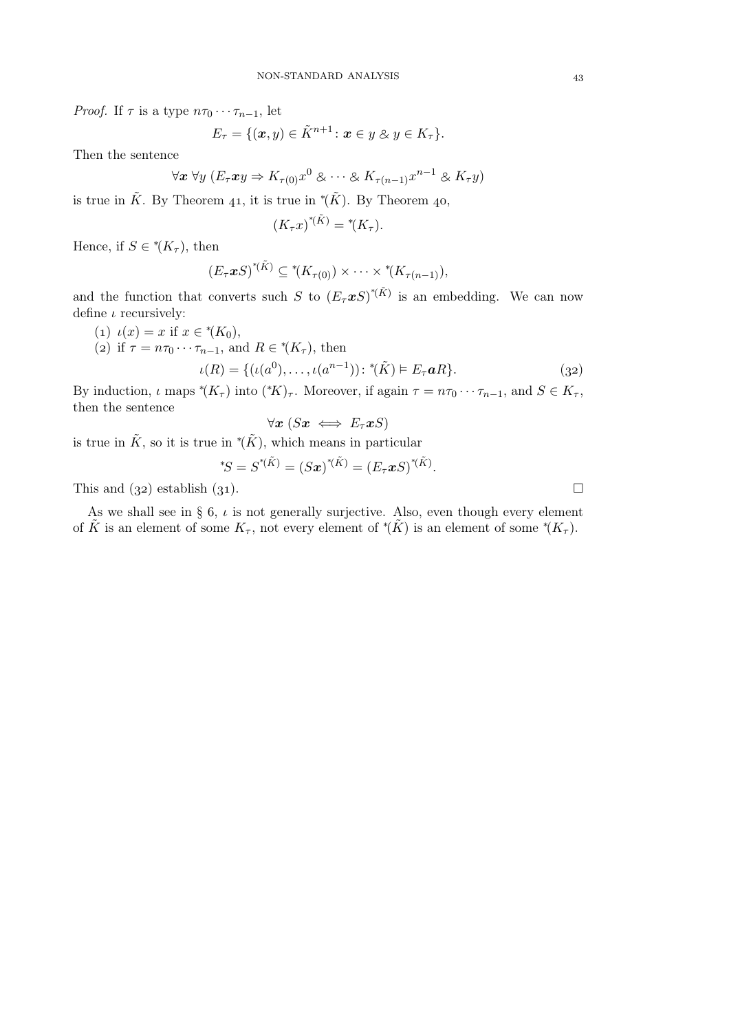*Proof.* If $\tau$ is a type $n\tau_0 \cdots \tau_{n-1}$, let

$$E_\tau = \{(\boldsymbol{x}, y) \in \tilde{K}^{n+1} \colon \boldsymbol{x} \in y \mathbin{\&} y \in K_\tau\}.$$

Then the sentence

$$\forall \boldsymbol{x}\ \forall y\ (E_\tau \boldsymbol{x} y \Rightarrow K_{\tau(0)} x^0 \mathbin{\&} \cdots \mathbin{\&} K_{\tau(n-1)} x^{n-1} \mathbin{\&} K_\tau y)$$

is true in $\tilde{K}$. By Theorem 41, it is true in ${}^*(\tilde{K})$. By Theorem 40,

$$(K_\tau x)^{{}^*(\tilde{K})} = {}^*(K_\tau).$$

Hence, if $S \in {}^*(K_\tau)$, then

$$(E_\tau \boldsymbol{x} S)^{{}^*(\tilde{K})} \subseteq {}^*(K_{\tau(0)}) \times \cdots \times {}^*(K_{\tau(n-1)}),$$

and the function that converts such $S$ to $(E_\tau \boldsymbol{x} S)^{{}^*(\tilde{K})}$ is an embedding. We can now define $\iota$ recursively:

(1) $\iota(x) = x$ if $x \in {}^*(K_0)$,

(2) if $\tau = n\tau_0 \cdots \tau_{n-1}$, and $R \in {}^*(K_\tau)$, then

$$\iota(R) = \{(\iota(a^0), \ldots, \iota(a^{n-1})) \colon {}^*(\tilde{K}) \vDash E_\tau \boldsymbol{a} R\}. \tag{32}$$

By induction, $\iota$ maps ${}^*(K_\tau)$ into $({}^*K)_\tau$. Moreover, if again $\tau = n\tau_0 \cdots \tau_{n-1}$, and $S \in K_\tau$, then the sentence

$$\forall \boldsymbol{x}\ (S\boldsymbol{x} \iff E_\tau \boldsymbol{x} S)$$

is true in $\tilde{K}$, so it is true in ${}^*(\tilde{K})$, which means in particular

$${}^*S = S^{{}^*(\tilde{K})} = (S\boldsymbol{x})^{{}^*(\tilde{K})} = (E_\tau \boldsymbol{x} S)^{{}^*(\tilde{K})}.$$

This and (32) establish (31). $\square$

As we shall see in § 6, $\iota$ is not generally surjective. Also, even though every element of $\tilde{K}$ is an element of some $K_\tau$, not every element of ${}^*(\tilde{K})$ is an element of some ${}^*(K_\tau)$.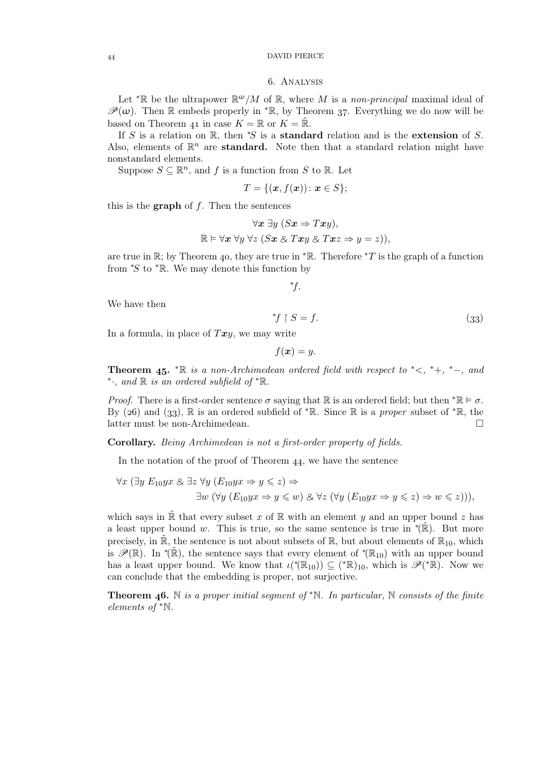## 6. Analysis

Let ${}^*\mathbb{R}$ be the ultrapower $\mathbb{R}^\omega/M$ of $\mathbb{R}$, where $M$ is a *non-principal* maximal ideal of $\mathscr{P}(\omega)$. Then $\mathbb{R}$ embeds properly in ${}^*\mathbb{R}$, by Theorem 37. Everything we do now will be based on Theorem 41 in case $K = \mathbb{R}$ or $K = \tilde{\mathbb{R}}$.

If $S$ is a relation on $\mathbb{R}$, then ${}^*S$ is a **standard** relation and is the **extension** of $S$. Also, elements of $\mathbb{R}^n$ are **standard.** Note then that a standard relation might have nonstandard elements.

Suppose $S \subseteq \mathbb{R}^n$, and $f$ is a function from $S$ to $\mathbb{R}$. Let

$$T = \{(\boldsymbol{x}, f(\boldsymbol{x})) \colon \boldsymbol{x} \in S\};$$

this is the **graph** of $f$. Then the sentences

$$\forall \boldsymbol{x}\ \exists y\ (S\boldsymbol{x} \Rightarrow T\boldsymbol{x}y),$$
$$\mathbb{R} \vDash \forall \boldsymbol{x}\ \forall y\ \forall z\ (S\boldsymbol{x}\ \&\ T\boldsymbol{x}y\ \&\ T\boldsymbol{x}z \Rightarrow y = z)),$$

are true in $\mathbb{R}$; by Theorem 40, they are true in ${}^*\mathbb{R}$. Therefore ${}^*T$ is the graph of a function from ${}^*S$ to ${}^*\mathbb{R}$. We may denote this function by

$${}^*f.$$

We have then

$${}^*f \restriction S = f. \tag{33}$$

In a formula, in place of $T\boldsymbol{x}y$, we may write

$$f(\boldsymbol{x}) = y.$$

**Theorem 45.** *${}^*\mathbb{R}$ is a non-Archimedean ordered field with respect to ${}^*{<}$, ${}^*{+}$, ${}^*{-}$, and ${}^*{\cdot}$, and $\mathbb{R}$ is an ordered subfield of ${}^*\mathbb{R}$.*

*Proof.* There is a first-order sentence $\sigma$ saying that $\mathbb{R}$ is an ordered field; but then ${}^*\mathbb{R} \vDash \sigma$. By (26) and (33), $\mathbb{R}$ is an ordered subfield of ${}^*\mathbb{R}$. Since $\mathbb{R}$ is a *proper* subset of ${}^*\mathbb{R}$, the latter must be non-Archimedean. □

**Corollary.** *Being Archimedean is not a first-order property of fields.*

In the notation of the proof of Theorem 44, we have the sentence

$$\forall x\ (\exists y\ E_{10}yx\ \&\ \exists z\ \forall y\ (E_{10}yx \Rightarrow y \leqslant z) \Rightarrow$$
$$\exists w\ (\forall y\ (E_{10}yx \Rightarrow y \leqslant w)\ \&\ \forall z\ (\forall y\ (E_{10}yx \Rightarrow y \leqslant z) \Rightarrow w \leqslant z))),$$

which says in $\tilde{\mathbb{R}}$ that every subset $x$ of $\mathbb{R}$ with an element $y$ and an upper bound $z$ has a least upper bound $w$. This is true, so the same sentence is true in ${}^*(\tilde{\mathbb{R}})$. But more precisely, in $\tilde{\mathbb{R}}$, the sentence is not about subsets of $\mathbb{R}$, but about elements of $\mathbb{R}_{10}$, which is $\mathscr{P}(\mathbb{R})$. In ${}^*(\tilde{\mathbb{R}})$, the sentence says that every element of ${}^*(\mathbb{R}_{10})$ with an upper bound has a least upper bound. We know that $\iota({}^*(\mathbb{R}_{10})) \subseteq ({}^*\mathbb{R})_{10}$, which is $\mathscr{P}({}^*\mathbb{R})$. Now we can conclude that the embedding is proper, not surjective.

**Theorem 46.** *$\mathbb{N}$ is a proper initial segment of ${}^*\mathbb{N}$. In particular, $\mathbb{N}$ consists of the finite elements of ${}^*\mathbb{N}$.*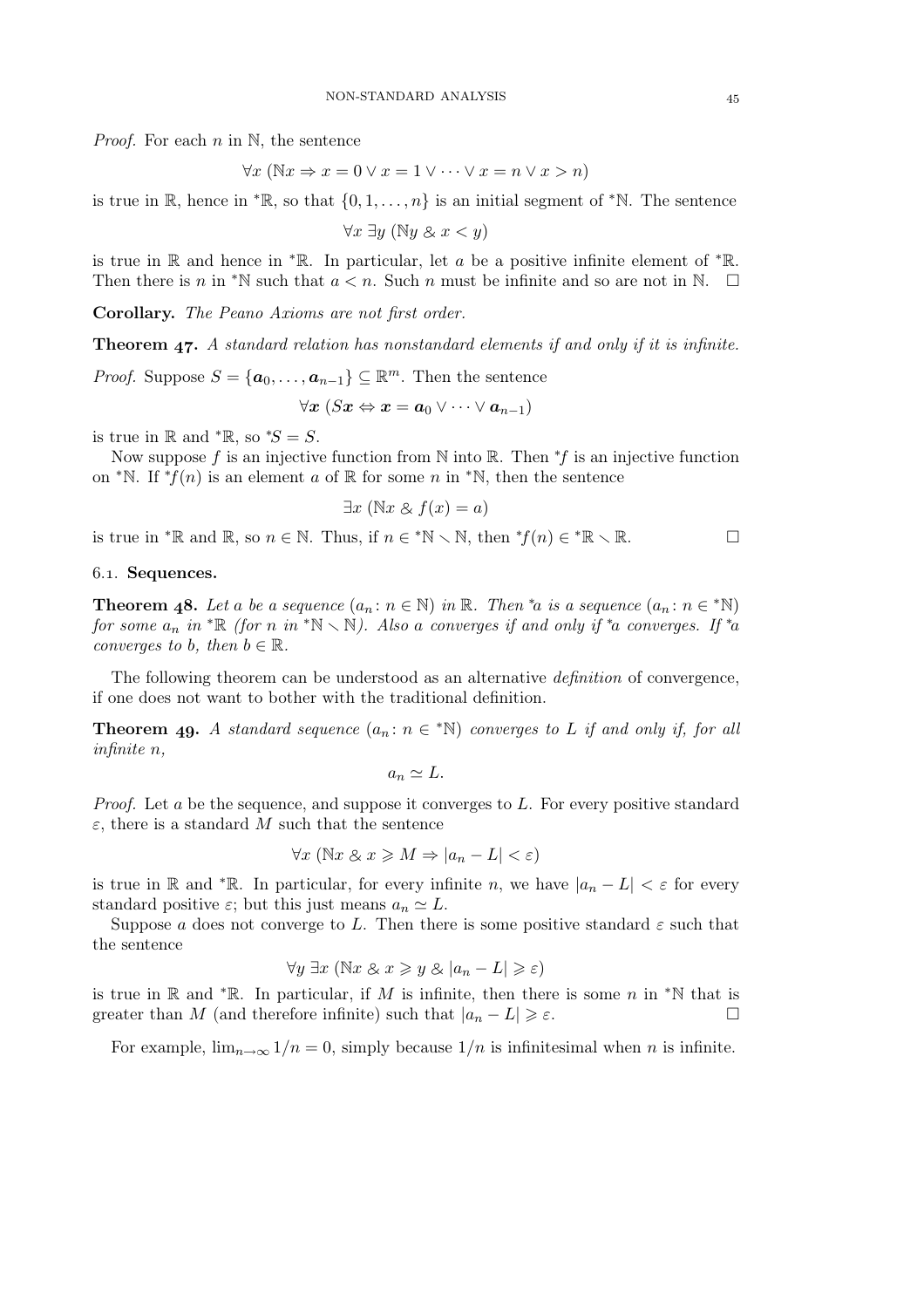*Proof.* For each $n$ in $\mathbb{N}$, the sentence

$$\forall x\ (\mathbb{N}x \Rightarrow x = 0 \vee x = 1 \vee \cdots \vee x = n \vee x > n)$$

is true in $\mathbb{R}$, hence in ${}^*\mathbb{R}$, so that $\{0, 1, \ldots, n\}$ is an initial segment of ${}^*\mathbb{N}$. The sentence

$$\forall x\ \exists y\ (\mathbb{N}y \mathbin{\&} x < y)$$

is true in $\mathbb{R}$ and hence in ${}^*\mathbb{R}$. In particular, let $a$ be a positive infinite element of ${}^*\mathbb{R}$. Then there is $n$ in ${}^*\mathbb{N}$ such that $a < n$. Such $n$ must be infinite and so are not in $\mathbb{N}$. □

**Corollary.** *The Peano Axioms are not first order.*

**Theorem 47.** *A standard relation has nonstandard elements if and only if it is infinite.*

*Proof.* Suppose $S = \{\boldsymbol{a}_0, \ldots, \boldsymbol{a}_{n-1}\} \subseteq \mathbb{R}^m$. Then the sentence

$$\forall \boldsymbol{x}\ (S\boldsymbol{x} \Leftrightarrow \boldsymbol{x} = \boldsymbol{a}_0 \vee \cdots \vee \boldsymbol{a}_{n-1})$$

is true in $\mathbb{R}$ and ${}^*\mathbb{R}$, so ${}^*S = S$.

Now suppose $f$ is an injective function from $\mathbb{N}$ into $\mathbb{R}$. Then ${}^*f$ is an injective function on ${}^*\mathbb{N}$. If ${}^*f(n)$ is an element $a$ of $\mathbb{R}$ for some $n$ in ${}^*\mathbb{N}$, then the sentence

$$\exists x\ (\mathbb{N}x \mathbin{\&} f(x) = a)$$

is true in ${}^*\mathbb{R}$ and $\mathbb{R}$, so $n \in \mathbb{N}$. Thus, if $n \in {}^*\mathbb{N} \smallsetminus \mathbb{N}$, then ${}^*f(n) \in {}^*\mathbb{R} \smallsetminus \mathbb{R}$. □

### 6.1. Sequences.

**Theorem 48.** *Let $a$ be a sequence $(a_n \colon n \in \mathbb{N})$ in $\mathbb{R}$. Then ${}^*a$ is a sequence $(a_n \colon n \in {}^*\mathbb{N})$ for some $a_n$ in ${}^*\mathbb{R}$ (for $n$ in ${}^*\mathbb{N} \smallsetminus \mathbb{N}$). Also $a$ converges if and only if ${}^*a$ converges. If ${}^*a$ converges to $b$, then $b \in \mathbb{R}$.*

The following theorem can be understood as an alternative *definition* of convergence, if one does not want to bother with the traditional definition.

**Theorem 49.** *A standard sequence $(a_n \colon n \in {}^*\mathbb{N})$ converges to $L$ if and only if, for all infinite $n$,*

$$a_n \simeq L.$$

*Proof.* Let $a$ be the sequence, and suppose it converges to $L$. For every positive standard $\varepsilon$, there is a standard $M$ such that the sentence

$$\forall x\ (\mathbb{N}x \mathbin{\&} x \geqslant M \Rightarrow |a_n - L| < \varepsilon)$$

is true in $\mathbb{R}$ and ${}^*\mathbb{R}$. In particular, for every infinite $n$, we have $|a_n - L| < \varepsilon$ for every standard positive $\varepsilon$; but this just means $a_n \simeq L$.

Suppose $a$ does not converge to $L$. Then there is some positive standard $\varepsilon$ such that the sentence

$$\forall y\ \exists x\ (\mathbb{N}x \mathbin{\&} x \geqslant y \mathbin{\&} |a_n - L| \geqslant \varepsilon)$$

is true in $\mathbb{R}$ and ${}^*\mathbb{R}$. In particular, if $M$ is infinite, then there is some $n$ in ${}^*\mathbb{N}$ that is greater than $M$ (and therefore infinite) such that $|a_n - L| \geqslant \varepsilon$. □

For example, $\lim_{n\to\infty} 1/n = 0$, simply because $1/n$ is infinitesimal when $n$ is infinite.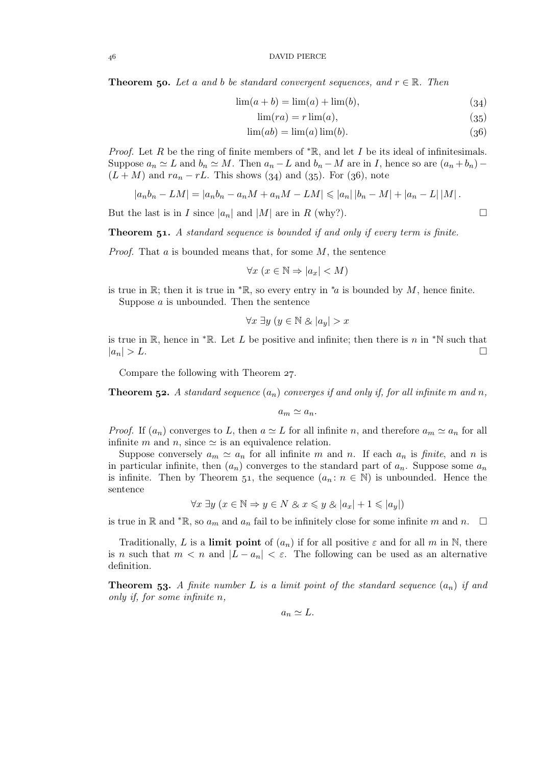**Theorem 50.** *Let $a$ and $b$ be standard convergent sequences, and $r \in \mathbb{R}$. Then*

$$\lim(a+b) = \lim(a) + \lim(b), \tag{34}$$

$$\lim(ra) = r\lim(a), \tag{35}$$

$$\lim(ab) = \lim(a)\lim(b). \tag{36}$$

*Proof.* Let $R$ be the ring of finite members of ${}^*\mathbb{R}$, and let $I$ be its ideal of infinitesimals. Suppose $a_n \simeq L$ and $b_n \simeq M$. Then $a_n - L$ and $b_n - M$ are in $I$, hence so are $(a_n + b_n) - (L + M)$ and $ra_n - rL$. This shows (34) and (35). For (36), note

$$|a_n b_n - LM| = |a_n b_n - a_n M + a_n M - LM| \leqslant |a_n|\,|b_n - M| + |a_n - L|\,|M|.$$

But the last is in $I$ since $|a_n|$ and $|M|$ are in $R$ (why?). □

**Theorem 51.** *A standard sequence is bounded if and only if every term is finite.*

*Proof.* That $a$ is bounded means that, for some $M$, the sentence

$$\forall x\ (x \in \mathbb{N} \Rightarrow |a_x| < M)$$

is true in $\mathbb{R}$; then it is true in ${}^*\mathbb{R}$, so every entry in ${}^*a$ is bounded by $M$, hence finite.

Suppose $a$ is unbounded. Then the sentence

$$\forall x\ \exists y\ (y \in \mathbb{N}\ \&\ |a_y| > x$$

is true in $\mathbb{R}$, hence in ${}^*\mathbb{R}$. Let $L$ be positive and infinite; then there is $n$ in ${}^*\mathbb{N}$ such that $|a_n| > L$. □

Compare the following with Theorem 27.

**Theorem 52.** *A standard sequence $(a_n)$ converges if and only if, for all infinite $m$ and $n$,*

$$a_m \simeq a_n.$$

*Proof.* If $(a_n)$ converges to $L$, then $a \simeq L$ for all infinite $n$, and therefore $a_m \simeq a_n$ for all infinite $m$ and $n$, since $\simeq$ is an equivalence relation.

Suppose conversely $a_m \simeq a_n$ for all infinite $m$ and $n$. If each $a_n$ is *finite*, and $n$ is in particular infinite, then $(a_n)$ converges to the standard part of $a_n$. Suppose some $a_n$ is infinite. Then by Theorem 51, the sequence $(a_n : n \in \mathbb{N})$ is unbounded. Hence the sentence

$$\forall x\ \exists y\ (x \in \mathbb{N} \Rightarrow y \in N\ \&\ x \leqslant y\ \&\ |a_x| + 1 \leqslant |a_y|)$$

is true in $\mathbb{R}$ and ${}^*\mathbb{R}$, so $a_m$ and $a_n$ fail to be infinitely close for some infinite $m$ and $n$. □

Traditionally, $L$ is a **limit point** of $(a_n)$ if for all positive $\varepsilon$ and for all $m$ in $\mathbb{N}$, there is $n$ such that $m < n$ and $|L - a_n| < \varepsilon$. The following can be used as an alternative definition.

**Theorem 53.** *A finite number $L$ is a limit point of the standard sequence $(a_n)$ if and only if, for some infinite $n$,*

$$a_n \simeq L.$$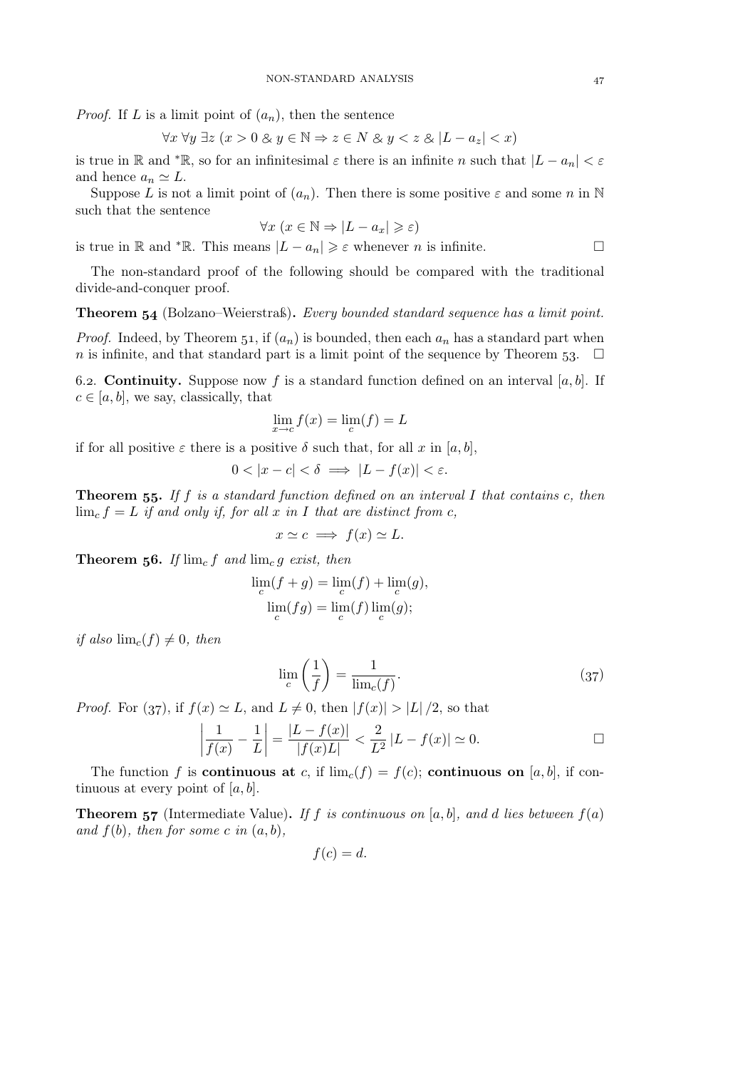*Proof.* If $L$ is a limit point of $(a_n)$, then the sentence

$$\forall x\ \forall y\ \exists z\ (x > 0\ \&\ y \in \mathbb{N} \Rightarrow z \in N\ \&\ y < z\ \&\ |L - a_z| < x)$$

is true in $\mathbb{R}$ and ${}^*\mathbb{R}$, so for an infinitesimal $\varepsilon$ there is an infinite $n$ such that $|L - a_n| < \varepsilon$ and hence $a_n \simeq L$.

Suppose $L$ is not a limit point of $(a_n)$. Then there is some positive $\varepsilon$ and some $n$ in $\mathbb{N}$ such that the sentence

$$\forall x\ (x \in \mathbb{N} \Rightarrow |L - a_x| \geqslant \varepsilon)$$

is true in $\mathbb{R}$ and ${}^*\mathbb{R}$. This means $|L - a_n| \geqslant \varepsilon$ whenever $n$ is infinite. □

The non-standard proof of the following should be compared with the traditional divide-and-conquer proof.

**Theorem 54** (Bolzano–Weierstraß)**.** *Every bounded standard sequence has a limit point.*

*Proof.* Indeed, by Theorem 51, if $(a_n)$ is bounded, then each $a_n$ has a standard part when $n$ is infinite, and that standard part is a limit point of the sequence by Theorem 53. □

6.2. **Continuity.** Suppose now $f$ is a standard function defined on an interval $[a, b]$. If $c \in [a, b]$, we say, classically, that

$$\lim_{x \to c} f(x) = \lim_{c}(f) = L$$

if for all positive $\varepsilon$ there is a positive $\delta$ such that, for all $x$ in $[a, b]$,

$$0 < |x - c| < \delta \implies |L - f(x)| < \varepsilon.$$

**Theorem 55.** *If $f$ is a standard function defined on an interval $I$ that contains $c$, then $\lim_c f = L$ if and only if, for all $x$ in $I$ that are distinct from $c$,*

$$x \simeq c \implies f(x) \simeq L.$$

**Theorem 56.** *If $\lim_c f$ and $\lim_c g$ exist, then*

$$\lim_c(f + g) = \lim_c(f) + \lim_c(g),$$
$$\lim_c(fg) = \lim_c(f)\lim_c(g);$$

*if also $\lim_c(f) \neq 0$, then*

$$\lim_c \left(\frac{1}{f}\right) = \frac{1}{\lim_c(f)}. \tag{37}$$

*Proof.* For (37), if $f(x) \simeq L$, and $L \neq 0$, then $|f(x)| > |L|/2$, so that

$$\left|\frac{1}{f(x)} - \frac{1}{L}\right| = \frac{|L - f(x)|}{|f(x)L|} < \frac{2}{L^2}|L - f(x)| \simeq 0.$$

□

The function $f$ is **continuous at** $c$, if $\lim_c(f) = f(c)$; **continuous on** $[a, b]$, if continuous at every point of $[a, b]$.

**Theorem 57** (Intermediate Value)**.** *If $f$ is continuous on $[a, b]$, and $d$ lies between $f(a)$ and $f(b)$, then for some $c$ in $(a, b)$,*

$$f(c) = d.$$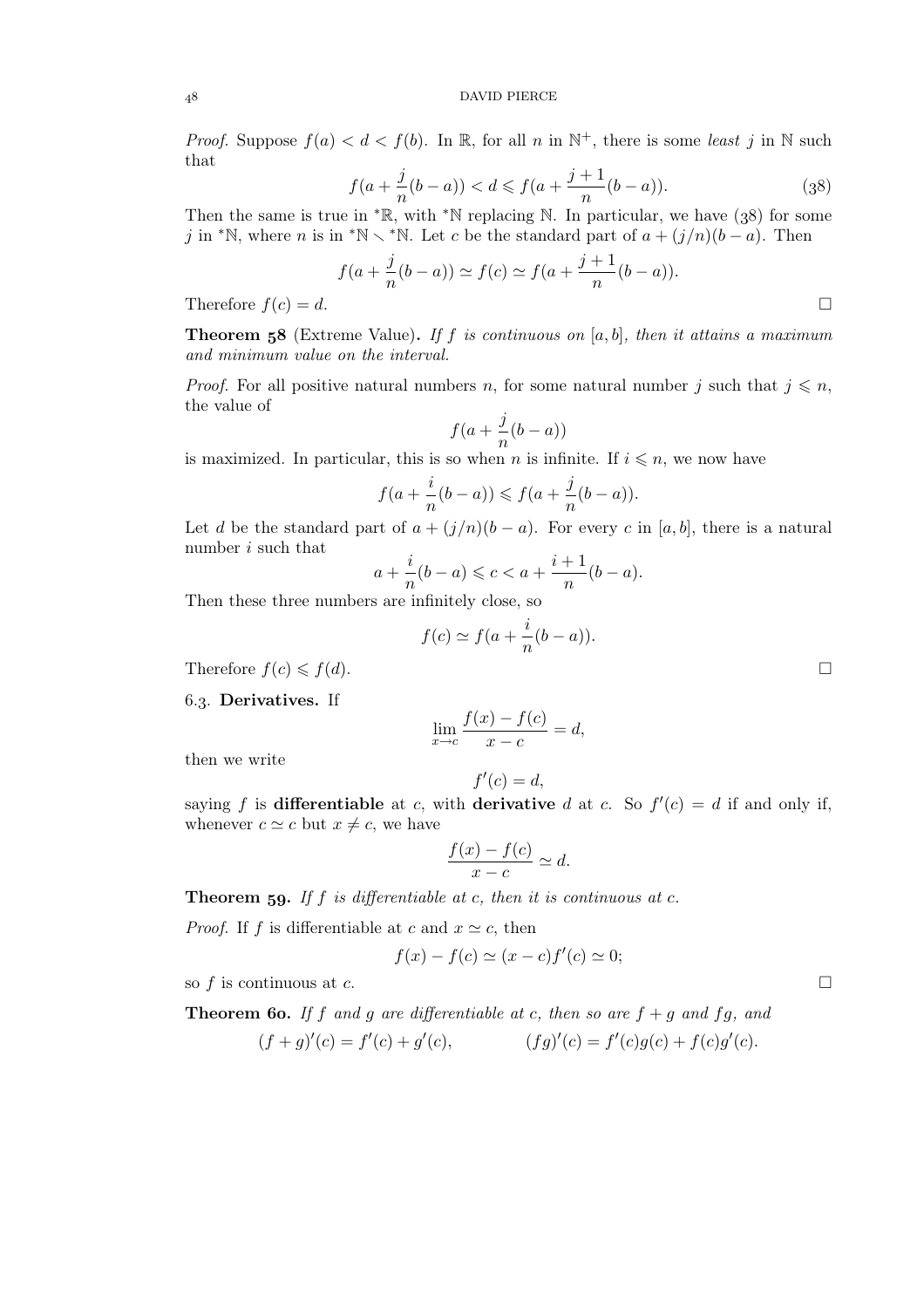*Proof.* Suppose $f(a) < d < f(b)$. In $\mathbb{R}$, for all $n$ in $\mathbb{N}^+$, there is some *least* $j$ in $\mathbb{N}$ such that

$$f(a + \frac{j}{n}(b-a)) < d \leqslant f(a + \frac{j+1}{n}(b-a)). \tag{38}$$

Then the same is true in ${}^*\mathbb{R}$, with ${}^*\mathbb{N}$ replacing $\mathbb{N}$. In particular, we have (38) for some $j$ in ${}^*\mathbb{N}$, where $n$ is in ${}^*\mathbb{N} \smallsetminus {}^*\mathbb{N}$. Let $c$ be the standard part of $a + (j/n)(b-a)$. Then

$$f(a + \frac{j}{n}(b-a)) \simeq f(c) \simeq f(a + \frac{j+1}{n}(b-a)).$$

Therefore $f(c) = d$. □

**Theorem 58** (Extreme Value)**.** *If $f$ is continuous on $[a,b]$, then it attains a maximum and minimum value on the interval.*

*Proof.* For all positive natural numbers $n$, for some natural number $j$ such that $j \leqslant n$, the value of

$$f(a + \frac{j}{n}(b-a))$$

is maximized. In particular, this is so when $n$ is infinite. If $i \leqslant n$, we now have

$$f(a + \frac{i}{n}(b-a)) \leqslant f(a + \frac{j}{n}(b-a)).$$

Let $d$ be the standard part of $a + (j/n)(b-a)$. For every $c$ in $[a,b]$, there is a natural number $i$ such that

$$a + \frac{i}{n}(b-a) \leqslant c < a + \frac{i+1}{n}(b-a).$$

Then these three numbers are infinitely close, so

$$f(c) \simeq f(a + \frac{i}{n}(b-a)).$$

Therefore $f(c) \leqslant f(d)$. □

6.3. **Derivatives.** If

$$\lim_{x \to c} \frac{f(x) - f(c)}{x - c} = d,$$

then we write

$$f'(c) = d,$$

saying $f$ is **differentiable** at $c$, with **derivative** $d$ at $c$. So $f'(c) = d$ if and only if, whenever $c \simeq c$ but $x \neq c$, we have

$$\frac{f(x) - f(c)}{x - c} \simeq d.$$

**Theorem 59.** *If $f$ is differentiable at $c$, then it is continuous at $c$.*

*Proof.* If $f$ is differentiable at $c$ and $x \simeq c$, then

$$f(x) - f(c) \simeq (x - c)f'(c) \simeq 0;$$

so $f$ is continuous at $c$. □

**Theorem 60.** *If $f$ and $g$ are differentiable at $c$, then so are $f + g$ and $fg$, and*

$$(f+g)'(c) = f'(c) + g'(c), \qquad (fg)'(c) = f'(c)g(c) + f(c)g'(c).$$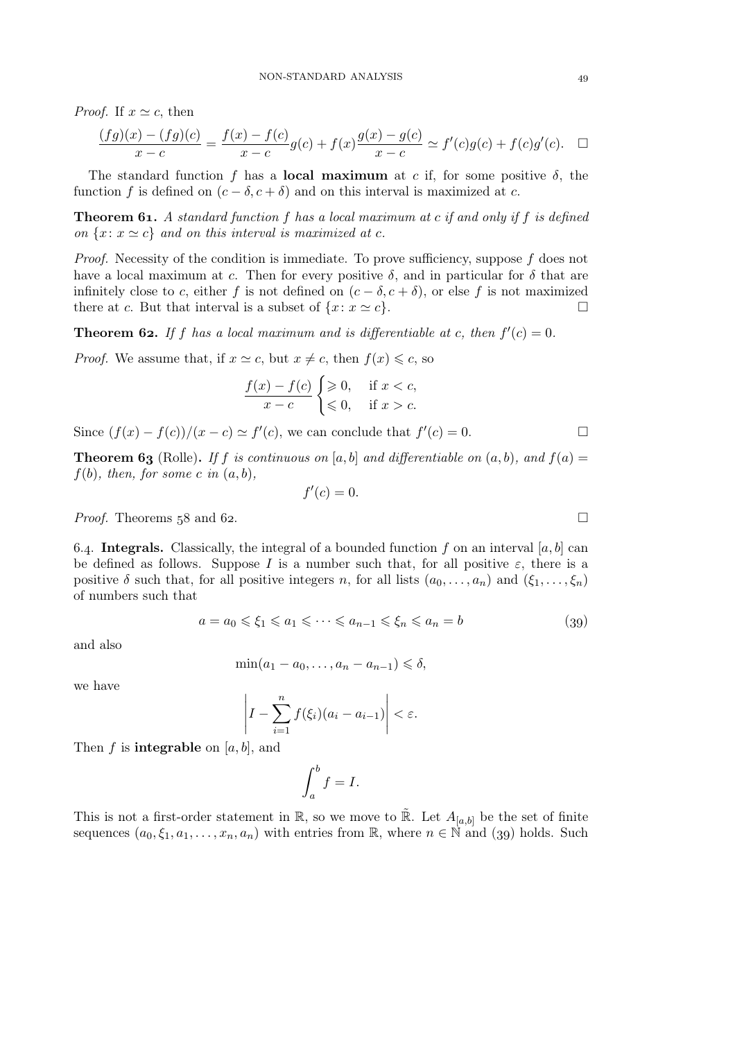*Proof.* If $x \simeq c$, then

$$\frac{(fg)(x) - (fg)(c)}{x - c} = \frac{f(x) - f(c)}{x - c} g(c) + f(x) \frac{g(x) - g(c)}{x - c} \simeq f'(c)g(c) + f(c)g'(c). \quad \square$$

The standard function $f$ has a **local maximum** at $c$ if, for some positive $\delta$, the function $f$ is defined on $(c - \delta, c + \delta)$ and on this interval is maximized at $c$.

**Theorem 61.** *A standard function $f$ has a local maximum at $c$ if and only if $f$ is defined on $\{x \colon x \simeq c\}$ and on this interval is maximized at $c$.*

*Proof.* Necessity of the condition is immediate. To prove sufficiency, suppose $f$ does not have a local maximum at $c$. Then for every positive $\delta$, and in particular for $\delta$ that are infinitely close to $c$, either $f$ is not defined on $(c - \delta, c + \delta)$, or else $f$ is not maximized there at $c$. But that interval is a subset of $\{x \colon x \simeq c\}$. $\square$

**Theorem 62.** *If $f$ has a local maximum and is differentiable at $c$, then $f'(c) = 0$.*

*Proof.* We assume that, if $x \simeq c$, but $x \neq c$, then $f(x) \leqslant c$, so

$$\frac{f(x) - f(c)}{x - c} \begin{cases} \geqslant 0, & \text{if } x < c, \\ \leqslant 0, & \text{if } x > c. \end{cases}$$

Since $(f(x) - f(c))/(x - c) \simeq f'(c)$, we can conclude that $f'(c) = 0$. $\square$

**Theorem 63** (Rolle)**.** *If $f$ is continuous on $[a, b]$ and differentiable on $(a, b)$, and $f(a) = f(b)$, then, for some $c$ in $(a, b)$,*

$$f'(c) = 0.$$

*Proof.* Theorems 58 and 62. $\square$

6.4. **Integrals.** Classically, the integral of a bounded function $f$ on an interval $[a, b]$ can be defined as follows. Suppose $I$ is a number such that, for all positive $\varepsilon$, there is a positive $\delta$ such that, for all positive integers $n$, for all lists $(a_0, \dots, a_n)$ and $(\xi_1, \dots, \xi_n)$ of numbers such that

$$a = a_0 \leqslant \xi_1 \leqslant a_1 \leqslant \cdots \leqslant a_{n-1} \leqslant \xi_n \leqslant a_n = b \tag{39}$$

and also

$$\min(a_1 - a_0, \dots, a_n - a_{n-1}) \leqslant \delta,$$

we have

$$\left| I - \sum_{i=1}^{n} f(\xi_i)(a_i - a_{i-1}) \right| < \varepsilon.$$

Then $f$ is **integrable** on $[a, b]$, and

$$\int_a^b f = I.$$

This is not a first-order statement in $\mathbb{R}$, so we move to $\tilde{\mathbb{R}}$. Let $A_{[a,b]}$ be the set of finite sequences $(a_0, \xi_1, a_1, \dots, x_n, a_n)$ with entries from $\mathbb{R}$, where $n \in \mathbb{N}$ and (39) holds. Such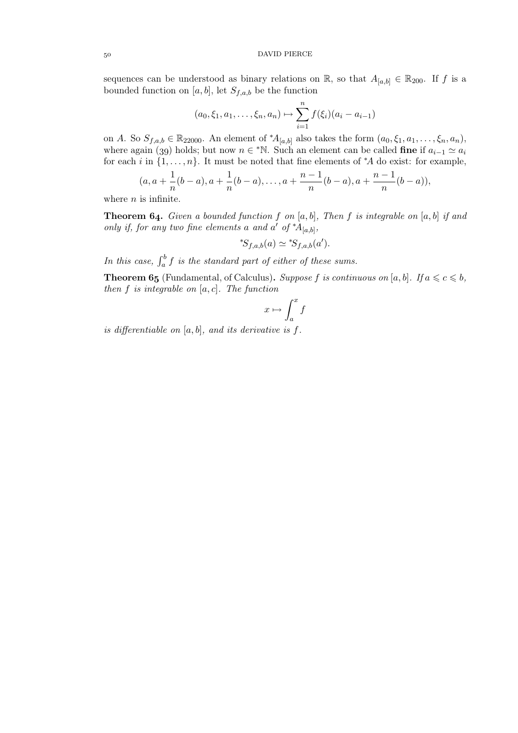sequences can be understood as binary relations on $\mathbb{R}$, so that $A_{[a,b]} \in \mathbb{R}_{200}$. If $f$ is a bounded function on $[a,b]$, let $S_{f,a,b}$ be the function

$$(a_0, \xi_1, a_1, \dots, \xi_n, a_n) \mapsto \sum_{i=1}^{n} f(\xi_i)(a_i - a_{i-1})$$

on $A$. So $S_{f,a,b} \in \mathbb{R}_{22000}$. An element of ${}^*A_{[a,b]}$ also takes the form $(a_0, \xi_1, a_1, \dots, \xi_n, a_n)$, where again (39) holds; but now $n \in {}^*\mathbb{N}$. Such an element can be called **fine** if $a_{i-1} \simeq a_i$ for each $i$ in $\{1, \dots, n\}$. It must be noted that fine elements of ${}^*A$ do exist: for example,

$$(a, a + \frac{1}{n}(b-a), a + \frac{1}{n}(b-a), \dots, a + \frac{n-1}{n}(b-a), a + \frac{n-1}{n}(b-a)),$$

where $n$ is infinite.

**Theorem 64.** *Given a bounded function $f$ on $[a,b]$, Then $f$ is integrable on $[a,b]$ if and only if, for any two fine elements $a$ and $a'$ of ${}^*A_{[a,b]}$,*

$${}^*S_{f,a,b}(a) \simeq {}^*S_{f,a,b}(a').$$

*In this case, $\int_a^b f$ is the standard part of either of these sums.*

**Theorem 65** (Fundamental, of Calculus)**.** *Suppose $f$ is continuous on $[a,b]$. If $a \leqslant c \leqslant b$, then $f$ is integrable on $[a,c]$. The function*

$$x \mapsto \int_a^x f$$

*is differentiable on $[a,b]$, and its derivative is $f$.*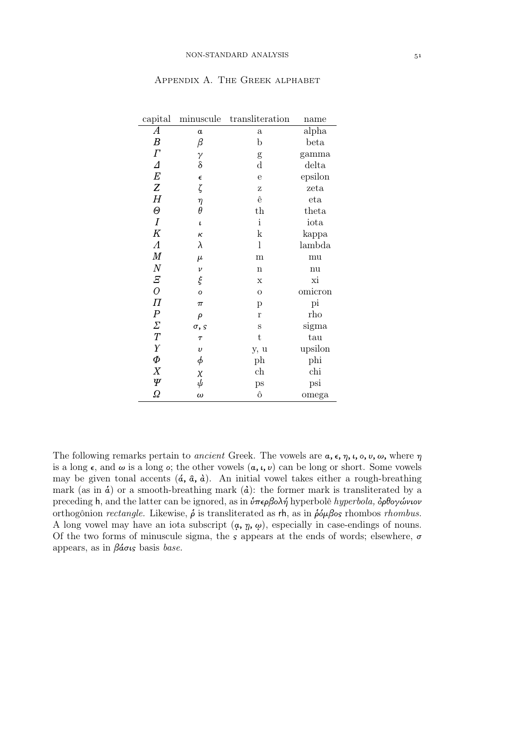## Appendix A. The Greek alphabet

| capital | minuscule | transliteration | name |
|---|---|---|---|
| $A$ | $\alpha$ | a | alpha |
| $B$ | $\beta$ | b | beta |
| $\Gamma$ | $\gamma$ | g | gamma |
| $\Delta$ | $\delta$ | d | delta |
| $E$ | $\epsilon$ | e | epsilon |
| $Z$ | $\zeta$ | z | zeta |
| $H$ | $\eta$ | ê | eta |
| $\Theta$ | $\theta$ | th | theta |
| $I$ | $\iota$ | i | iota |
| $K$ | $\kappa$ | k | kappa |
| $\Lambda$ | $\lambda$ | l | lambda |
| $M$ | $\mu$ | m | mu |
| $N$ | $\nu$ | n | nu |
| $\Xi$ | $\xi$ | x | xi |
| $O$ | $o$ | o | omicron |
| $\Pi$ | $\pi$ | p | pi |
| $P$ | $\rho$ | r | rho |
| $\Sigma$ | $\sigma$, ς | s | sigma |
| $T$ | $\tau$ | t | tau |
| $\Upsilon$ | $\upsilon$ | y, u | upsilon |
| $\Phi$ | $\phi$ | ph | phi |
| $X$ | $\chi$ | ch | chi |
| $\Psi$ | $\psi$ | ps | psi |
| $\Omega$ | $\omega$ | ô | omega |

The following remarks pertain to *ancient* Greek. The vowels are $\alpha$, $\epsilon$, $\eta$, $\iota$, $o$, $\upsilon$, $\omega$, where $\eta$ is a long $\epsilon$, and $\omega$ is a long $o$; the other vowels ($\alpha$, $\iota$, $\upsilon$) can be long or short. Some vowels may be given tonal accents (ά, ᾶ, ὰ). An initial vowel takes either a rough-breathing mark (as in ἁ) or a smooth-breathing mark (ἀ): the former mark is transliterated by a preceding h, and the latter can be ignored, as in ὑπερβολή hyperbolê *hyperbola,* ὀρθογώνιον orthogônion *rectangle.* Likewise, ῥ is transliterated as rh, as in ῥόμβος rhombos *rhombus.* A long vowel may have an iota subscript (ᾳ, ῃ, ῳ), especially in case-endings of nouns. Of the two forms of minuscule sigma, the ς appears at the ends of words; elsewhere, $\sigma$ appears, as in βάσις basis *base.*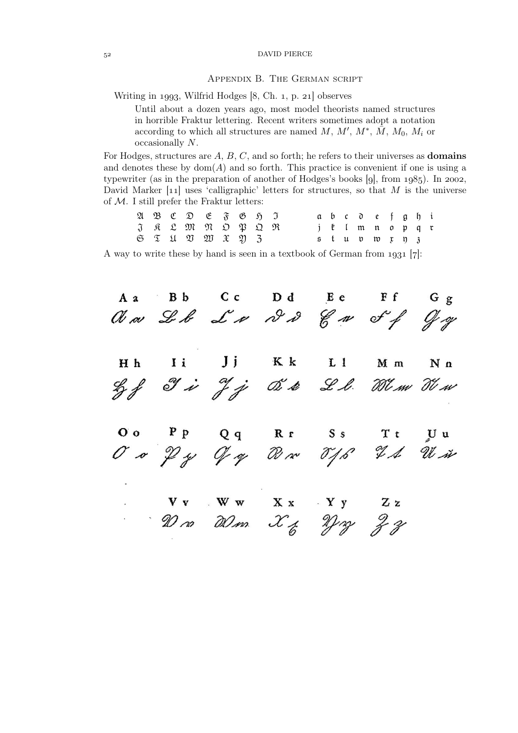## Appendix B. The German script

Writing in 1993, Wilfrid Hodges [8, Ch. 1, p. 21] observes

> Until about a dozen years ago, most model theorists named structures in horrible Fraktur lettering. Recent writers sometimes adopt a notation according to which all structures are named $M$, $M'$, $M^*$, $\bar{M}$, $M_0$, $M_i$ or occasionally $N$.

For Hodges, structures are $A$, $B$, $C$, and so forth; he refers to their universes as **domains** and denotes these by $\operatorname{dom}(A)$ and so forth. This practice is convenient if one is using a typewriter (as in the preparation of another of Hodges's books [9], from 1985). In 2002, David Marker [11] uses 'calligraphic' letters for structures, so that $M$ is the universe of $\mathcal{M}$. I still prefer the Fraktur letters:

$$\begin{array}{ccccccccc} \mathfrak{A} & \mathfrak{B} & \mathfrak{C} & \mathfrak{D} & \mathfrak{E} & \mathfrak{F} & \mathfrak{G} & \mathfrak{H} & \mathfrak{I} \\ \mathfrak{J} & \mathfrak{K} & \mathfrak{L} & \mathfrak{M} & \mathfrak{N} & \mathfrak{O} & \mathfrak{P} & \mathfrak{Q} & \mathfrak{R} \\ \mathfrak{S} & \mathfrak{T} & \mathfrak{U} & \mathfrak{V} & \mathfrak{W} & \mathfrak{X} & \mathfrak{Y} & \mathfrak{Z} & \end{array} \qquad \begin{array}{ccccccccc} \mathfrak{a} & \mathfrak{b} & \mathfrak{c} & \mathfrak{d} & \mathfrak{e} & \mathfrak{f} & \mathfrak{g} & \mathfrak{h} & \mathfrak{i} \\ \mathfrak{j} & \mathfrak{k} & \mathfrak{l} & \mathfrak{m} & \mathfrak{n} & \mathfrak{o} & \mathfrak{p} & \mathfrak{q} & \mathfrak{r} \\ \mathfrak{s} & \mathfrak{t} & \mathfrak{u} & \mathfrak{v} & \mathfrak{w} & \mathfrak{x} & \mathfrak{y} & \mathfrak{z} & \end{array}$$

A way to write these by hand is seen in a textbook of German from 1931 [7]:

A a B b C c D d E e F f G g

H h I i J j K k L l M m N n

O o P p Q q R r S s T t U u

V v W w X x Y y Z z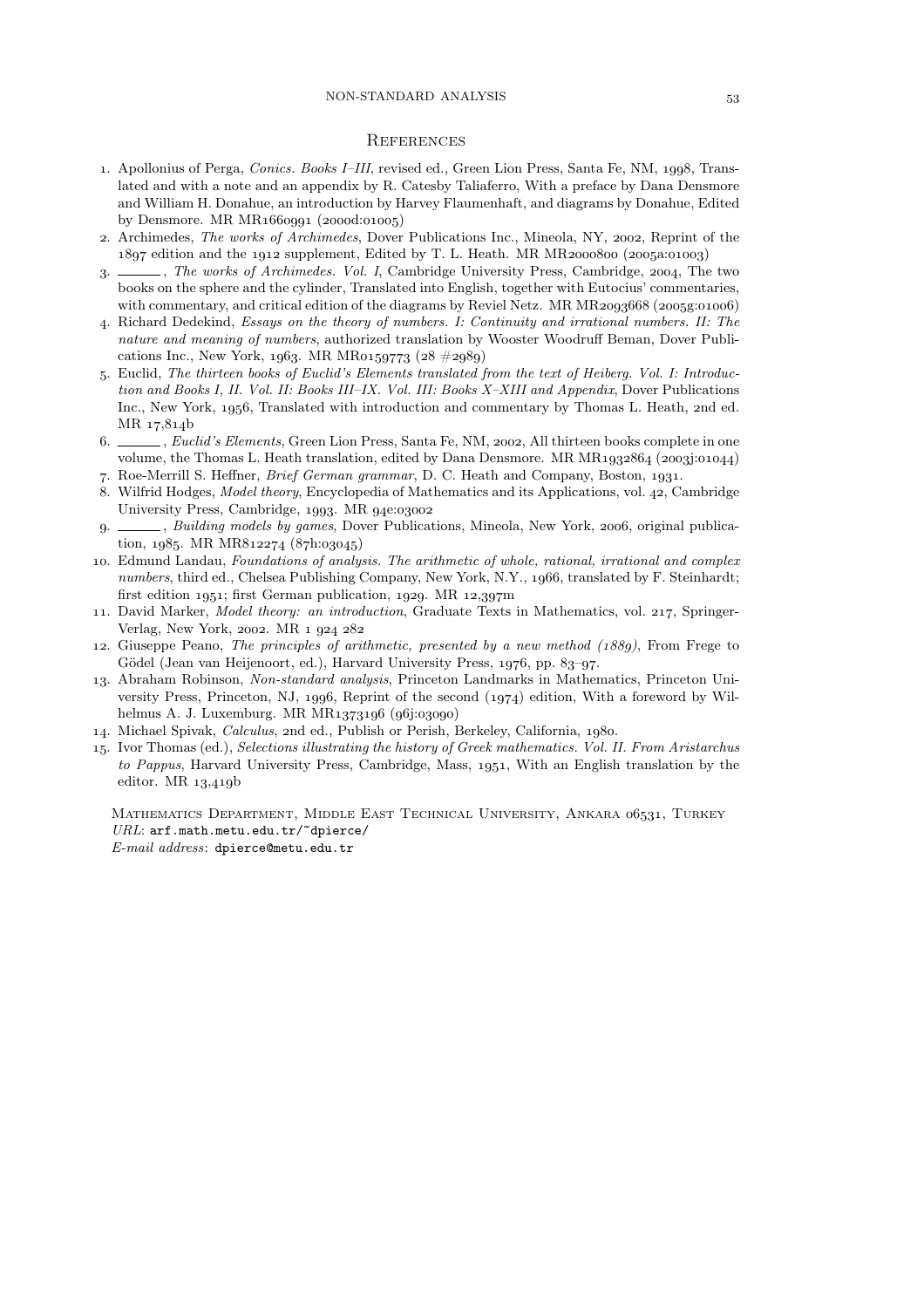## References

1. Apollonius of Perga, *Conics. Books I–III*, revised ed., Green Lion Press, Santa Fe, NM, 1998, Translated and with a note and an appendix by R. Catesby Taliaferro, With a preface by Dana Densmore and William H. Donahue, an introduction by Harvey Flaumenhaft, and diagrams by Donahue, Edited by Densmore. MR MR1660991 (2000d:01005)
2. Archimedes, *The works of Archimedes*, Dover Publications Inc., Mineola, NY, 2002, Reprint of the 1897 edition and the 1912 supplement, Edited by T. L. Heath. MR MR2000800 (2005a:01003)
3. ______, *The works of Archimedes. Vol. I*, Cambridge University Press, Cambridge, 2004, The two books on the sphere and the cylinder, Translated into English, together with Eutocius' commentaries, with commentary, and critical edition of the diagrams by Reviel Netz. MR MR2093668 (2005g:01006)
4. Richard Dedekind, *Essays on the theory of numbers. I: Continuity and irrational numbers. II: The nature and meaning of numbers*, authorized translation by Wooster Woodruff Beman, Dover Publications Inc., New York, 1963. MR MR0159773 (28 #2989)
5. Euclid, *The thirteen books of Euclid's Elements translated from the text of Heiberg. Vol. I: Introduction and Books I, II. Vol. II: Books III–IX. Vol. III: Books X–XIII and Appendix*, Dover Publications Inc., New York, 1956, Translated with introduction and commentary by Thomas L. Heath, 2nd ed. MR 17,814b
6. ______, *Euclid's Elements*, Green Lion Press, Santa Fe, NM, 2002, All thirteen books complete in one volume, the Thomas L. Heath translation, edited by Dana Densmore. MR MR1932864 (2003j:01044)
7. Roe-Merrill S. Heffner, *Brief German grammar*, D. C. Heath and Company, Boston, 1931.
8. Wilfrid Hodges, *Model theory*, Encyclopedia of Mathematics and its Applications, vol. 42, Cambridge University Press, Cambridge, 1993. MR 94e:03002
9. ______, *Building models by games*, Dover Publications, Mineola, New York, 2006, original publication, 1985. MR MR812274 (87h:03045)
10. Edmund Landau, *Foundations of analysis. The arithmetic of whole, rational, irrational and complex numbers*, third ed., Chelsea Publishing Company, New York, N.Y., 1966, translated by F. Steinhardt; first edition 1951; first German publication, 1929. MR 12,397m
11. David Marker, *Model theory: an introduction*, Graduate Texts in Mathematics, vol. 217, Springer-Verlag, New York, 2002. MR 1 924 282
12. Giuseppe Peano, *The principles of arithmetic, presented by a new method (1889)*, From Frege to Gödel (Jean van Heijenoort, ed.), Harvard University Press, 1976, pp. 83–97.
13. Abraham Robinson, *Non-standard analysis*, Princeton Landmarks in Mathematics, Princeton University Press, Princeton, NJ, 1996, Reprint of the second (1974) edition, With a foreword by Wilhelmus A. J. Luxemburg. MR MR1373196 (96j:03090)
14. Michael Spivak, *Calculus*, 2nd ed., Publish or Perish, Berkeley, California, 1980.
15. Ivor Thomas (ed.), *Selections illustrating the history of Greek mathematics. Vol. II. From Aristarchus to Pappus*, Harvard University Press, Cambridge, Mass, 1951, With an English translation by the editor. MR 13,419b

Mathematics Department, Middle East Technical University, Ankara 06531, Turkey
*URL*: arf.math.metu.edu.tr/~dpierce/
*E-mail address*: dpierce@metu.edu.tr